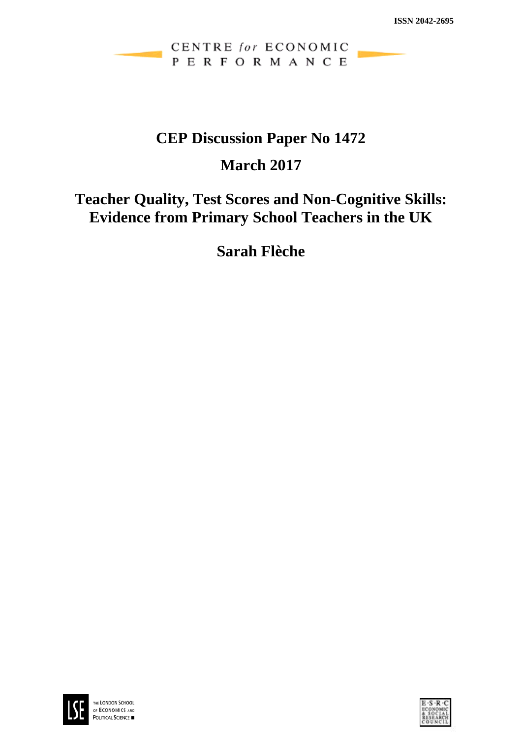ISSN 2042-2695

CENTRE *for* ECONOMIC PERFORMANCE

# CEP Discussion Paper No 1472

## March 2017

# Teacher Quality, Test Scores and Non-Cognitive Skills: Evidence from Primary School Teachers in the UK

## Sarah Flèche

THE LONDON SCHOOL OF ECONOMICS AND POLITICAL SCIENCE

E·S·R·C ECONOMIC & SOCIAL RESEARCH COUNCIL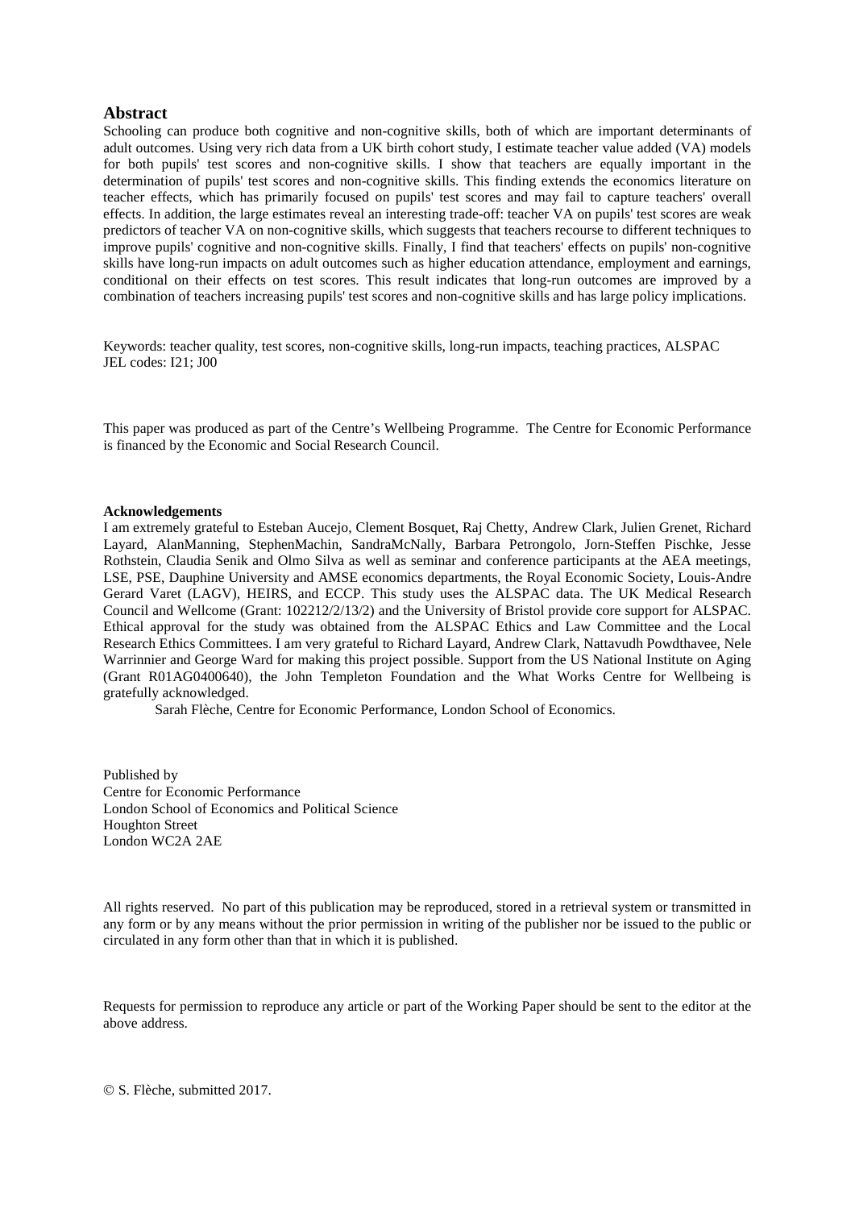## Abstract

Schooling can produce both cognitive and non-cognitive skills, both of which are important determinants of adult outcomes. Using very rich data from a UK birth cohort study, I estimate teacher value added (VA) models for both pupils' test scores and non-cognitive skills. I show that teachers are equally important in the determination of pupils' test scores and non-cognitive skills. This finding extends the economics literature on teacher effects, which has primarily focused on pupils' test scores and may fail to capture teachers' overall effects. In addition, the large estimates reveal an interesting trade-off: teacher VA on pupils' test scores are weak predictors of teacher VA on non-cognitive skills, which suggests that teachers recourse to different techniques to improve pupils' cognitive and non-cognitive skills. Finally, I find that teachers' effects on pupils' non-cognitive skills have long-run impacts on adult outcomes such as higher education attendance, employment and earnings, conditional on their effects on test scores. This result indicates that long-run outcomes are improved by a combination of teachers increasing pupils' test scores and non-cognitive skills and has large policy implications.

Keywords: teacher quality, test scores, non-cognitive skills, long-run impacts, teaching practices, ALSPAC
JEL codes: I21; J00

This paper was produced as part of the Centre's Wellbeing Programme. The Centre for Economic Performance is financed by the Economic and Social Research Council.

**Acknowledgements**

I am extremely grateful to Esteban Aucejo, Clement Bosquet, Raj Chetty, Andrew Clark, Julien Grenet, Richard Layard, AlanManning, StephenMachin, SandraMcNally, Barbara Petrongolo, Jorn-Steffen Pischke, Jesse Rothstein, Claudia Senik and Olmo Silva as well as seminar and conference participants at the AEA meetings, LSE, PSE, Dauphine University and AMSE economics departments, the Royal Economic Society, Louis-Andre Gerard Varet (LAGV), HEIRS, and ECCP. This study uses the ALSPAC data. The UK Medical Research Council and Wellcome (Grant: 102212/2/13/2) and the University of Bristol provide core support for ALSPAC. Ethical approval for the study was obtained from the ALSPAC Ethics and Law Committee and the Local Research Ethics Committees. I am very grateful to Richard Layard, Andrew Clark, Nattavudh Powdthavee, Nele Warrinnier and George Ward for making this project possible. Support from the US National Institute on Aging (Grant R01AG0400640), the John Templeton Foundation and the What Works Centre for Wellbeing is gratefully acknowledged.

Sarah Flèche, Centre for Economic Performance, London School of Economics.

Published by
Centre for Economic Performance
London School of Economics and Political Science
Houghton Street
London WC2A 2AE

All rights reserved. No part of this publication may be reproduced, stored in a retrieval system or transmitted in any form or by any means without the prior permission in writing of the publisher nor be issued to the public or circulated in any form other than that in which it is published.

Requests for permission to reproduce any article or part of the Working Paper should be sent to the editor at the above address.

© S. Flèche, submitted 2017.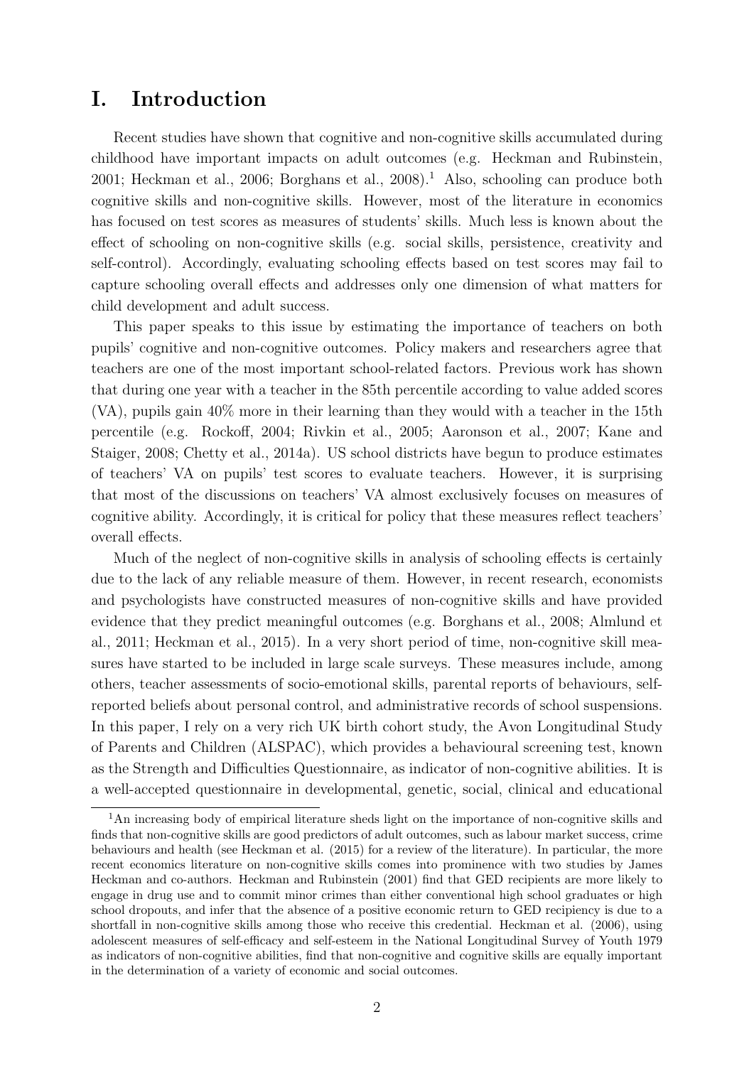# I. Introduction

Recent studies have shown that cognitive and non-cognitive skills accumulated during childhood have important impacts on adult outcomes (e.g. Heckman and Rubinstein, 2001; Heckman et al., 2006; Borghans et al., 2008).[1] Also, schooling can produce both cognitive skills and non-cognitive skills. However, most of the literature in economics has focused on test scores as measures of students' skills. Much less is known about the effect of schooling on non-cognitive skills (e.g. social skills, persistence, creativity and self-control). Accordingly, evaluating schooling effects based on test scores may fail to capture schooling overall effects and addresses only one dimension of what matters for child development and adult success.

This paper speaks to this issue by estimating the importance of teachers on both pupils' cognitive and non-cognitive outcomes. Policy makers and researchers agree that teachers are one of the most important school-related factors. Previous work has shown that during one year with a teacher in the 85th percentile according to value added scores (VA), pupils gain 40% more in their learning than they would with a teacher in the 15th percentile (e.g. Rockoff, 2004; Rivkin et al., 2005; Aaronson et al., 2007; Kane and Staiger, 2008; Chetty et al., 2014a). US school districts have begun to produce estimates of teachers' VA on pupils' test scores to evaluate teachers. However, it is surprising that most of the discussions on teachers' VA almost exclusively focuses on measures of cognitive ability. Accordingly, it is critical for policy that these measures reflect teachers' overall effects.

Much of the neglect of non-cognitive skills in analysis of schooling effects is certainly due to the lack of any reliable measure of them. However, in recent research, economists and psychologists have constructed measures of non-cognitive skills and have provided evidence that they predict meaningful outcomes (e.g. Borghans et al., 2008; Almlund et al., 2011; Heckman et al., 2015). In a very short period of time, non-cognitive skill measures have started to be included in large scale surveys. These measures include, among others, teacher assessments of socio-emotional skills, parental reports of behaviours, self-reported beliefs about personal control, and administrative records of school suspensions. In this paper, I rely on a very rich UK birth cohort study, the Avon Longitudinal Study of Parents and Children (ALSPAC), which provides a behavioural screening test, known as the Strength and Difficulties Questionnaire, as indicator of non-cognitive abilities. It is a well-accepted questionnaire in developmental, genetic, social, clinical and educational

[1] An increasing body of empirical literature sheds light on the importance of non-cognitive skills and finds that non-cognitive skills are good predictors of adult outcomes, such as labour market success, crime behaviours and health (see Heckman et al. (2015) for a review of the literature). In particular, the more recent economics literature on non-cognitive skills comes into prominence with two studies by James Heckman and co-authors. Heckman and Rubinstein (2001) find that GED recipients are more likely to engage in drug use and to commit minor crimes than either conventional high school graduates or high school dropouts, and infer that the absence of a positive economic return to GED recipiency is due to a shortfall in non-cognitive skills among those who receive this credential. Heckman et al. (2006), using adolescent measures of self-efficacy and self-esteem in the National Longitudinal Survey of Youth 1979 as indicators of non-cognitive abilities, find that non-cognitive and cognitive skills are equally important in the determination of a variety of economic and social outcomes.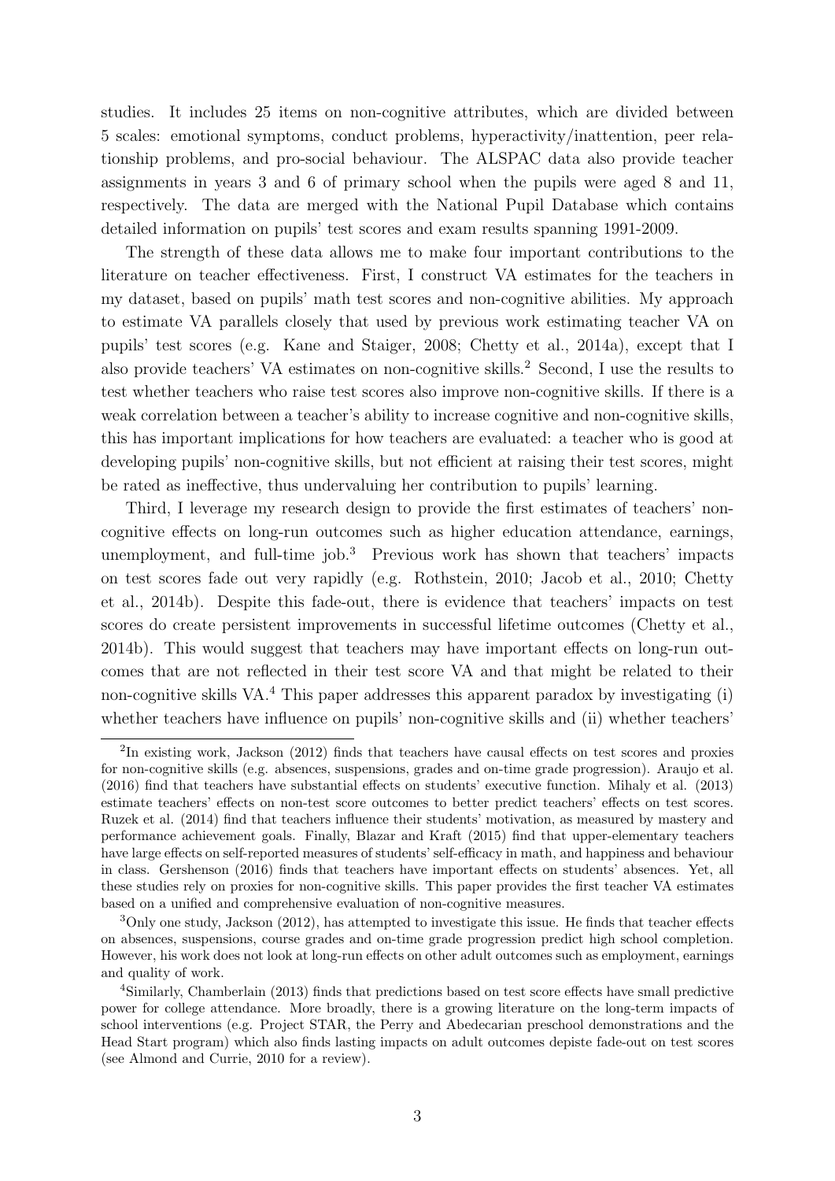studies. It includes 25 items on non-cognitive attributes, which are divided between 5 scales: emotional symptoms, conduct problems, hyperactivity/inattention, peer relationship problems, and pro-social behaviour. The ALSPAC data also provide teacher assignments in years 3 and 6 of primary school when the pupils were aged 8 and 11, respectively. The data are merged with the National Pupil Database which contains detailed information on pupils' test scores and exam results spanning 1991-2009.

The strength of these data allows me to make four important contributions to the literature on teacher effectiveness. First, I construct VA estimates for the teachers in my dataset, based on pupils' math test scores and non-cognitive abilities. My approach to estimate VA parallels closely that used by previous work estimating teacher VA on pupils' test scores (e.g. Kane and Staiger, 2008; Chetty et al., 2014a), except that I also provide teachers' VA estimates on non-cognitive skills.[2] Second, I use the results to test whether teachers who raise test scores also improve non-cognitive skills. If there is a weak correlation between a teacher's ability to increase cognitive and non-cognitive skills, this has important implications for how teachers are evaluated: a teacher who is good at developing pupils' non-cognitive skills, but not efficient at raising their test scores, might be rated as ineffective, thus undervaluing her contribution to pupils' learning.

Third, I leverage my research design to provide the first estimates of teachers' non-cognitive effects on long-run outcomes such as higher education attendance, earnings, unemployment, and full-time job.[3] Previous work has shown that teachers' impacts on test scores fade out very rapidly (e.g. Rothstein, 2010; Jacob et al., 2010; Chetty et al., 2014b). Despite this fade-out, there is evidence that teachers' impacts on test scores do create persistent improvements in successful lifetime outcomes (Chetty et al., 2014b). This would suggest that teachers may have important effects on long-run outcomes that are not reflected in their test score VA and that might be related to their non-cognitive skills VA.[4] This paper addresses this apparent paradox by investigating (i) whether teachers have influence on pupils' non-cognitive skills and (ii) whether teachers'

[2] In existing work, Jackson (2012) finds that teachers have causal effects on test scores and proxies for non-cognitive skills (e.g. absences, suspensions, grades and on-time grade progression). Araujo et al. (2016) find that teachers have substantial effects on students' executive function. Mihaly et al. (2013) estimate teachers' effects on non-test score outcomes to better predict teachers' effects on test scores. Ruzek et al. (2014) find that teachers influence their students' motivation, as measured by mastery and performance achievement goals. Finally, Blazar and Kraft (2015) find that upper-elementary teachers have large effects on self-reported measures of students' self-efficacy in math, and happiness and behaviour in class. Gershenson (2016) finds that teachers have important effects on students' absences. Yet, all these studies rely on proxies for non-cognitive skills. This paper provides the first teacher VA estimates based on a unified and comprehensive evaluation of non-cognitive measures.

[3] Only one study, Jackson (2012), has attempted to investigate this issue. He finds that teacher effects on absences, suspensions, course grades and on-time grade progression predict high school completion. However, his work does not look at long-run effects on other adult outcomes such as employment, earnings and quality of work.

[4] Similarly, Chamberlain (2013) finds that predictions based on test score effects have small predictive power for college attendance. More broadly, there is a growing literature on the long-term impacts of school interventions (e.g. Project STAR, the Perry and Abedecarian preschool demonstrations and the Head Start program) which also finds lasting impacts on adult outcomes depiste fade-out on test scores (see Almond and Currie, 2010 for a review).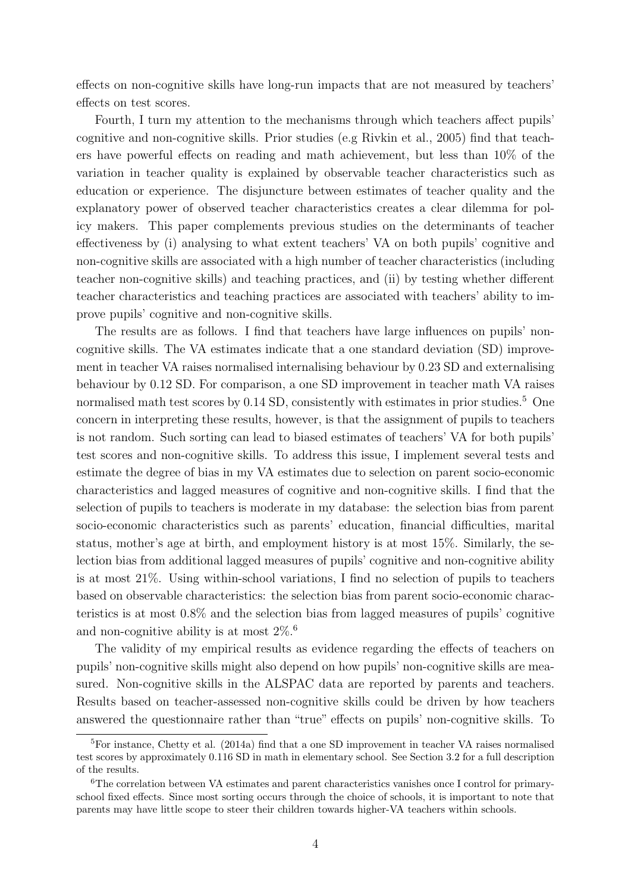effects on non-cognitive skills have long-run impacts that are not measured by teachers' effects on test scores.

Fourth, I turn my attention to the mechanisms through which teachers affect pupils' cognitive and non-cognitive skills. Prior studies (e.g Rivkin et al., 2005) find that teachers have powerful effects on reading and math achievement, but less than 10% of the variation in teacher quality is explained by observable teacher characteristics such as education or experience. The disjuncture between estimates of teacher quality and the explanatory power of observed teacher characteristics creates a clear dilemma for policy makers. This paper complements previous studies on the determinants of teacher effectiveness by (i) analysing to what extent teachers' VA on both pupils' cognitive and non-cognitive skills are associated with a high number of teacher characteristics (including teacher non-cognitive skills) and teaching practices, and (ii) by testing whether different teacher characteristics and teaching practices are associated with teachers' ability to improve pupils' cognitive and non-cognitive skills.

The results are as follows. I find that teachers have large influences on pupils' non-cognitive skills. The VA estimates indicate that a one standard deviation (SD) improvement in teacher VA raises normalised internalising behaviour by 0.23 SD and externalising behaviour by 0.12 SD. For comparison, a one SD improvement in teacher math VA raises normalised math test scores by 0.14 SD, consistently with estimates in prior studies.[5] One concern in interpreting these results, however, is that the assignment of pupils to teachers is not random. Such sorting can lead to biased estimates of teachers' VA for both pupils' test scores and non-cognitive skills. To address this issue, I implement several tests and estimate the degree of bias in my VA estimates due to selection on parent socio-economic characteristics and lagged measures of cognitive and non-cognitive skills. I find that the selection of pupils to teachers is moderate in my database: the selection bias from parent socio-economic characteristics such as parents' education, financial difficulties, marital status, mother's age at birth, and employment history is at most 15%. Similarly, the selection bias from additional lagged measures of pupils' cognitive and non-cognitive ability is at most 21%. Using within-school variations, I find no selection of pupils to teachers based on observable characteristics: the selection bias from parent socio-economic characteristics is at most 0.8% and the selection bias from lagged measures of pupils' cognitive and non-cognitive ability is at most 2%.[6]

The validity of my empirical results as evidence regarding the effects of teachers on pupils' non-cognitive skills might also depend on how pupils' non-cognitive skills are measured. Non-cognitive skills in the ALSPAC data are reported by parents and teachers. Results based on teacher-assessed non-cognitive skills could be driven by how teachers answered the questionnaire rather than "true" effects on pupils' non-cognitive skills. To

[5] For instance, Chetty et al. (2014a) find that a one SD improvement in teacher VA raises normalised test scores by approximately 0.116 SD in math in elementary school. See Section 3.2 for a full description of the results.

[6] The correlation between VA estimates and parent characteristics vanishes once I control for primary-school fixed effects. Since most sorting occurs through the choice of schools, it is important to note that parents may have little scope to steer their children towards higher-VA teachers within schools.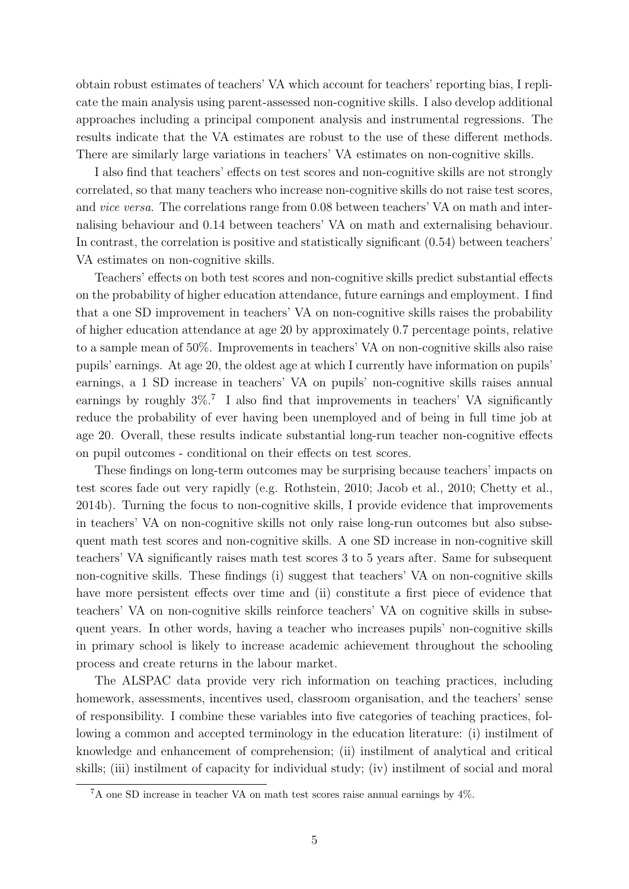obtain robust estimates of teachers' VA which account for teachers' reporting bias, I replicate the main analysis using parent-assessed non-cognitive skills. I also develop additional approaches including a principal component analysis and instrumental regressions. The results indicate that the VA estimates are robust to the use of these different methods. There are similarly large variations in teachers' VA estimates on non-cognitive skills.

I also find that teachers' effects on test scores and non-cognitive skills are not strongly correlated, so that many teachers who increase non-cognitive skills do not raise test scores, and *vice versa*. The correlations range from 0.08 between teachers' VA on math and internalising behaviour and 0.14 between teachers' VA on math and externalising behaviour. In contrast, the correlation is positive and statistically significant (0.54) between teachers' VA estimates on non-cognitive skills.

Teachers' effects on both test scores and non-cognitive skills predict substantial effects on the probability of higher education attendance, future earnings and employment. I find that a one SD improvement in teachers' VA on non-cognitive skills raises the probability of higher education attendance at age 20 by approximately 0.7 percentage points, relative to a sample mean of 50%. Improvements in teachers' VA on non-cognitive skills also raise pupils' earnings. At age 20, the oldest age at which I currently have information on pupils' earnings, a 1 SD increase in teachers' VA on pupils' non-cognitive skills raises annual earnings by roughly 3%.[7] I also find that improvements in teachers' VA significantly reduce the probability of ever having been unemployed and of being in full time job at age 20. Overall, these results indicate substantial long-run teacher non-cognitive effects on pupil outcomes - conditional on their effects on test scores.

These findings on long-term outcomes may be surprising because teachers' impacts on test scores fade out very rapidly (e.g. Rothstein, 2010; Jacob et al., 2010; Chetty et al., 2014b). Turning the focus to non-cognitive skills, I provide evidence that improvements in teachers' VA on non-cognitive skills not only raise long-run outcomes but also subsequent math test scores and non-cognitive skills. A one SD increase in non-cognitive skill teachers' VA significantly raises math test scores 3 to 5 years after. Same for subsequent non-cognitive skills. These findings (i) suggest that teachers' VA on non-cognitive skills have more persistent effects over time and (ii) constitute a first piece of evidence that teachers' VA on non-cognitive skills reinforce teachers' VA on cognitive skills in subsequent years. In other words, having a teacher who increases pupils' non-cognitive skills in primary school is likely to increase academic achievement throughout the schooling process and create returns in the labour market.

The ALSPAC data provide very rich information on teaching practices, including homework, assessments, incentives used, classroom organisation, and the teachers' sense of responsibility. I combine these variables into five categories of teaching practices, following a common and accepted terminology in the education literature: (i) instilment of knowledge and enhancement of comprehension; (ii) instilment of analytical and critical skills; (iii) instilment of capacity for individual study; (iv) instilment of social and moral

[7] A one SD increase in teacher VA on math test scores raise annual earnings by 4%.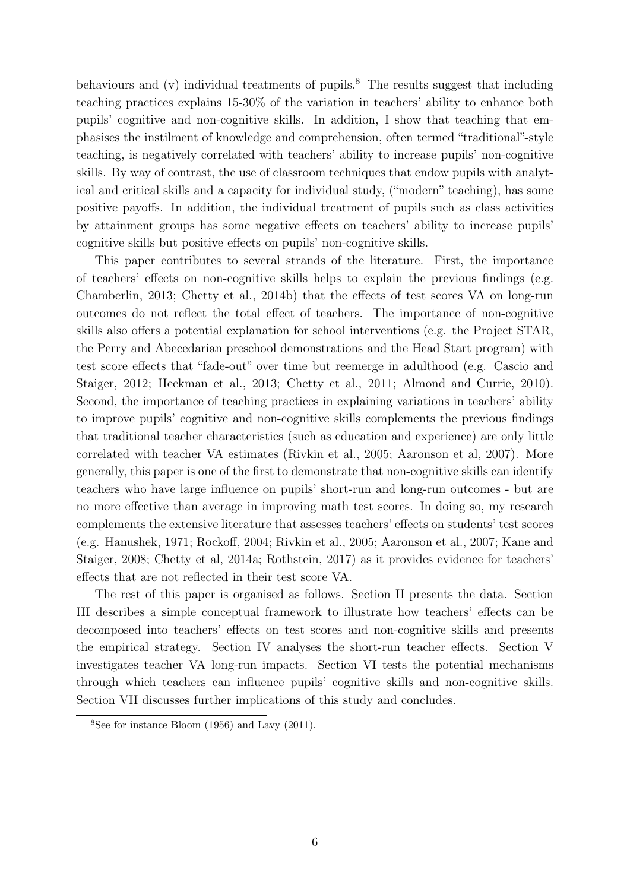behaviours and (v) individual treatments of pupils.[8] The results suggest that including teaching practices explains 15-30% of the variation in teachers' ability to enhance both pupils' cognitive and non-cognitive skills. In addition, I show that teaching that emphasises the instilment of knowledge and comprehension, often termed "traditional"-style teaching, is negatively correlated with teachers' ability to increase pupils' non-cognitive skills. By way of contrast, the use of classroom techniques that endow pupils with analytical and critical skills and a capacity for individual study, ("modern" teaching), has some positive payoffs. In addition, the individual treatment of pupils such as class activities by attainment groups has some negative effects on teachers' ability to increase pupils' cognitive skills but positive effects on pupils' non-cognitive skills.

This paper contributes to several strands of the literature. First, the importance of teachers' effects on non-cognitive skills helps to explain the previous findings (e.g. Chamberlin, 2013; Chetty et al., 2014b) that the effects of test scores VA on long-run outcomes do not reflect the total effect of teachers. The importance of non-cognitive skills also offers a potential explanation for school interventions (e.g. the Project STAR, the Perry and Abecedarian preschool demonstrations and the Head Start program) with test score effects that "fade-out" over time but reemerge in adulthood (e.g. Cascio and Staiger, 2012; Heckman et al., 2013; Chetty et al., 2011; Almond and Currie, 2010). Second, the importance of teaching practices in explaining variations in teachers' ability to improve pupils' cognitive and non-cognitive skills complements the previous findings that traditional teacher characteristics (such as education and experience) are only little correlated with teacher VA estimates (Rivkin et al., 2005; Aaronson et al, 2007). More generally, this paper is one of the first to demonstrate that non-cognitive skills can identify teachers who have large influence on pupils' short-run and long-run outcomes - but are no more effective than average in improving math test scores. In doing so, my research complements the extensive literature that assesses teachers' effects on students' test scores (e.g. Hanushek, 1971; Rockoff, 2004; Rivkin et al., 2005; Aaronson et al., 2007; Kane and Staiger, 2008; Chetty et al, 2014a; Rothstein, 2017) as it provides evidence for teachers' effects that are not reflected in their test score VA.

The rest of this paper is organised as follows. Section II presents the data. Section III describes a simple conceptual framework to illustrate how teachers' effects can be decomposed into teachers' effects on test scores and non-cognitive skills and presents the empirical strategy. Section IV analyses the short-run teacher effects. Section V investigates teacher VA long-run impacts. Section VI tests the potential mechanisms through which teachers can influence pupils' cognitive skills and non-cognitive skills. Section VII discusses further implications of this study and concludes.

[8] See for instance Bloom (1956) and Lavy (2011).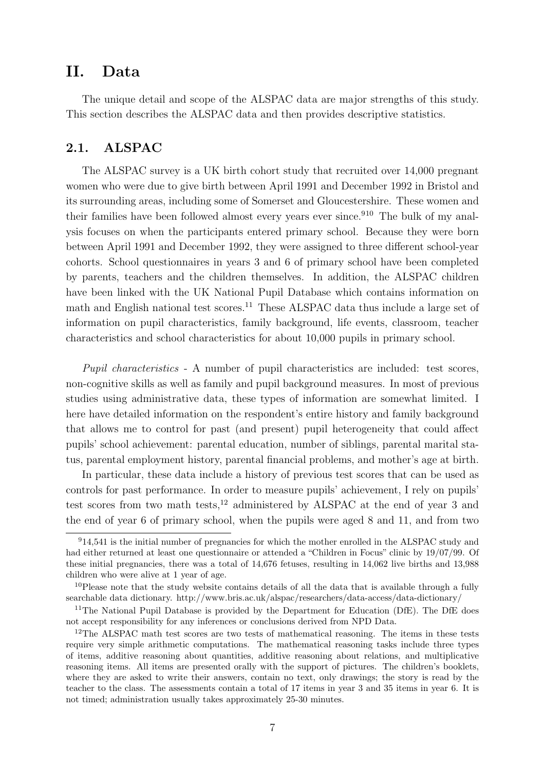# II. Data

The unique detail and scope of the ALSPAC data are major strengths of this study. This section describes the ALSPAC data and then provides descriptive statistics.

## 2.1. ALSPAC

The ALSPAC survey is a UK birth cohort study that recruited over 14,000 pregnant women who were due to give birth between April 1991 and December 1992 in Bristol and its surrounding areas, including some of Somerset and Gloucestershire. These women and their families have been followed almost every years ever since.[9][10] The bulk of my analysis focuses on when the participants entered primary school. Because they were born between April 1991 and December 1992, they were assigned to three different school-year cohorts. School questionnaires in years 3 and 6 of primary school have been completed by parents, teachers and the children themselves. In addition, the ALSPAC children have been linked with the UK National Pupil Database which contains information on math and English national test scores.[11] These ALSPAC data thus include a large set of information on pupil characteristics, family background, life events, classroom, teacher characteristics and school characteristics for about 10,000 pupils in primary school.

*Pupil characteristics* - A number of pupil characteristics are included: test scores, non-cognitive skills as well as family and pupil background measures. In most of previous studies using administrative data, these types of information are somewhat limited. I here have detailed information on the respondent's entire history and family background that allows me to control for past (and present) pupil heterogeneity that could affect pupils' school achievement: parental education, number of siblings, parental marital status, parental employment history, parental financial problems, and mother's age at birth.

In particular, these data include a history of previous test scores that can be used as controls for past performance. In order to measure pupils' achievement, I rely on pupils' test scores from two math tests,[12] administered by ALSPAC at the end of year 3 and the end of year 6 of primary school, when the pupils were aged 8 and 11, and from two

---

[9] 14,541 is the initial number of pregnancies for which the mother enrolled in the ALSPAC study and had either returned at least one questionnaire or attended a "Children in Focus" clinic by 19/07/99. Of these initial pregnancies, there was a total of 14,676 fetuses, resulting in 14,062 live births and 13,988 children who were alive at 1 year of age.

[10] Please note that the study website contains details of all the data that is available through a fully searchable data dictionary. http://www.bris.ac.uk/alspac/researchers/data-access/data-dictionary/

[11] The National Pupil Database is provided by the Department for Education (DfE). The DfE does not accept responsibility for any inferences or conclusions derived from NPD Data.

[12] The ALSPAC math test scores are two tests of mathematical reasoning. The items in these tests require very simple arithmetic computations. The mathematical reasoning tasks include three types of items, additive reasoning about quantities, additive reasoning about relations, and multiplicative reasoning items. All items are presented orally with the support of pictures. The children's booklets, where they are asked to write their answers, contain no text, only drawings; the story is read by the teacher to the class. The assessments contain a total of 17 items in year 3 and 35 items in year 6. It is not timed; administration usually takes approximately 25-30 minutes.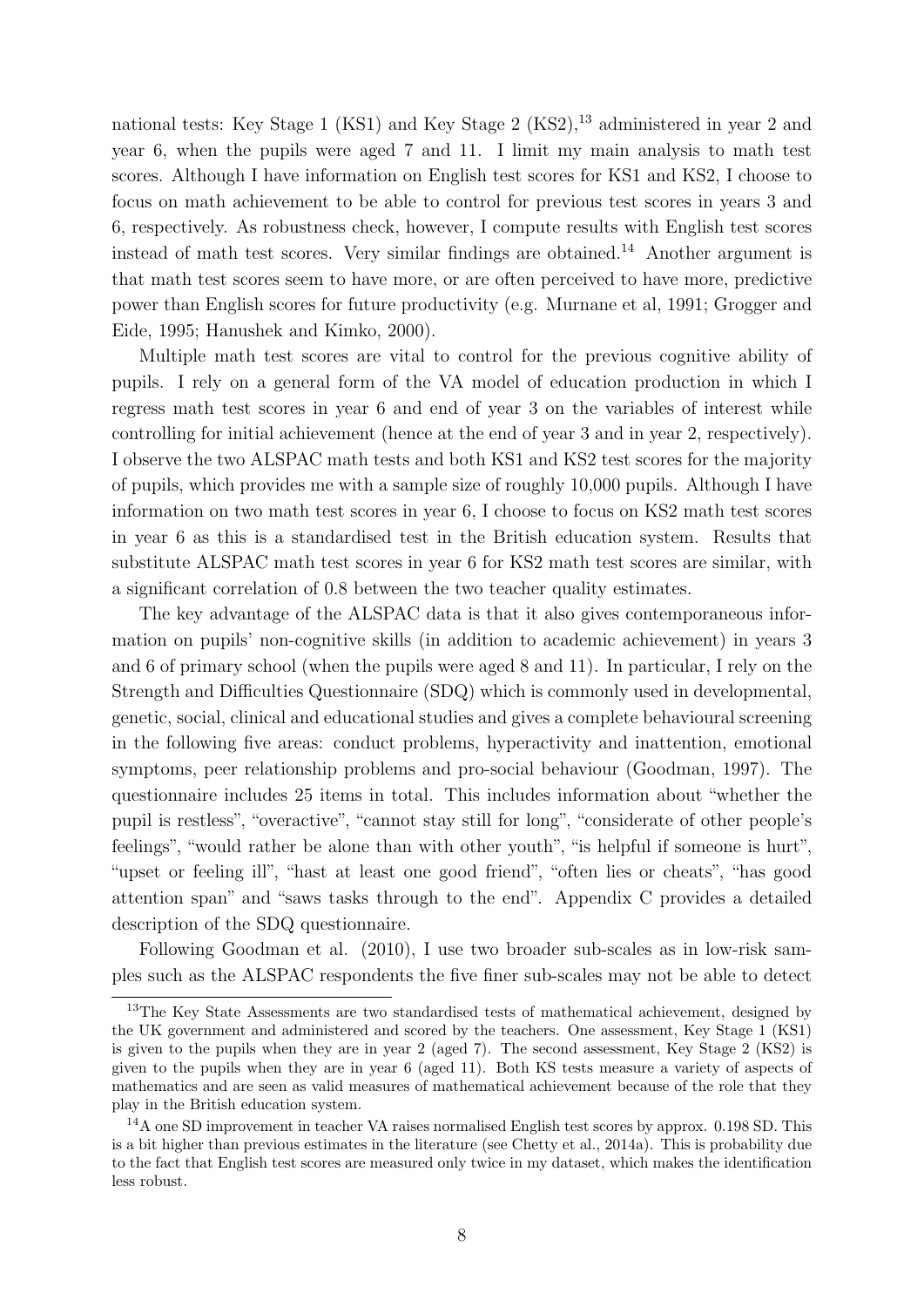national tests: Key Stage 1 (KS1) and Key Stage 2 (KS2),[13] administered in year 2 and year 6, when the pupils were aged 7 and 11. I limit my main analysis to math test scores. Although I have information on English test scores for KS1 and KS2, I choose to focus on math achievement to be able to control for previous test scores in years 3 and 6, respectively. As robustness check, however, I compute results with English test scores instead of math test scores. Very similar findings are obtained.[14] Another argument is that math test scores seem to have more, or are often perceived to have more, predictive power than English scores for future productivity (e.g. Murnane et al, 1991; Grogger and Eide, 1995; Hanushek and Kimko, 2000).

Multiple math test scores are vital to control for the previous cognitive ability of pupils. I rely on a general form of the VA model of education production in which I regress math test scores in year 6 and end of year 3 on the variables of interest while controlling for initial achievement (hence at the end of year 3 and in year 2, respectively). I observe the two ALSPAC math tests and both KS1 and KS2 test scores for the majority of pupils, which provides me with a sample size of roughly 10,000 pupils. Although I have information on two math test scores in year 6, I choose to focus on KS2 math test scores in year 6 as this is a standardised test in the British education system. Results that substitute ALSPAC math test scores in year 6 for KS2 math test scores are similar, with a significant correlation of 0.8 between the two teacher quality estimates.

The key advantage of the ALSPAC data is that it also gives contemporaneous information on pupils' non-cognitive skills (in addition to academic achievement) in years 3 and 6 of primary school (when the pupils were aged 8 and 11). In particular, I rely on the Strength and Difficulties Questionnaire (SDQ) which is commonly used in developmental, genetic, social, clinical and educational studies and gives a complete behavioural screening in the following five areas: conduct problems, hyperactivity and inattention, emotional symptoms, peer relationship problems and pro-social behaviour (Goodman, 1997). The questionnaire includes 25 items in total. This includes information about "whether the pupil is restless", "overactive", "cannot stay still for long", "considerate of other people's feelings", "would rather be alone than with other youth", "is helpful if someone is hurt", "upset or feeling ill", "hast at least one good friend", "often lies or cheats", "has good attention span" and "saws tasks through to the end". Appendix C provides a detailed description of the SDQ questionnaire.

Following Goodman et al. (2010), I use two broader sub-scales as in low-risk samples such as the ALSPAC respondents the five finer sub-scales may not be able to detect

---

[13] The Key State Assessments are two standardised tests of mathematical achievement, designed by the UK government and administered and scored by the teachers. One assessment, Key Stage 1 (KS1) is given to the pupils when they are in year 2 (aged 7). The second assessment, Key Stage 2 (KS2) is given to the pupils when they are in year 6 (aged 11). Both KS tests measure a variety of aspects of mathematics and are seen as valid measures of mathematical achievement because of the role that they play in the British education system.

[14] A one SD improvement in teacher VA raises normalised English test scores by approx. 0.198 SD. This is a bit higher than previous estimates in the literature (see Chetty et al., 2014a). This is probability due to the fact that English test scores are measured only twice in my dataset, which makes the identification less robust.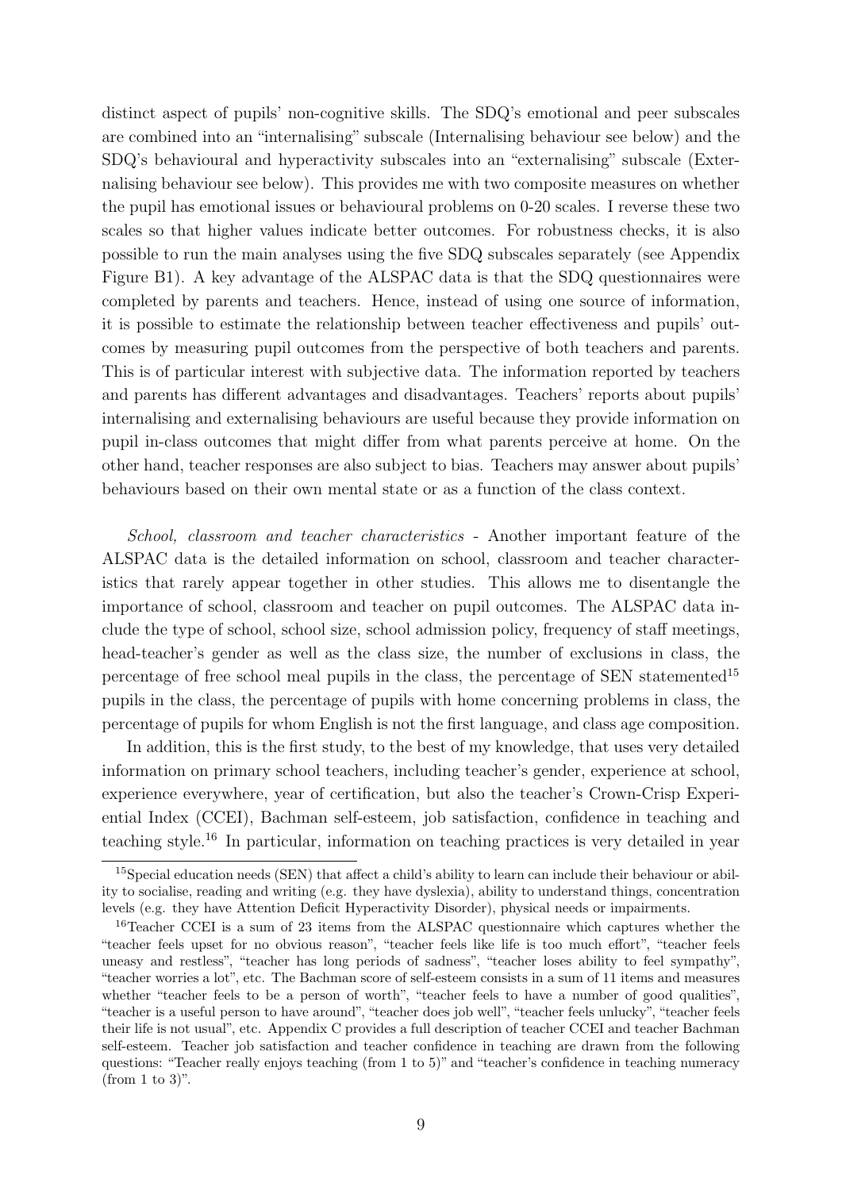distinct aspect of pupils' non-cognitive skills. The SDQ's emotional and peer subscales are combined into an "internalising" subscale (Internalising behaviour see below) and the SDQ's behavioural and hyperactivity subscales into an "externalising" subscale (Externalising behaviour see below). This provides me with two composite measures on whether the pupil has emotional issues or behavioural problems on 0-20 scales. I reverse these two scales so that higher values indicate better outcomes. For robustness checks, it is also possible to run the main analyses using the five SDQ subscales separately (see Appendix Figure B1). A key advantage of the ALSPAC data is that the SDQ questionnaires were completed by parents and teachers. Hence, instead of using one source of information, it is possible to estimate the relationship between teacher effectiveness and pupils' outcomes by measuring pupil outcomes from the perspective of both teachers and parents. This is of particular interest with subjective data. The information reported by teachers and parents has different advantages and disadvantages. Teachers' reports about pupils' internalising and externalising behaviours are useful because they provide information on pupil in-class outcomes that might differ from what parents perceive at home. On the other hand, teacher responses are also subject to bias. Teachers may answer about pupils' behaviours based on their own mental state or as a function of the class context.

*School, classroom and teacher characteristics* - Another important feature of the ALSPAC data is the detailed information on school, classroom and teacher characteristics that rarely appear together in other studies. This allows me to disentangle the importance of school, classroom and teacher on pupil outcomes. The ALSPAC data include the type of school, school size, school admission policy, frequency of staff meetings, head-teacher's gender as well as the class size, the number of exclusions in class, the percentage of free school meal pupils in the class, the percentage of SEN statemented[15] pupils in the class, the percentage of pupils with home concerning problems in class, the percentage of pupils for whom English is not the first language, and class age composition.

In addition, this is the first study, to the best of my knowledge, that uses very detailed information on primary school teachers, including teacher's gender, experience at school, experience everywhere, year of certification, but also the teacher's Crown-Crisp Experiential Index (CCEI), Bachman self-esteem, job satisfaction, confidence in teaching and teaching style.[16] In particular, information on teaching practices is very detailed in year

[15] Special education needs (SEN) that affect a child's ability to learn can include their behaviour or ability to socialise, reading and writing (e.g. they have dyslexia), ability to understand things, concentration levels (e.g. they have Attention Deficit Hyperactivity Disorder), physical needs or impairments.

[16] Teacher CCEI is a sum of 23 items from the ALSPAC questionnaire which captures whether the "teacher feels upset for no obvious reason", "teacher feels like life is too much effort", "teacher feels uneasy and restless", "teacher has long periods of sadness", "teacher loses ability to feel sympathy", "teacher worries a lot", etc. The Bachman score of self-esteem consists in a sum of 11 items and measures whether "teacher feels to be a person of worth", "teacher feels to have a number of good qualities", "teacher is a useful person to have around", "teacher does job well", "teacher feels unlucky", "teacher feels their life is not usual", etc. Appendix C provides a full description of teacher CCEI and teacher Bachman self-esteem. Teacher job satisfaction and teacher confidence in teaching are drawn from the following questions: "Teacher really enjoys teaching (from 1 to 5)" and "teacher's confidence in teaching numeracy (from 1 to 3)".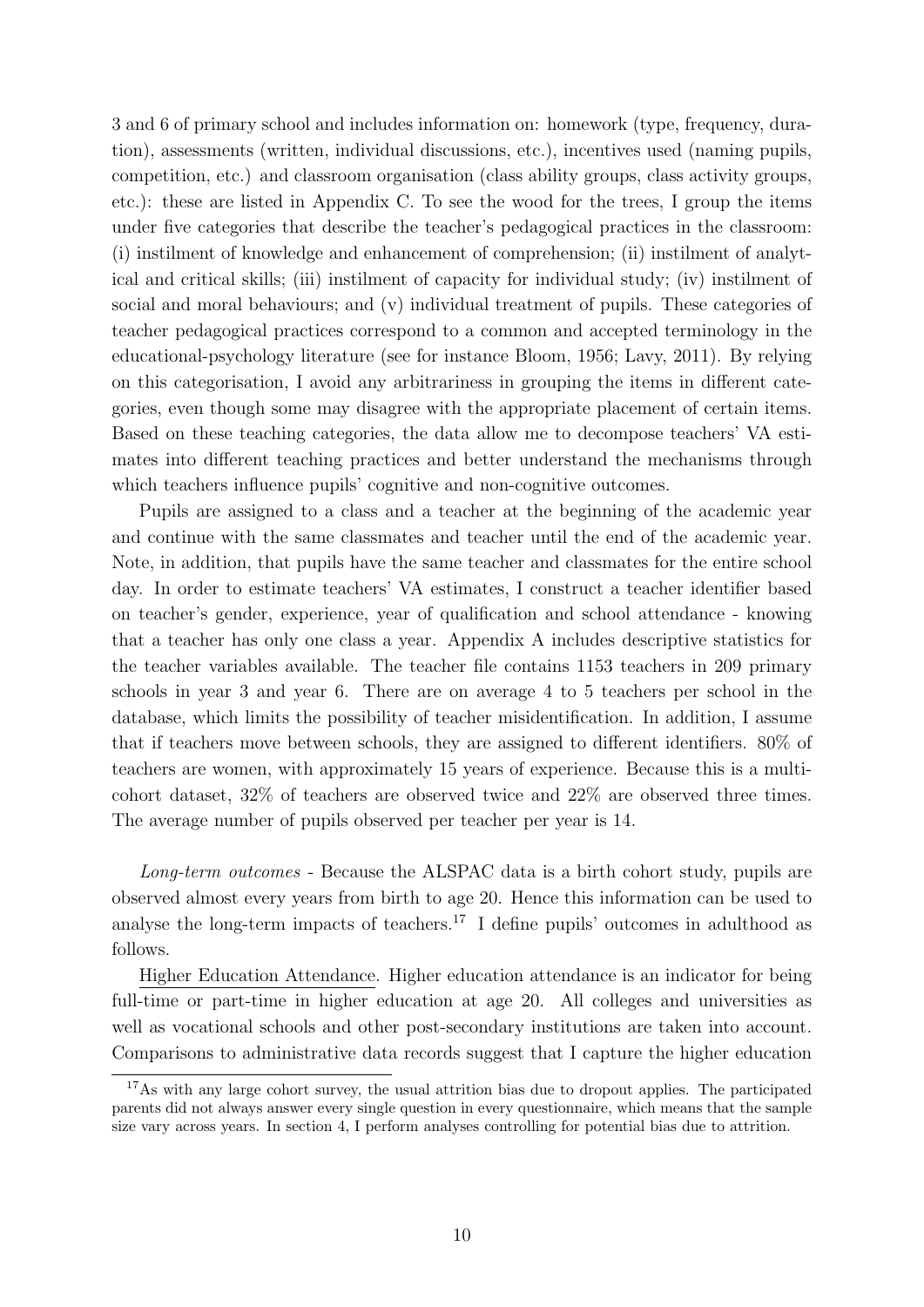3 and 6 of primary school and includes information on: homework (type, frequency, duration), assessments (written, individual discussions, etc.), incentives used (naming pupils, competition, etc.) and classroom organisation (class ability groups, class activity groups, etc.): these are listed in Appendix C. To see the wood for the trees, I group the items under five categories that describe the teacher's pedagogical practices in the classroom: (i) instilment of knowledge and enhancement of comprehension; (ii) instilment of analytical and critical skills; (iii) instilment of capacity for individual study; (iv) instilment of social and moral behaviours; and (v) individual treatment of pupils. These categories of teacher pedagogical practices correspond to a common and accepted terminology in the educational-psychology literature (see for instance Bloom, 1956; Lavy, 2011). By relying on this categorisation, I avoid any arbitrariness in grouping the items in different categories, even though some may disagree with the appropriate placement of certain items. Based on these teaching categories, the data allow me to decompose teachers' VA estimates into different teaching practices and better understand the mechanisms through which teachers influence pupils' cognitive and non-cognitive outcomes.

Pupils are assigned to a class and a teacher at the beginning of the academic year and continue with the same classmates and teacher until the end of the academic year. Note, in addition, that pupils have the same teacher and classmates for the entire school day. In order to estimate teachers' VA estimates, I construct a teacher identifier based on teacher's gender, experience, year of qualification and school attendance - knowing that a teacher has only one class a year. Appendix A includes descriptive statistics for the teacher variables available. The teacher file contains 1153 teachers in 209 primary schools in year 3 and year 6. There are on average 4 to 5 teachers per school in the database, which limits the possibility of teacher misidentification. In addition, I assume that if teachers move between schools, they are assigned to different identifiers. 80% of teachers are women, with approximately 15 years of experience. Because this is a multi-cohort dataset, 32% of teachers are observed twice and 22% are observed three times. The average number of pupils observed per teacher per year is 14.

*Long-term outcomes* - Because the ALSPAC data is a birth cohort study, pupils are observed almost every years from birth to age 20. Hence this information can be used to analyse the long-term impacts of teachers.[17] I define pupils' outcomes in adulthood as follows.

Higher Education Attendance. Higher education attendance is an indicator for being full-time or part-time in higher education at age 20. All colleges and universities as well as vocational schools and other post-secondary institutions are taken into account. Comparisons to administrative data records suggest that I capture the higher education

[17] As with any large cohort survey, the usual attrition bias due to dropout applies. The participated parents did not always answer every single question in every questionnaire, which means that the sample size vary across years. In section 4, I perform analyses controlling for potential bias due to attrition.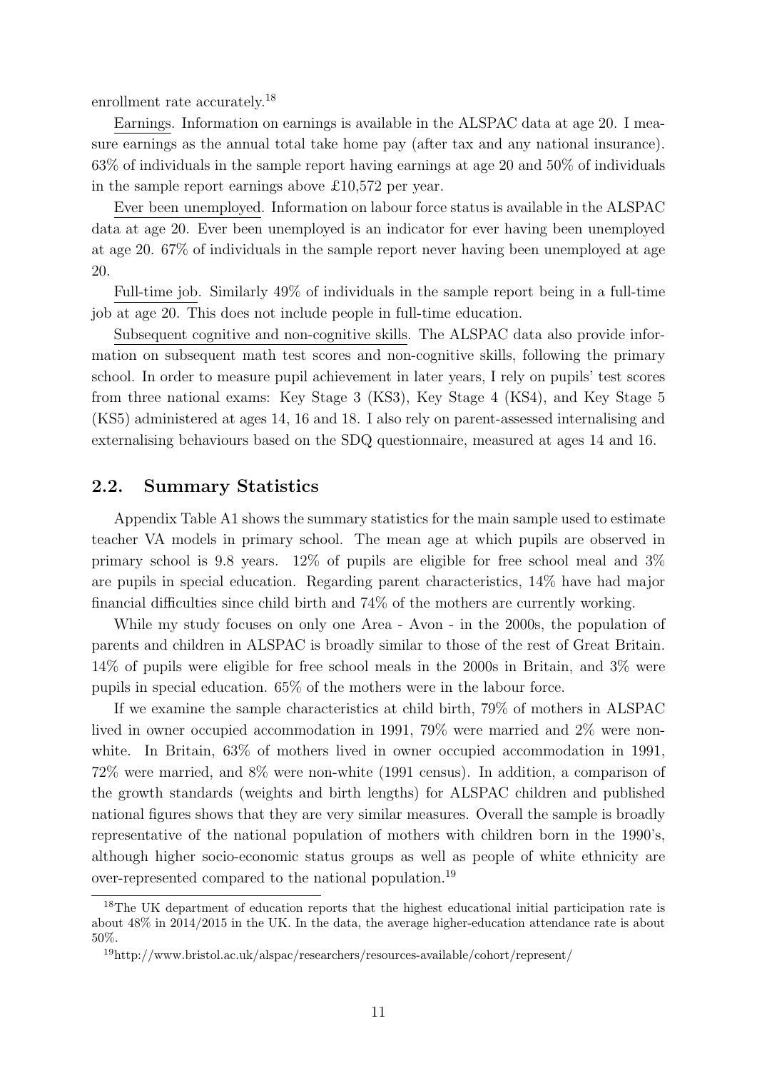enrollment rate accurately.[18]

Earnings. Information on earnings is available in the ALSPAC data at age 20. I measure earnings as the annual total take home pay (after tax and any national insurance). 63% of individuals in the sample report having earnings at age 20 and 50% of individuals in the sample report earnings above £10,572 per year.

Ever been unemployed. Information on labour force status is available in the ALSPAC data at age 20. Ever been unemployed is an indicator for ever having been unemployed at age 20. 67% of individuals in the sample report never having been unemployed at age 20.

Full-time job. Similarly 49% of individuals in the sample report being in a full-time job at age 20. This does not include people in full-time education.

Subsequent cognitive and non-cognitive skills. The ALSPAC data also provide information on subsequent math test scores and non-cognitive skills, following the primary school. In order to measure pupil achievement in later years, I rely on pupils' test scores from three national exams: Key Stage 3 (KS3), Key Stage 4 (KS4), and Key Stage 5 (KS5) administered at ages 14, 16 and 18. I also rely on parent-assessed internalising and externalising behaviours based on the SDQ questionnaire, measured at ages 14 and 16.

## 2.2. Summary Statistics

Appendix Table A1 shows the summary statistics for the main sample used to estimate teacher VA models in primary school. The mean age at which pupils are observed in primary school is 9.8 years. 12% of pupils are eligible for free school meal and 3% are pupils in special education. Regarding parent characteristics, 14% have had major financial difficulties since child birth and 74% of the mothers are currently working.

While my study focuses on only one Area - Avon - in the 2000s, the population of parents and children in ALSPAC is broadly similar to those of the rest of Great Britain. 14% of pupils were eligible for free school meals in the 2000s in Britain, and 3% were pupils in special education. 65% of the mothers were in the labour force.

If we examine the sample characteristics at child birth, 79% of mothers in ALSPAC lived in owner occupied accommodation in 1991, 79% were married and 2% were non-white. In Britain, 63% of mothers lived in owner occupied accommodation in 1991, 72% were married, and 8% were non-white (1991 census). In addition, a comparison of the growth standards (weights and birth lengths) for ALSPAC children and published national figures shows that they are very similar measures. Overall the sample is broadly representative of the national population of mothers with children born in the 1990's, although higher socio-economic status groups as well as people of white ethnicity are over-represented compared to the national population.[19]

[18]The UK department of education reports that the highest educational initial participation rate is about 48% in 2014/2015 in the UK. In the data, the average higher-education attendance rate is about 50%.

[19]http://www.bristol.ac.uk/alspac/researchers/resources-available/cohort/represent/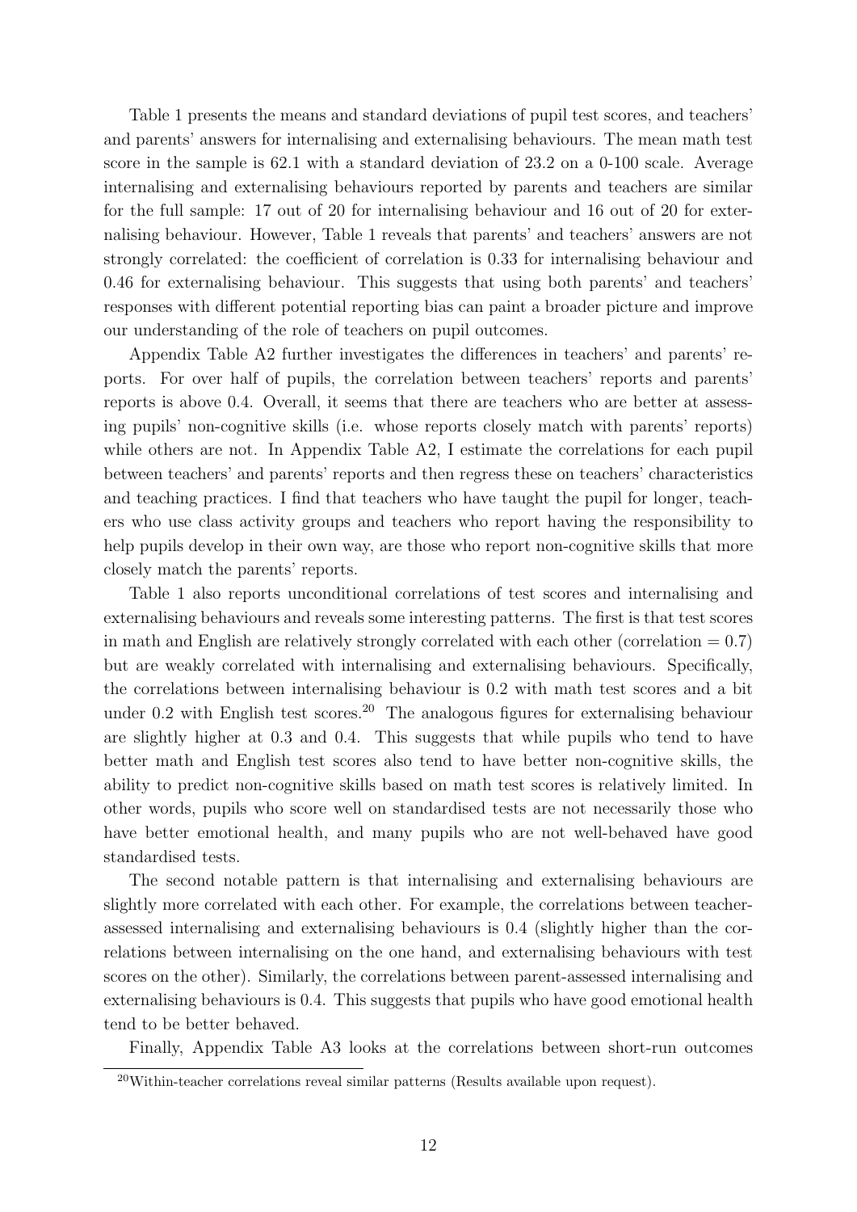Table 1 presents the means and standard deviations of pupil test scores, and teachers' and parents' answers for internalising and externalising behaviours. The mean math test score in the sample is 62.1 with a standard deviation of 23.2 on a 0-100 scale. Average internalising and externalising behaviours reported by parents and teachers are similar for the full sample: 17 out of 20 for internalising behaviour and 16 out of 20 for externalising behaviour. However, Table 1 reveals that parents' and teachers' answers are not strongly correlated: the coefficient of correlation is 0.33 for internalising behaviour and 0.46 for externalising behaviour. This suggests that using both parents' and teachers' responses with different potential reporting bias can paint a broader picture and improve our understanding of the role of teachers on pupil outcomes.

Appendix Table A2 further investigates the differences in teachers' and parents' reports. For over half of pupils, the correlation between teachers' reports and parents' reports is above 0.4. Overall, it seems that there are teachers who are better at assessing pupils' non-cognitive skills (i.e. whose reports closely match with parents' reports) while others are not. In Appendix Table A2, I estimate the correlations for each pupil between teachers' and parents' reports and then regress these on teachers' characteristics and teaching practices. I find that teachers who have taught the pupil for longer, teachers who use class activity groups and teachers who report having the responsibility to help pupils develop in their own way, are those who report non-cognitive skills that more closely match the parents' reports.

Table 1 also reports unconditional correlations of test scores and internalising and externalising behaviours and reveals some interesting patterns. The first is that test scores in math and English are relatively strongly correlated with each other (correlation = 0.7) but are weakly correlated with internalising and externalising behaviours. Specifically, the correlations between internalising behaviour is 0.2 with math test scores and a bit under 0.2 with English test scores.[20] The analogous figures for externalising behaviour are slightly higher at 0.3 and 0.4. This suggests that while pupils who tend to have better math and English test scores also tend to have better non-cognitive skills, the ability to predict non-cognitive skills based on math test scores is relatively limited. In other words, pupils who score well on standardised tests are not necessarily those who have better emotional health, and many pupils who are not well-behaved have good standardised tests.

The second notable pattern is that internalising and externalising behaviours are slightly more correlated with each other. For example, the correlations between teacher-assessed internalising and externalising behaviours is 0.4 (slightly higher than the correlations between internalising on the one hand, and externalising behaviours with test scores on the other). Similarly, the correlations between parent-assessed internalising and externalising behaviours is 0.4. This suggests that pupils who have good emotional health tend to be better behaved.

Finally, Appendix Table A3 looks at the correlations between short-run outcomes

[20] Within-teacher correlations reveal similar patterns (Results available upon request).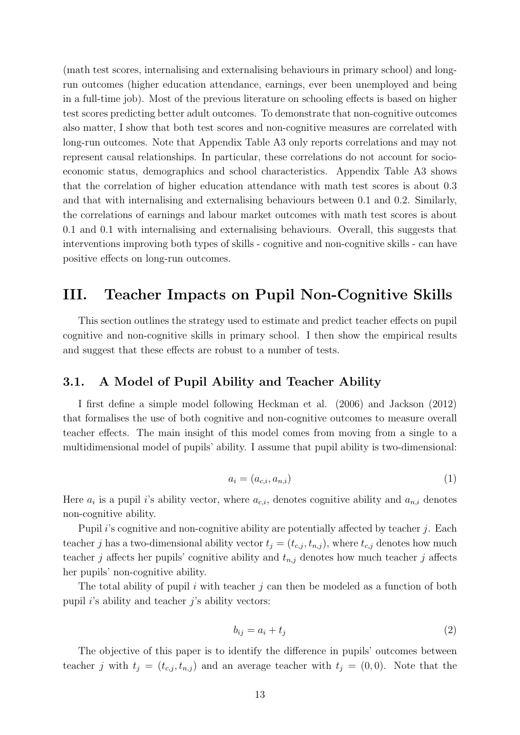(math test scores, internalising and externalising behaviours in primary school) and long-run outcomes (higher education attendance, earnings, ever been unemployed and being in a full-time job). Most of the previous literature on schooling effects is based on higher test scores predicting better adult outcomes. To demonstrate that non-cognitive outcomes also matter, I show that both test scores and non-cognitive measures are correlated with long-run outcomes. Note that Appendix Table A3 only reports correlations and may not represent causal relationships. In particular, these correlations do not account for socio-economic status, demographics and school characteristics. Appendix Table A3 shows that the correlation of higher education attendance with math test scores is about 0.3 and that with internalising and externalising behaviours between 0.1 and 0.2. Similarly, the correlations of earnings and labour market outcomes with math test scores is about 0.1 and 0.1 with internalising and externalising behaviours. Overall, this suggests that interventions improving both types of skills - cognitive and non-cognitive skills - can have positive effects on long-run outcomes.

# III. Teacher Impacts on Pupil Non-Cognitive Skills

This section outlines the strategy used to estimate and predict teacher effects on pupil cognitive and non-cognitive skills in primary school. I then show the empirical results and suggest that these effects are robust to a number of tests.

## 3.1. A Model of Pupil Ability and Teacher Ability

I first define a simple model following Heckman et al. (2006) and Jackson (2012) that formalises the use of both cognitive and non-cognitive outcomes to measure overall teacher effects. The main insight of this model comes from moving from a single to a multidimensional model of pupils' ability. I assume that pupil ability is two-dimensional:

$$a_i = (a_{c,i}, a_{n,i}) \tag{1}$$

Here $a_i$ is a pupil $i$'s ability vector, where $a_{c,i}$, denotes cognitive ability and $a_{n,i}$ denotes non-cognitive ability.

Pupil $i$'s cognitive and non-cognitive ability are potentially affected by teacher $j$. Each teacher $j$ has a two-dimensional ability vector $t_j = (t_{c,j}, t_{n,j})$, where $t_{c,j}$ denotes how much teacher $j$ affects her pupils' cognitive ability and $t_{n,j}$ denotes how much teacher $j$ affects her pupils' non-cognitive ability.

The total ability of pupil $i$ with teacher $j$ can then be modeled as a function of both pupil $i$'s ability and teacher $j$'s ability vectors:

$$b_{ij} = a_i + t_j \tag{2}$$

The objective of this paper is to identify the difference in pupils' outcomes between teacher $j$ with $t_j = (t_{c,j}, t_{n,j})$ and an average teacher with $t_j = (0, 0)$. Note that the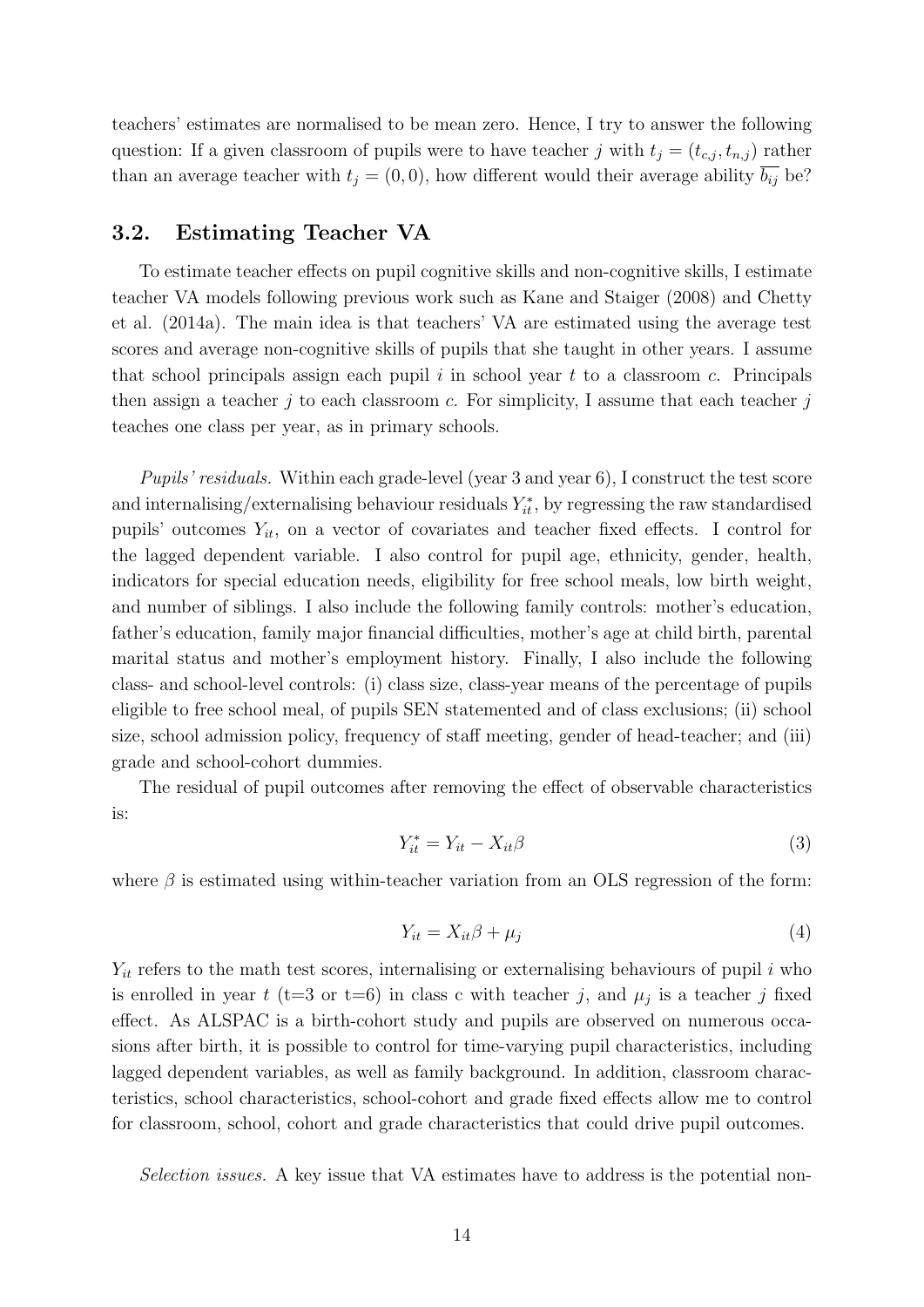teachers' estimates are normalised to be mean zero. Hence, I try to answer the following question: If a given classroom of pupils were to have teacher $j$ with $t_j = (t_{c,j}, t_{n,j})$ rather than an average teacher with $t_j = (0, 0)$, how different would their average ability $\overline{b_{ij}}$ be?

### 3.2. Estimating Teacher VA

To estimate teacher effects on pupil cognitive skills and non-cognitive skills, I estimate teacher VA models following previous work such as Kane and Staiger (2008) and Chetty et al. (2014a). The main idea is that teachers' VA are estimated using the average test scores and average non-cognitive skills of pupils that she taught in other years. I assume that school principals assign each pupil $i$ in school year $t$ to a classroom $c$. Principals then assign a teacher $j$ to each classroom $c$. For simplicity, I assume that each teacher $j$ teaches one class per year, as in primary schools.

*Pupils' residuals.* Within each grade-level (year 3 and year 6), I construct the test score and internalising/externalising behaviour residuals $Y^*_{it}$, by regressing the raw standardised pupils' outcomes $Y_{it}$, on a vector of covariates and teacher fixed effects. I control for the lagged dependent variable. I also control for pupil age, ethnicity, gender, health, indicators for special education needs, eligibility for free school meals, low birth weight, and number of siblings. I also include the following family controls: mother's education, father's education, family major financial difficulties, mother's age at child birth, parental marital status and mother's employment history. Finally, I also include the following class- and school-level controls: (i) class size, class-year means of the percentage of pupils eligible to free school meal, of pupils SEN statemented and of class exclusions; (ii) school size, school admission policy, frequency of staff meeting, gender of head-teacher; and (iii) grade and school-cohort dummies.

The residual of pupil outcomes after removing the effect of observable characteristics is:

$$Y^*_{it} = Y_{it} - X_{it}\beta \tag{3}$$

where $\beta$ is estimated using within-teacher variation from an OLS regression of the form:

$$Y_{it} = X_{it}\beta + \mu_j \tag{4}$$

$Y_{it}$ refers to the math test scores, internalising or externalising behaviours of pupil $i$ who is enrolled in year $t$ (t=3 or t=6) in class c with teacher $j$, and $\mu_j$ is a teacher $j$ fixed effect. As ALSPAC is a birth-cohort study and pupils are observed on numerous occasions after birth, it is possible to control for time-varying pupil characteristics, including lagged dependent variables, as well as family background. In addition, classroom characteristics, school characteristics, school-cohort and grade fixed effects allow me to control for classroom, school, cohort and grade characteristics that could drive pupil outcomes.

*Selection issues.* A key issue that VA estimates have to address is the potential non-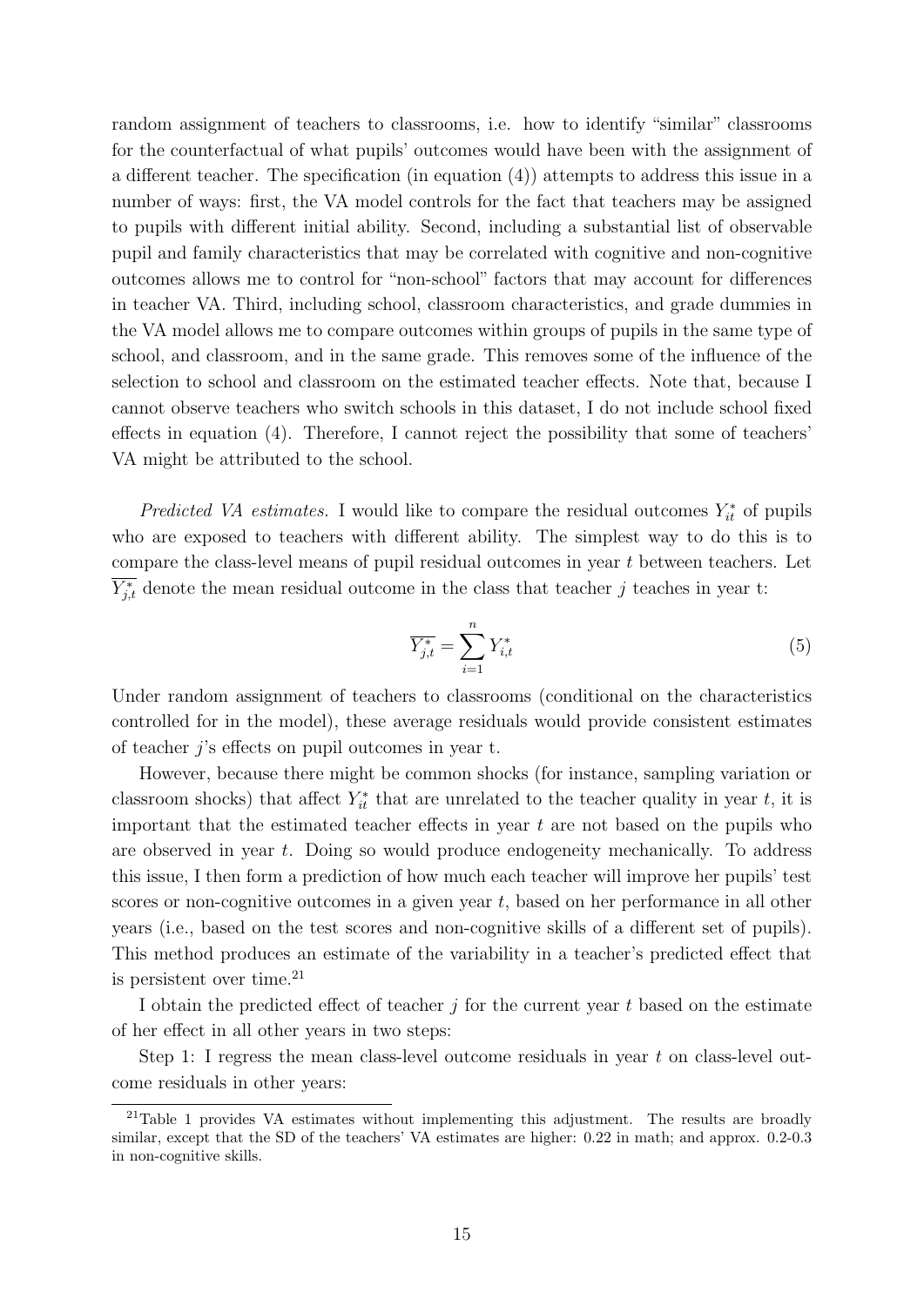random assignment of teachers to classrooms, i.e. how to identify "similar" classrooms for the counterfactual of what pupils' outcomes would have been with the assignment of a different teacher. The specification (in equation (4)) attempts to address this issue in a number of ways: first, the VA model controls for the fact that teachers may be assigned to pupils with different initial ability. Second, including a substantial list of observable pupil and family characteristics that may be correlated with cognitive and non-cognitive outcomes allows me to control for "non-school" factors that may account for differences in teacher VA. Third, including school, classroom characteristics, and grade dummies in the VA model allows me to compare outcomes within groups of pupils in the same type of school, and classroom, and in the same grade. This removes some of the influence of the selection to school and classroom on the estimated teacher effects. Note that, because I cannot observe teachers who switch schools in this dataset, I do not include school fixed effects in equation (4). Therefore, I cannot reject the possibility that some of teachers' VA might be attributed to the school.

*Predicted VA estimates.* I would like to compare the residual outcomes $Y^*_{it}$ of pupils who are exposed to teachers with different ability. The simplest way to do this is to compare the class-level means of pupil residual outcomes in year $t$ between teachers. Let $\overline{Y^*_{j,t}}$ denote the mean residual outcome in the class that teacher $j$ teaches in year t:

$$\overline{Y^*_{j,t}} = \sum_{i=1}^{n} Y^*_{i,t} \tag{5}$$

Under random assignment of teachers to classrooms (conditional on the characteristics controlled for in the model), these average residuals would provide consistent estimates of teacher $j$'s effects on pupil outcomes in year t.

However, because there might be common shocks (for instance, sampling variation or classroom shocks) that affect $Y^*_{it}$ that are unrelated to the teacher quality in year $t$, it is important that the estimated teacher effects in year $t$ are not based on the pupils who are observed in year $t$. Doing so would produce endogeneity mechanically. To address this issue, I then form a prediction of how much each teacher will improve her pupils' test scores or non-cognitive outcomes in a given year $t$, based on her performance in all other years (i.e., based on the test scores and non-cognitive skills of a different set of pupils). This method produces an estimate of the variability in a teacher's predicted effect that is persistent over time.[21]

I obtain the predicted effect of teacher $j$ for the current year $t$ based on the estimate of her effect in all other years in two steps:

Step 1: I regress the mean class-level outcome residuals in year $t$ on class-level outcome residuals in other years:

[21] Table 1 provides VA estimates without implementing this adjustment. The results are broadly similar, except that the SD of the teachers' VA estimates are higher: 0.22 in math; and approx. 0.2-0.3 in non-cognitive skills.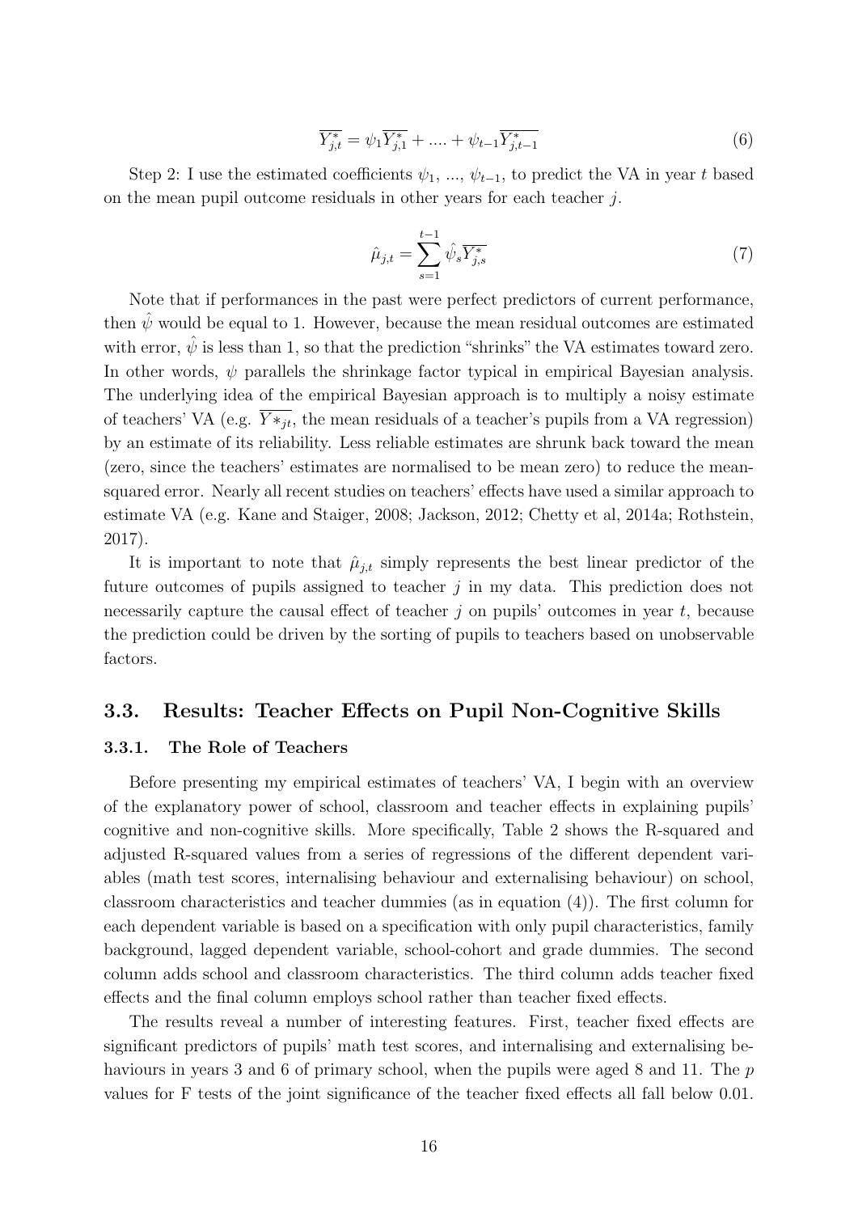$$\overline{Y_{j,t}^*} = \psi_1 \overline{Y_{j,1}^*} + .... + \psi_{t-1} \overline{Y_{j,t-1}^*} \tag{6}$$

Step 2: I use the estimated coefficients $\psi_1$, ..., $\psi_{t-1}$, to predict the VA in year $t$ based on the mean pupil outcome residuals in other years for each teacher $j$.

$$\hat{\mu}_{j,t} = \sum_{s=1}^{t-1} \hat{\psi}_s \overline{Y_{j,s}^*} \tag{7}$$

Note that if performances in the past were perfect predictors of current performance, then $\hat{\psi}$ would be equal to 1. However, because the mean residual outcomes are estimated with error, $\hat{\psi}$ is less than 1, so that the prediction "shrinks" the VA estimates toward zero. In other words, $\psi$ parallels the shrinkage factor typical in empirical Bayesian analysis. The underlying idea of the empirical Bayesian approach is to multiply a noisy estimate of teachers' VA (e.g. $\overline{Y*_{jt}}$, the mean residuals of a teacher's pupils from a VA regression) by an estimate of its reliability. Less reliable estimates are shrunk back toward the mean (zero, since the teachers' estimates are normalised to be mean zero) to reduce the mean-squared error. Nearly all recent studies on teachers' effects have used a similar approach to estimate VA (e.g. Kane and Staiger, 2008; Jackson, 2012; Chetty et al, 2014a; Rothstein, 2017).

It is important to note that $\hat{\mu}_{j,t}$ simply represents the best linear predictor of the future outcomes of pupils assigned to teacher $j$ in my data. This prediction does not necessarily capture the causal effect of teacher $j$ on pupils' outcomes in year $t$, because the prediction could be driven by the sorting of pupils to teachers based on unobservable factors.

## 3.3. Results: Teacher Effects on Pupil Non-Cognitive Skills

### 3.3.1. The Role of Teachers

Before presenting my empirical estimates of teachers' VA, I begin with an overview of the explanatory power of school, classroom and teacher effects in explaining pupils' cognitive and non-cognitive skills. More specifically, Table 2 shows the R-squared and adjusted R-squared values from a series of regressions of the different dependent variables (math test scores, internalising behaviour and externalising behaviour) on school, classroom characteristics and teacher dummies (as in equation (4)). The first column for each dependent variable is based on a specification with only pupil characteristics, family background, lagged dependent variable, school-cohort and grade dummies. The second column adds school and classroom characteristics. The third column adds teacher fixed effects and the final column employs school rather than teacher fixed effects.

The results reveal a number of interesting features. First, teacher fixed effects are significant predictors of pupils' math test scores, and internalising and externalising behaviours in years 3 and 6 of primary school, when the pupils were aged 8 and 11. The $p$ values for F tests of the joint significance of the teacher fixed effects all fall below 0.01.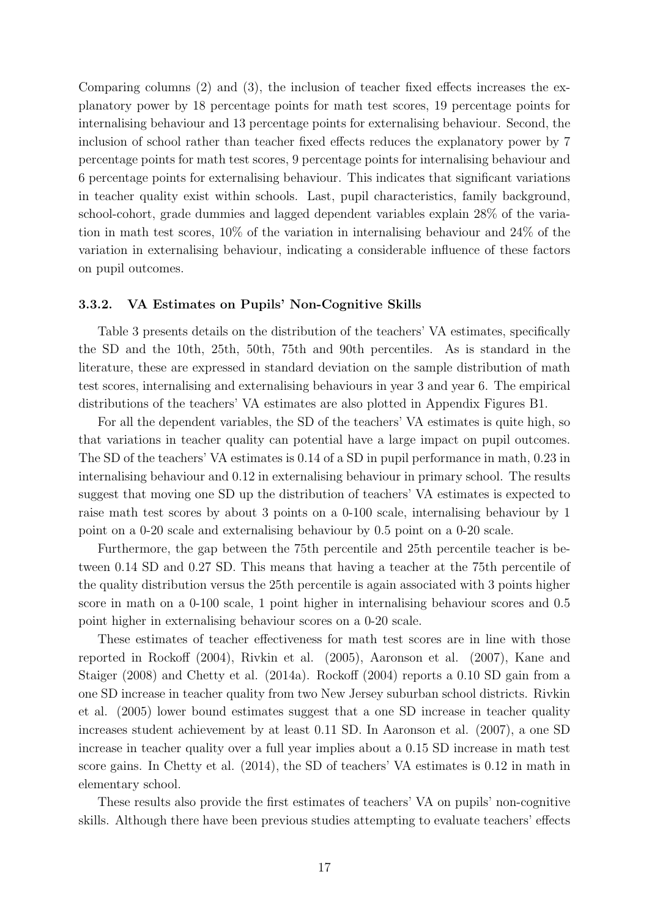Comparing columns (2) and (3), the inclusion of teacher fixed effects increases the explanatory power by 18 percentage points for math test scores, 19 percentage points for internalising behaviour and 13 percentage points for externalising behaviour. Second, the inclusion of school rather than teacher fixed effects reduces the explanatory power by 7 percentage points for math test scores, 9 percentage points for internalising behaviour and 6 percentage points for externalising behaviour. This indicates that significant variations in teacher quality exist within schools. Last, pupil characteristics, family background, school-cohort, grade dummies and lagged dependent variables explain 28% of the variation in math test scores, 10% of the variation in internalising behaviour and 24% of the variation in externalising behaviour, indicating a considerable influence of these factors on pupil outcomes.

### 3.3.2. VA Estimates on Pupils' Non-Cognitive Skills

Table 3 presents details on the distribution of the teachers' VA estimates, specifically the SD and the 10th, 25th, 50th, 75th and 90th percentiles. As is standard in the literature, these are expressed in standard deviation on the sample distribution of math test scores, internalising and externalising behaviours in year 3 and year 6. The empirical distributions of the teachers' VA estimates are also plotted in Appendix Figures B1.

For all the dependent variables, the SD of the teachers' VA estimates is quite high, so that variations in teacher quality can potential have a large impact on pupil outcomes. The SD of the teachers' VA estimates is 0.14 of a SD in pupil performance in math, 0.23 in internalising behaviour and 0.12 in externalising behaviour in primary school. The results suggest that moving one SD up the distribution of teachers' VA estimates is expected to raise math test scores by about 3 points on a 0-100 scale, internalising behaviour by 1 point on a 0-20 scale and externalising behaviour by 0.5 point on a 0-20 scale.

Furthermore, the gap between the 75th percentile and 25th percentile teacher is between 0.14 SD and 0.27 SD. This means that having a teacher at the 75th percentile of the quality distribution versus the 25th percentile is again associated with 3 points higher score in math on a 0-100 scale, 1 point higher in internalising behaviour scores and 0.5 point higher in externalising behaviour scores on a 0-20 scale.

These estimates of teacher effectiveness for math test scores are in line with those reported in Rockoff (2004), Rivkin et al. (2005), Aaronson et al. (2007), Kane and Staiger (2008) and Chetty et al. (2014a). Rockoff (2004) reports a 0.10 SD gain from a one SD increase in teacher quality from two New Jersey suburban school districts. Rivkin et al. (2005) lower bound estimates suggest that a one SD increase in teacher quality increases student achievement by at least 0.11 SD. In Aaronson et al. (2007), a one SD increase in teacher quality over a full year implies about a 0.15 SD increase in math test score gains. In Chetty et al. (2014), the SD of teachers' VA estimates is 0.12 in math in elementary school.

These results also provide the first estimates of teachers' VA on pupils' non-cognitive skills. Although there have been previous studies attempting to evaluate teachers' effects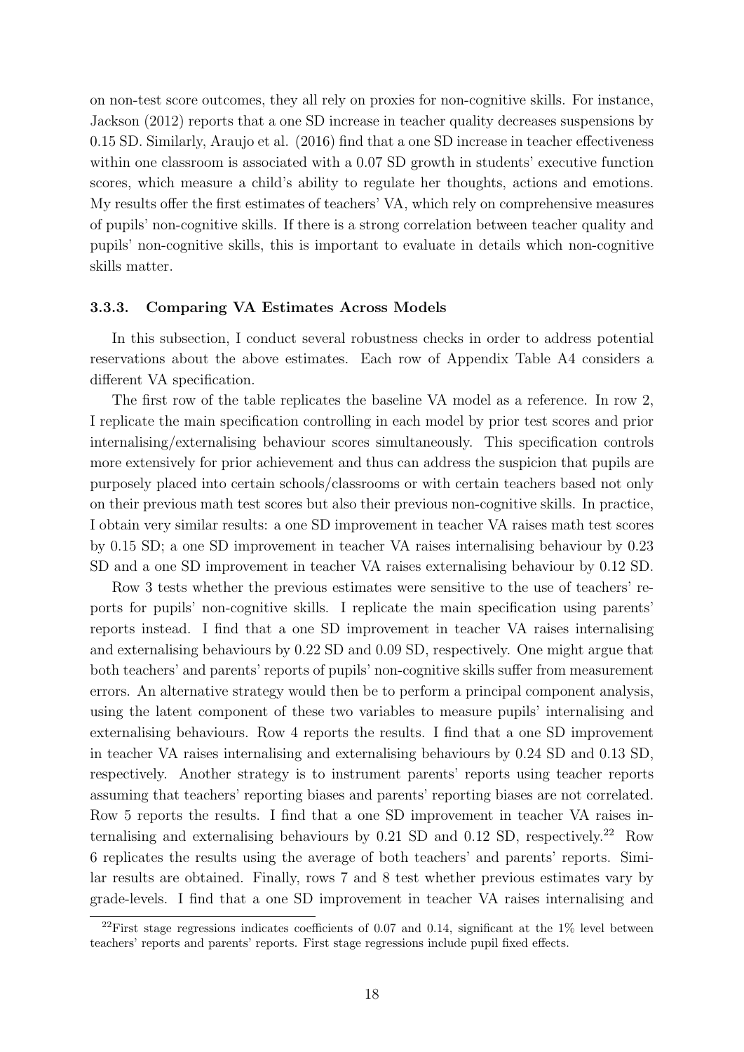on non-test score outcomes, they all rely on proxies for non-cognitive skills. For instance, Jackson (2012) reports that a one SD increase in teacher quality decreases suspensions by 0.15 SD. Similarly, Araujo et al. (2016) find that a one SD increase in teacher effectiveness within one classroom is associated with a 0.07 SD growth in students' executive function scores, which measure a child's ability to regulate her thoughts, actions and emotions. My results offer the first estimates of teachers' VA, which rely on comprehensive measures of pupils' non-cognitive skills. If there is a strong correlation between teacher quality and pupils' non-cognitive skills, this is important to evaluate in details which non-cognitive skills matter.

### 3.3.3. Comparing VA Estimates Across Models

In this subsection, I conduct several robustness checks in order to address potential reservations about the above estimates. Each row of Appendix Table A4 considers a different VA specification.

The first row of the table replicates the baseline VA model as a reference. In row 2, I replicate the main specification controlling in each model by prior test scores and prior internalising/externalising behaviour scores simultaneously. This specification controls more extensively for prior achievement and thus can address the suspicion that pupils are purposely placed into certain schools/classrooms or with certain teachers based not only on their previous math test scores but also their previous non-cognitive skills. In practice, I obtain very similar results: a one SD improvement in teacher VA raises math test scores by 0.15 SD; a one SD improvement in teacher VA raises internalising behaviour by 0.23 SD and a one SD improvement in teacher VA raises externalising behaviour by 0.12 SD.

Row 3 tests whether the previous estimates were sensitive to the use of teachers' reports for pupils' non-cognitive skills. I replicate the main specification using parents' reports instead. I find that a one SD improvement in teacher VA raises internalising and externalising behaviours by 0.22 SD and 0.09 SD, respectively. One might argue that both teachers' and parents' reports of pupils' non-cognitive skills suffer from measurement errors. An alternative strategy would then be to perform a principal component analysis, using the latent component of these two variables to measure pupils' internalising and externalising behaviours. Row 4 reports the results. I find that a one SD improvement in teacher VA raises internalising and externalising behaviours by 0.24 SD and 0.13 SD, respectively. Another strategy is to instrument parents' reports using teacher reports assuming that teachers' reporting biases and parents' reporting biases are not correlated. Row 5 reports the results. I find that a one SD improvement in teacher VA raises internalising and externalising behaviours by 0.21 SD and 0.12 SD, respectively.[22] Row 6 replicates the results using the average of both teachers' and parents' reports. Similar results are obtained. Finally, rows 7 and 8 test whether previous estimates vary by grade-levels. I find that a one SD improvement in teacher VA raises internalising and

[22]First stage regressions indicates coefficients of 0.07 and 0.14, significant at the 1% level between teachers' reports and parents' reports. First stage regressions include pupil fixed effects.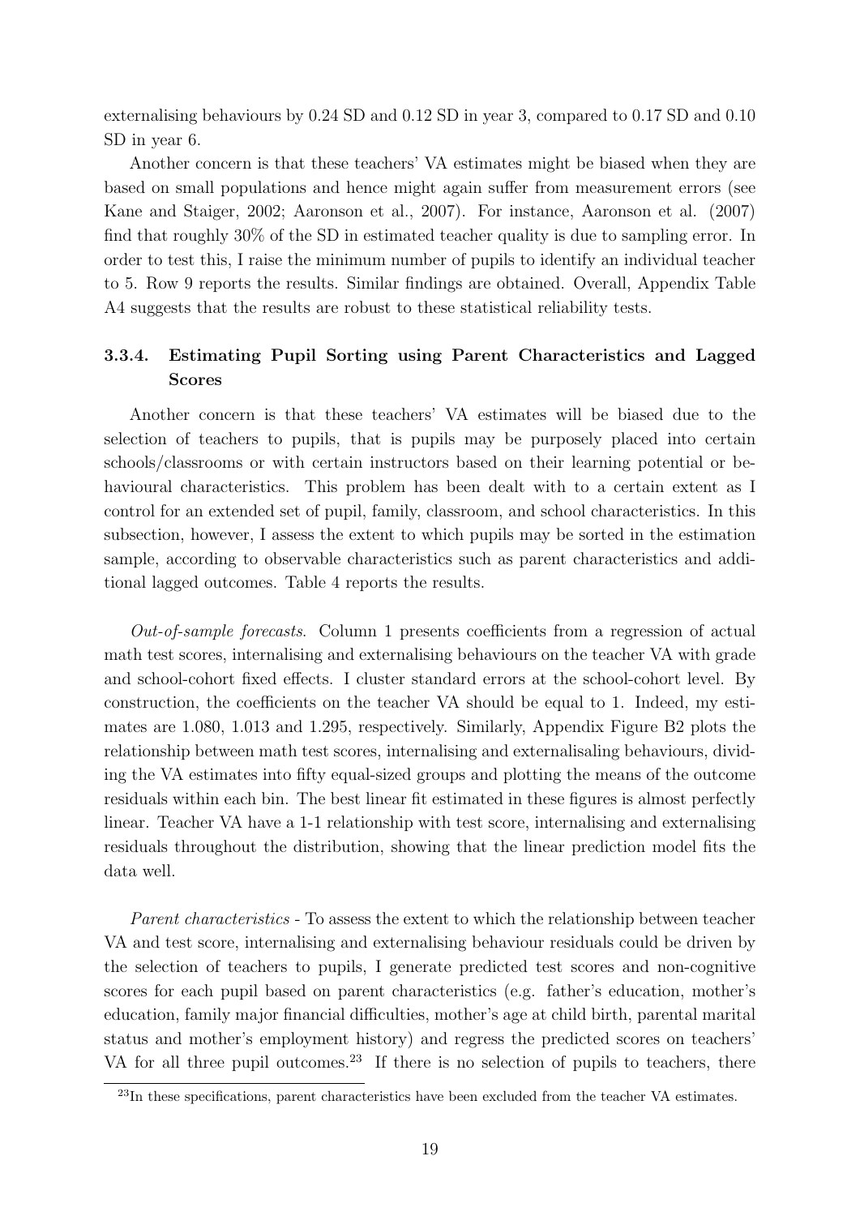externalising behaviours by 0.24 SD and 0.12 SD in year 3, compared to 0.17 SD and 0.10 SD in year 6.

Another concern is that these teachers' VA estimates might be biased when they are based on small populations and hence might again suffer from measurement errors (see Kane and Staiger, 2002; Aaronson et al., 2007). For instance, Aaronson et al. (2007) find that roughly 30% of the SD in estimated teacher quality is due to sampling error. In order to test this, I raise the minimum number of pupils to identify an individual teacher to 5. Row 9 reports the results. Similar findings are obtained. Overall, Appendix Table A4 suggests that the results are robust to these statistical reliability tests.

### 3.3.4. Estimating Pupil Sorting using Parent Characteristics and Lagged Scores

Another concern is that these teachers' VA estimates will be biased due to the selection of teachers to pupils, that is pupils may be purposely placed into certain schools/classrooms or with certain instructors based on their learning potential or behavioural characteristics. This problem has been dealt with to a certain extent as I control for an extended set of pupil, family, classroom, and school characteristics. In this subsection, however, I assess the extent to which pupils may be sorted in the estimation sample, according to observable characteristics such as parent characteristics and additional lagged outcomes. Table 4 reports the results.

*Out-of-sample forecasts.* Column 1 presents coefficients from a regression of actual math test scores, internalising and externalising behaviours on the teacher VA with grade and school-cohort fixed effects. I cluster standard errors at the school-cohort level. By construction, the coefficients on the teacher VA should be equal to 1. Indeed, my estimates are 1.080, 1.013 and 1.295, respectively. Similarly, Appendix Figure B2 plots the relationship between math test scores, internalising and externalisaling behaviours, dividing the VA estimates into fifty equal-sized groups and plotting the means of the outcome residuals within each bin. The best linear fit estimated in these figures is almost perfectly linear. Teacher VA have a 1-1 relationship with test score, internalising and externalising residuals throughout the distribution, showing that the linear prediction model fits the data well.

*Parent characteristics* - To assess the extent to which the relationship between teacher VA and test score, internalising and externalising behaviour residuals could be driven by the selection of teachers to pupils, I generate predicted test scores and non-cognitive scores for each pupil based on parent characteristics (e.g. father's education, mother's education, family major financial difficulties, mother's age at child birth, parental marital status and mother's employment history) and regress the predicted scores on teachers' VA for all three pupil outcomes.[23] If there is no selection of pupils to teachers, there

[23] In these specifications, parent characteristics have been excluded from the teacher VA estimates.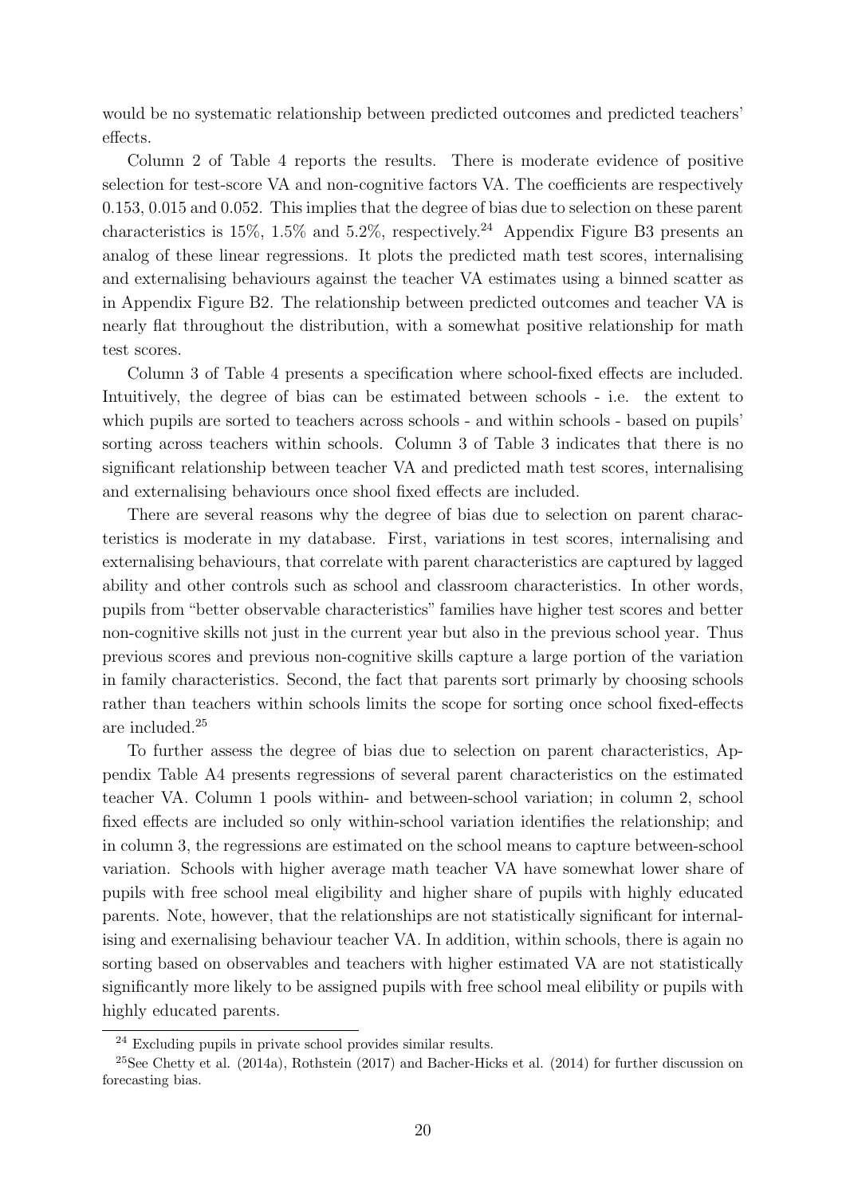would be no systematic relationship between predicted outcomes and predicted teachers' effects.

Column 2 of Table 4 reports the results. There is moderate evidence of positive selection for test-score VA and non-cognitive factors VA. The coefficients are respectively 0.153, 0.015 and 0.052. This implies that the degree of bias due to selection on these parent characteristics is 15%, 1.5% and 5.2%, respectively.[24] Appendix Figure B3 presents an analog of these linear regressions. It plots the predicted math test scores, internalising and externalising behaviours against the teacher VA estimates using a binned scatter as in Appendix Figure B2. The relationship between predicted outcomes and teacher VA is nearly flat throughout the distribution, with a somewhat positive relationship for math test scores.

Column 3 of Table 4 presents a specification where school-fixed effects are included. Intuitively, the degree of bias can be estimated between schools - i.e. the extent to which pupils are sorted to teachers across schools - and within schools - based on pupils' sorting across teachers within schools. Column 3 of Table 3 indicates that there is no significant relationship between teacher VA and predicted math test scores, internalising and externalising behaviours once shool fixed effects are included.

There are several reasons why the degree of bias due to selection on parent characteristics is moderate in my database. First, variations in test scores, internalising and externalising behaviours, that correlate with parent characteristics are captured by lagged ability and other controls such as school and classroom characteristics. In other words, pupils from "better observable characteristics" families have higher test scores and better non-cognitive skills not just in the current year but also in the previous school year. Thus previous scores and previous non-cognitive skills capture a large portion of the variation in family characteristics. Second, the fact that parents sort primarily by choosing schools rather than teachers within schools limits the scope for sorting once school fixed-effects are included.[25]

To further assess the degree of bias due to selection on parent characteristics, Appendix Table A4 presents regressions of several parent characteristics on the estimated teacher VA. Column 1 pools within- and between-school variation; in column 2, school fixed effects are included so only within-school variation identifies the relationship; and in column 3, the regressions are estimated on the school means to capture between-school variation. Schools with higher average math teacher VA have somewhat lower share of pupils with free school meal eligibility and higher share of pupils with highly educated parents. Note, however, that the relationships are not statistically significant for internalising and exernalising behaviour teacher VA. In addition, within schools, there is again no sorting based on observables and teachers with higher estimated VA are not statistically significantly more likely to be assigned pupils with free school meal elibility or pupils with highly educated parents.

[24] Excluding pupils in private school provides similar results.

[25] See Chetty et al. (2014a), Rothstein (2017) and Bacher-Hicks et al. (2014) for further discussion on forecasting bias.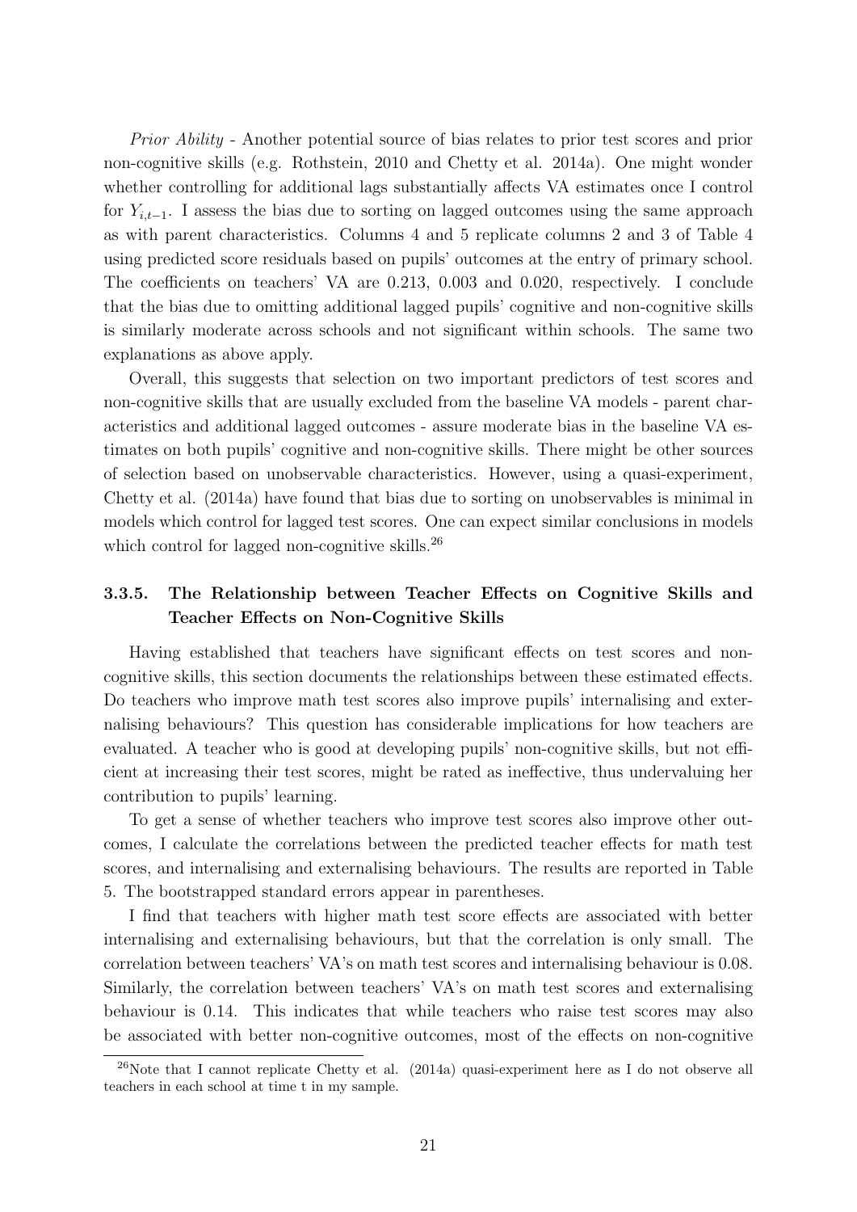*Prior Ability* - Another potential source of bias relates to prior test scores and prior non-cognitive skills (e.g. Rothstein, 2010 and Chetty et al. 2014a). One might wonder whether controlling for additional lags substantially affects VA estimates once I control for $Y_{i,t-1}$. I assess the bias due to sorting on lagged outcomes using the same approach as with parent characteristics. Columns 4 and 5 replicate columns 2 and 3 of Table 4 using predicted score residuals based on pupils' outcomes at the entry of primary school. The coefficients on teachers' VA are 0.213, 0.003 and 0.020, respectively. I conclude that the bias due to omitting additional lagged pupils' cognitive and non-cognitive skills is similarly moderate across schools and not significant within schools. The same two explanations as above apply.

Overall, this suggests that selection on two important predictors of test scores and non-cognitive skills that are usually excluded from the baseline VA models - parent characteristics and additional lagged outcomes - assure moderate bias in the baseline VA estimates on both pupils' cognitive and non-cognitive skills. There might be other sources of selection based on unobservable characteristics. However, using a quasi-experiment, Chetty et al. (2014a) have found that bias due to sorting on unobservables is minimal in models which control for lagged test scores. One can expect similar conclusions in models which control for lagged non-cognitive skills.[26]

### 3.3.5. The Relationship between Teacher Effects on Cognitive Skills and Teacher Effects on Non-Cognitive Skills

Having established that teachers have significant effects on test scores and non-cognitive skills, this section documents the relationships between these estimated effects. Do teachers who improve math test scores also improve pupils' internalising and externalising behaviours? This question has considerable implications for how teachers are evaluated. A teacher who is good at developing pupils' non-cognitive skills, but not efficient at increasing their test scores, might be rated as ineffective, thus undervaluing her contribution to pupils' learning.

To get a sense of whether teachers who improve test scores also improve other outcomes, I calculate the correlations between the predicted teacher effects for math test scores, and internalising and externalising behaviours. The results are reported in Table 5. The bootstrapped standard errors appear in parentheses.

I find that teachers with higher math test score effects are associated with better internalising and externalising behaviours, but that the correlation is only small. The correlation between teachers' VA's on math test scores and internalising behaviour is 0.08. Similarly, the correlation between teachers' VA's on math test scores and externalising behaviour is 0.14. This indicates that while teachers who raise test scores may also be associated with better non-cognitive outcomes, most of the effects on non-cognitive

[26] Note that I cannot replicate Chetty et al. (2014a) quasi-experiment here as I do not observe all teachers in each school at time t in my sample.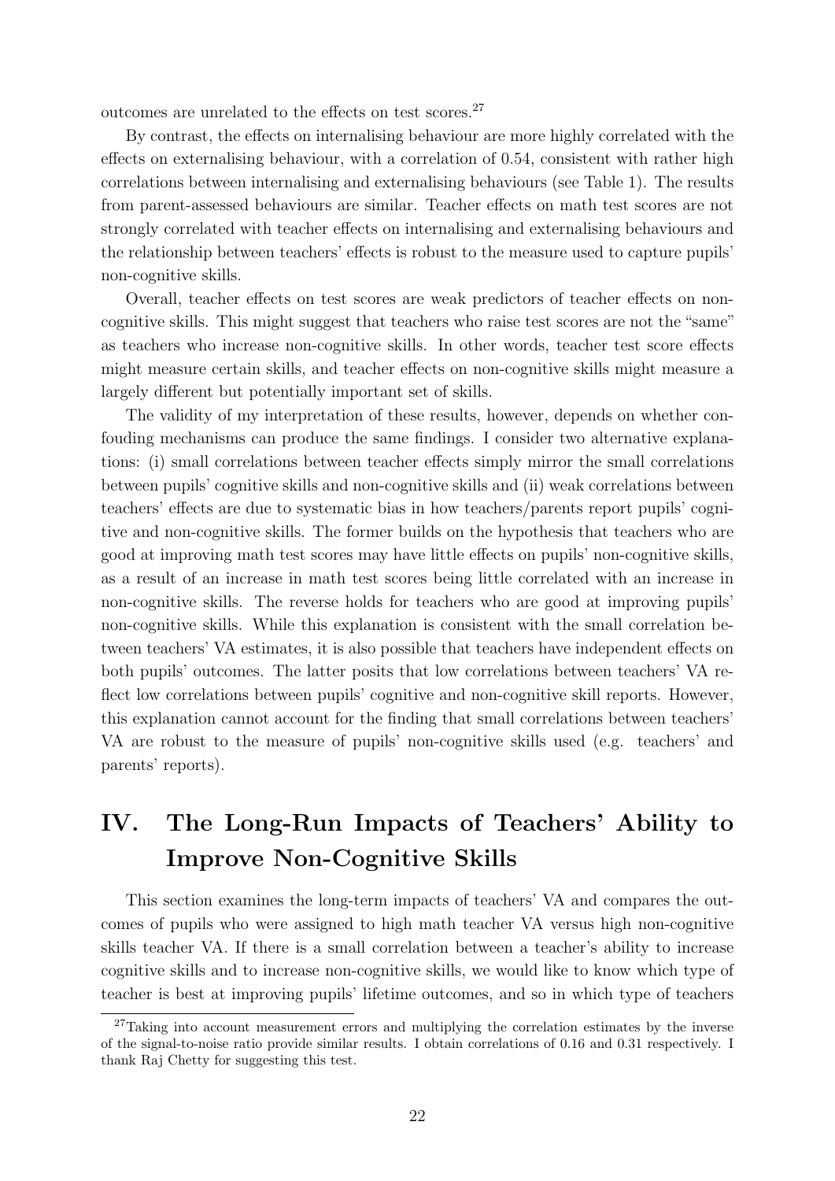outcomes are unrelated to the effects on test scores.[27]

By contrast, the effects on internalising behaviour are more highly correlated with the effects on externalising behaviour, with a correlation of 0.54, consistent with rather high correlations between internalising and externalising behaviours (see Table 1). The results from parent-assessed behaviours are similar. Teacher effects on math test scores are not strongly correlated with teacher effects on internalising and externalising behaviours and the relationship between teachers' effects is robust to the measure used to capture pupils' non-cognitive skills.

Overall, teacher effects on test scores are weak predictors of teacher effects on non-cognitive skills. This might suggest that teachers who raise test scores are not the "same" as teachers who increase non-cognitive skills. In other words, teacher test score effects might measure certain skills, and teacher effects on non-cognitive skills might measure a largely different but potentially important set of skills.

The validity of my interpretation of these results, however, depends on whether confouding mechanisms can produce the same findings. I consider two alternative explanations: (i) small correlations between teacher effects simply mirror the small correlations between pupils' cognitive skills and non-cognitive skills and (ii) weak correlations between teachers' effects are due to systematic bias in how teachers/parents report pupils' cognitive and non-cognitive skills. The former builds on the hypothesis that teachers who are good at improving math test scores may have little effects on pupils' non-cognitive skills, as a result of an increase in math test scores being little correlated with an increase in non-cognitive skills. The reverse holds for teachers who are good at improving pupils' non-cognitive skills. While this explanation is consistent with the small correlation between teachers' VA estimates, it is also possible that teachers have independent effects on both pupils' outcomes. The latter posits that low correlations between teachers' VA reflect low correlations between pupils' cognitive and non-cognitive skill reports. However, this explanation cannot account for the finding that small correlations between teachers' VA are robust to the measure of pupils' non-cognitive skills used (e.g. teachers' and parents' reports).

# IV. The Long-Run Impacts of Teachers' Ability to Improve Non-Cognitive Skills

This section examines the long-term impacts of teachers' VA and compares the outcomes of pupils who were assigned to high math teacher VA versus high non-cognitive skills teacher VA. If there is a small correlation between a teacher's ability to increase cognitive skills and to increase non-cognitive skills, we would like to know which type of teacher is best at improving pupils' lifetime outcomes, and so in which type of teachers

[27] Taking into account measurement errors and multiplying the correlation estimates by the inverse of the signal-to-noise ratio provide similar results. I obtain correlations of 0.16 and 0.31 respectively. I thank Raj Chetty for suggesting this test.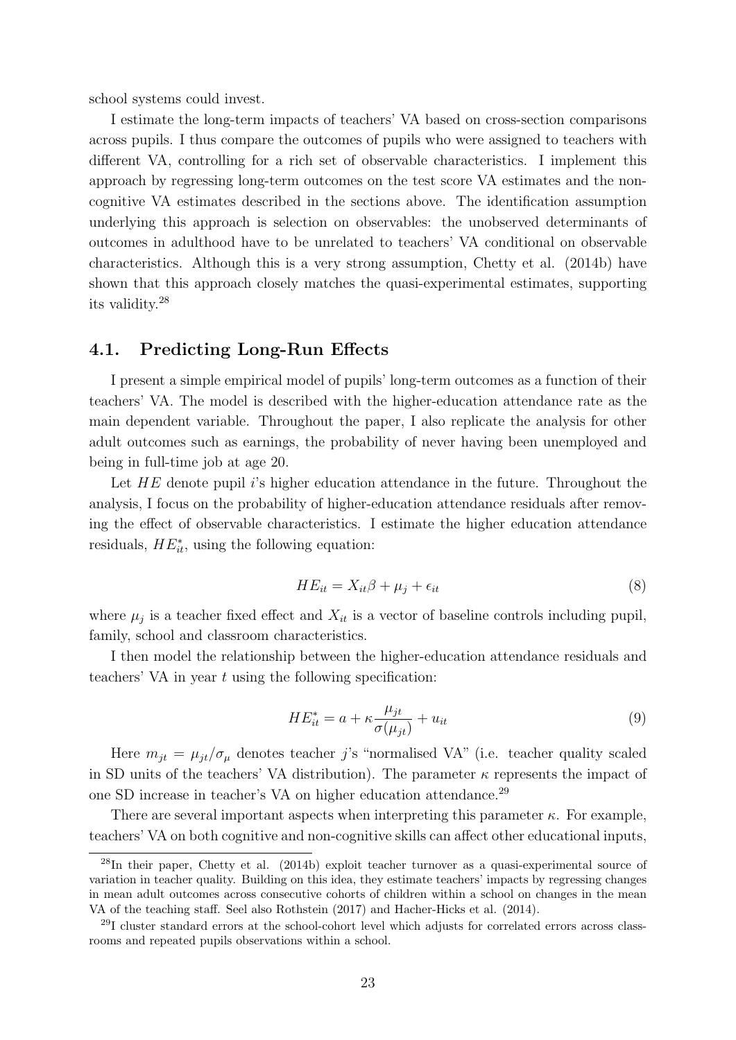school systems could invest.

I estimate the long-term impacts of teachers' VA based on cross-section comparisons across pupils. I thus compare the outcomes of pupils who were assigned to teachers with different VA, controlling for a rich set of observable characteristics. I implement this approach by regressing long-term outcomes on the test score VA estimates and the non-cognitive VA estimates described in the sections above. The identification assumption underlying this approach is selection on observables: the unobserved determinants of outcomes in adulthood have to be unrelated to teachers' VA conditional on observable characteristics. Although this is a very strong assumption, Chetty et al. (2014b) have shown that this approach closely matches the quasi-experimental estimates, supporting its validity.[28]

## 4.1. Predicting Long-Run Effects

I present a simple empirical model of pupils' long-term outcomes as a function of their teachers' VA. The model is described with the higher-education attendance rate as the main dependent variable. Throughout the paper, I also replicate the analysis for other adult outcomes such as earnings, the probability of never having been unemployed and being in full-time job at age 20.

Let $HE$ denote pupil $i$'s higher education attendance in the future. Throughout the analysis, I focus on the probability of higher-education attendance residuals after removing the effect of observable characteristics. I estimate the higher education attendance residuals, $HE^*_{it}$, using the following equation:

$$HE_{it} = X_{it}\beta + \mu_j + \epsilon_{it} \tag{8}$$

where $\mu_j$ is a teacher fixed effect and $X_{it}$ is a vector of baseline controls including pupil, family, school and classroom characteristics.

I then model the relationship between the higher-education attendance residuals and teachers' VA in year $t$ using the following specification:

$$HE^*_{it} = a + \kappa \frac{\mu_{jt}}{\sigma(\mu_{jt})} + u_{it} \tag{9}$$

Here $m_{jt} = \mu_{jt}/\sigma_\mu$ denotes teacher $j$'s "normalised VA" (i.e. teacher quality scaled in SD units of the teachers' VA distribution). The parameter $\kappa$ represents the impact of one SD increase in teacher's VA on higher education attendance.[29]

There are several important aspects when interpreting this parameter $\kappa$. For example, teachers' VA on both cognitive and non-cognitive skills can affect other educational inputs,

[28] In their paper, Chetty et al. (2014b) exploit teacher turnover as a quasi-experimental source of variation in teacher quality. Building on this idea, they estimate teachers' impacts by regressing changes in mean adult outcomes across consecutive cohorts of children within a school on changes in the mean VA of the teaching staff. Seel also Rothstein (2017) and Hacher-Hicks et al. (2014).

[29] I cluster standard errors at the school-cohort level which adjusts for correlated errors across classrooms and repeated pupils observations within a school.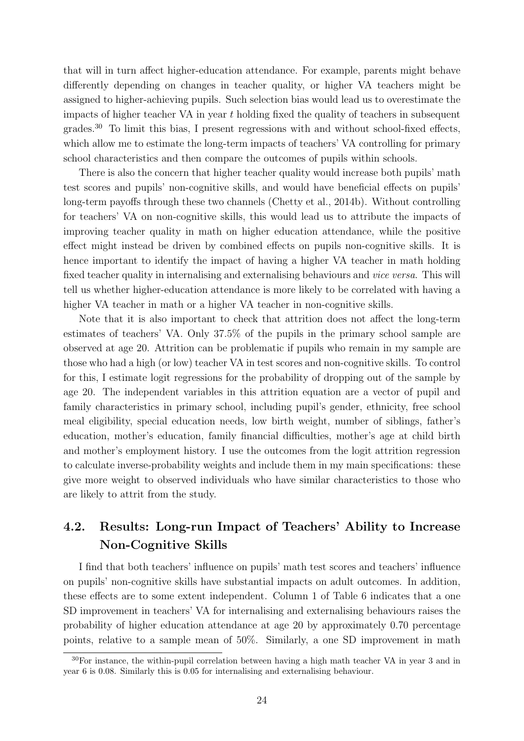that will in turn affect higher-education attendance. For example, parents might behave differently depending on changes in teacher quality, or higher VA teachers might be assigned to higher-achieving pupils. Such selection bias would lead us to overestimate the impacts of higher teacher VA in year $t$ holding fixed the quality of teachers in subsequent grades.[30] To limit this bias, I present regressions with and without school-fixed effects, which allow me to estimate the long-term impacts of teachers' VA controlling for primary school characteristics and then compare the outcomes of pupils within schools.

There is also the concern that higher teacher quality would increase both pupils' math test scores and pupils' non-cognitive skills, and would have beneficial effects on pupils' long-term payoffs through these two channels (Chetty et al., 2014b). Without controlling for teachers' VA on non-cognitive skills, this would lead us to attribute the impacts of improving teacher quality in math on higher education attendance, while the positive effect might instead be driven by combined effects on pupils non-cognitive skills. It is hence important to identify the impact of having a higher VA teacher in math holding fixed teacher quality in internalising and externalising behaviours and *vice versa*. This will tell us whether higher-education attendance is more likely to be correlated with having a higher VA teacher in math or a higher VA teacher in non-cognitive skills.

Note that it is also important to check that attrition does not affect the long-term estimates of teachers' VA. Only 37.5% of the pupils in the primary school sample are observed at age 20. Attrition can be problematic if pupils who remain in my sample are those who had a high (or low) teacher VA in test scores and non-cognitive skills. To control for this, I estimate logit regressions for the probability of dropping out of the sample by age 20. The independent variables in this attrition equation are a vector of pupil and family characteristics in primary school, including pupil's gender, ethnicity, free school meal eligibility, special education needs, low birth weight, number of siblings, father's education, mother's education, family financial difficulties, mother's age at child birth and mother's employment history. I use the outcomes from the logit attrition regression to calculate inverse-probability weights and include them in my main specifications: these give more weight to observed individuals who have similar characteristics to those who are likely to attrit from the study.

## 4.2. Results: Long-run Impact of Teachers' Ability to Increase Non-Cognitive Skills

I find that both teachers' influence on pupils' math test scores and teachers' influence on pupils' non-cognitive skills have substantial impacts on adult outcomes. In addition, these effects are to some extent independent. Column 1 of Table 6 indicates that a one SD improvement in teachers' VA for internalising and externalising behaviours raises the probability of higher education attendance at age 20 by approximately 0.70 percentage points, relative to a sample mean of 50%. Similarly, a one SD improvement in math

[30] For instance, the within-pupil correlation between having a high math teacher VA in year 3 and in year 6 is 0.08. Similarly this is 0.05 for internalising and externalising behaviour.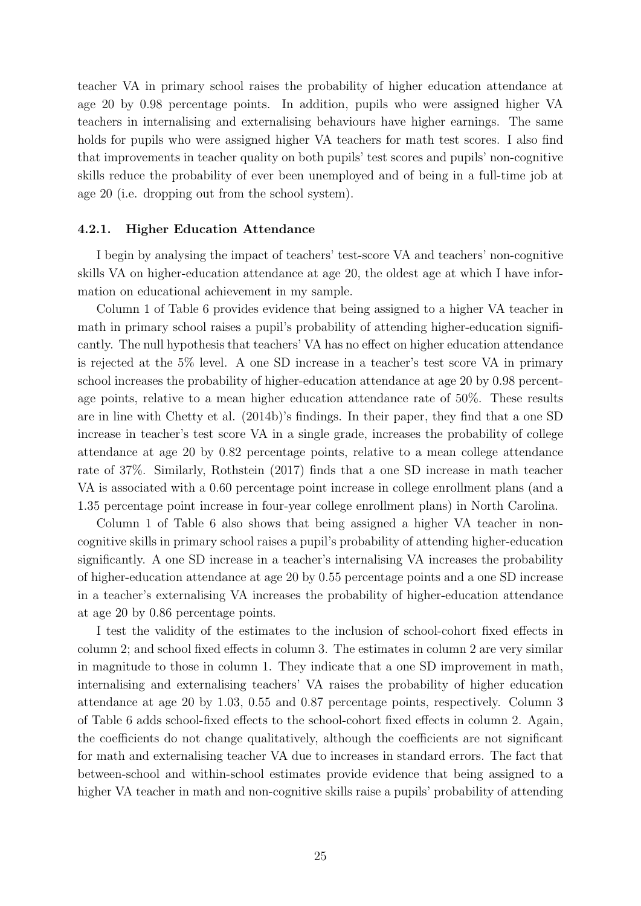teacher VA in primary school raises the probability of higher education attendance at age 20 by 0.98 percentage points. In addition, pupils who were assigned higher VA teachers in internalising and externalising behaviours have higher earnings. The same holds for pupils who were assigned higher VA teachers for math test scores. I also find that improvements in teacher quality on both pupils' test scores and pupils' non-cognitive skills reduce the probability of ever been unemployed and of being in a full-time job at age 20 (i.e. dropping out from the school system).

#### 4.2.1. Higher Education Attendance

I begin by analysing the impact of teachers' test-score VA and teachers' non-cognitive skills VA on higher-education attendance at age 20, the oldest age at which I have information on educational achievement in my sample.

Column 1 of Table 6 provides evidence that being assigned to a higher VA teacher in math in primary school raises a pupil's probability of attending higher-education significantly. The null hypothesis that teachers' VA has no effect on higher education attendance is rejected at the 5% level. A one SD increase in a teacher's test score VA in primary school increases the probability of higher-education attendance at age 20 by 0.98 percentage points, relative to a mean higher education attendance rate of 50%. These results are in line with Chetty et al. (2014b)'s findings. In their paper, they find that a one SD increase in teacher's test score VA in a single grade, increases the probability of college attendance at age 20 by 0.82 percentage points, relative to a mean college attendance rate of 37%. Similarly, Rothstein (2017) finds that a one SD increase in math teacher VA is associated with a 0.60 percentage point increase in college enrollment plans (and a 1.35 percentage point increase in four-year college enrollment plans) in North Carolina.

Column 1 of Table 6 also shows that being assigned a higher VA teacher in non-cognitive skills in primary school raises a pupil's probability of attending higher-education significantly. A one SD increase in a teacher's internalising VA increases the probability of higher-education attendance at age 20 by 0.55 percentage points and a one SD increase in a teacher's externalising VA increases the probability of higher-education attendance at age 20 by 0.86 percentage points.

I test the validity of the estimates to the inclusion of school-cohort fixed effects in column 2; and school fixed effects in column 3. The estimates in column 2 are very similar in magnitude to those in column 1. They indicate that a one SD improvement in math, internalising and externalising teachers' VA raises the probability of higher education attendance at age 20 by 1.03, 0.55 and 0.87 percentage points, respectively. Column 3 of Table 6 adds school-fixed effects to the school-cohort fixed effects in column 2. Again, the coefficients do not change qualitatively, although the coefficients are not significant for math and externalising teacher VA due to increases in standard errors. The fact that between-school and within-school estimates provide evidence that being assigned to a higher VA teacher in math and non-cognitive skills raise a pupils' probability of attending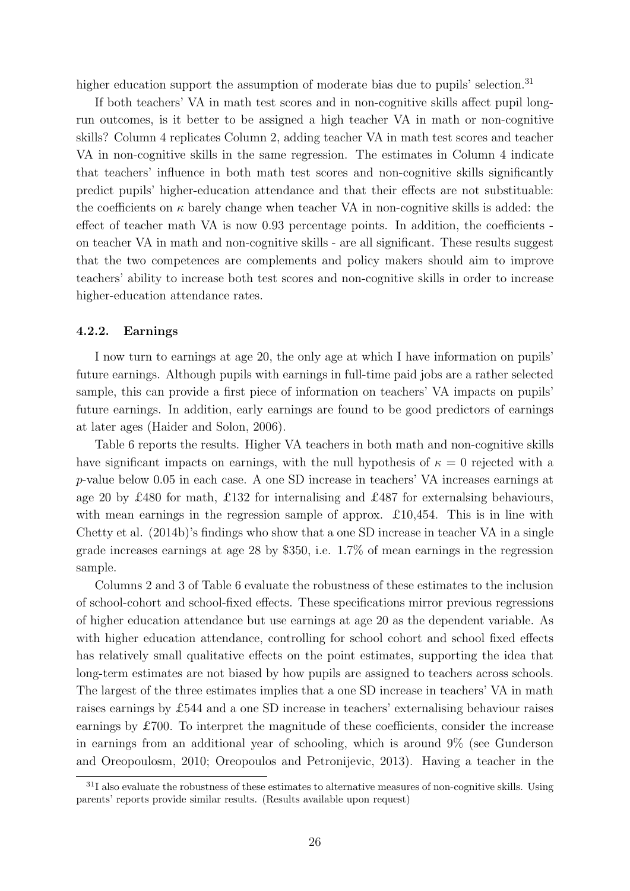higher education support the assumption of moderate bias due to pupils' selection.[31]

If both teachers' VA in math test scores and in non-cognitive skills affect pupil long-run outcomes, is it better to be assigned a high teacher VA in math or non-cognitive skills? Column 4 replicates Column 2, adding teacher VA in math test scores and teacher VA in non-cognitive skills in the same regression. The estimates in Column 4 indicate that teachers' influence in both math test scores and non-cognitive skills significantly predict pupils' higher-education attendance and that their effects are not substituable: the coefficients on $\kappa$ barely change when teacher VA in non-cognitive skills is added: the effect of teacher math VA is now 0.93 percentage points. In addition, the coefficients - on teacher VA in math and non-cognitive skills - are all significant. These results suggest that the two competences are complements and policy makers should aim to improve teachers' ability to increase both test scores and non-cognitive skills in order to increase higher-education attendance rates.

#### 4.2.2. Earnings

I now turn to earnings at age 20, the only age at which I have information on pupils' future earnings. Although pupils with earnings in full-time paid jobs are a rather selected sample, this can provide a first piece of information on teachers' VA impacts on pupils' future earnings. In addition, early earnings are found to be good predictors of earnings at later ages (Haider and Solon, 2006).

Table 6 reports the results. Higher VA teachers in both math and non-cognitive skills have significant impacts on earnings, with the null hypothesis of $\kappa = 0$ rejected with a $p$-value below 0.05 in each case. A one SD increase in teachers' VA increases earnings at age 20 by £480 for math, £132 for internalising and £487 for externalsing behaviours, with mean earnings in the regression sample of approx. £10,454. This is in line with Chetty et al. (2014b)'s findings who show that a one SD increase in teacher VA in a single grade increases earnings at age 28 by \$350, i.e. 1.7% of mean earnings in the regression sample.

Columns 2 and 3 of Table 6 evaluate the robustness of these estimates to the inclusion of school-cohort and school-fixed effects. These specifications mirror previous regressions of higher education attendance but use earnings at age 20 as the dependent variable. As with higher education attendance, controlling for school cohort and school fixed effects has relatively small qualitative effects on the point estimates, supporting the idea that long-term estimates are not biased by how pupils are assigned to teachers across schools. The largest of the three estimates implies that a one SD increase in teachers' VA in math raises earnings by £544 and a one SD increase in teachers' externalising behaviour raises earnings by £700. To interpret the magnitude of these coefficients, consider the increase in earnings from an additional year of schooling, which is around 9% (see Gunderson and Oreopoulosm, 2010; Oreopoulos and Petronijevic, 2013). Having a teacher in the

[31] I also evaluate the robustness of these estimates to alternative measures of non-cognitive skills. Using parents' reports provide similar results. (Results available upon request)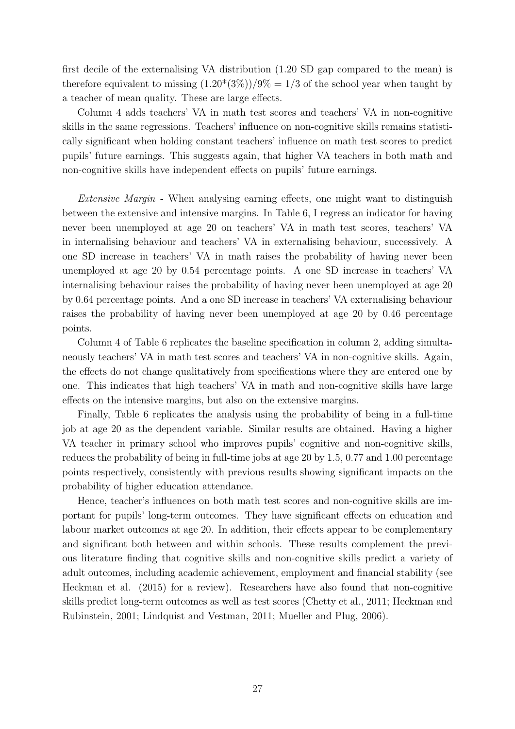first decile of the externalising VA distribution (1.20 SD gap compared to the mean) is therefore equivalent to missing $(1.20*(3\%))/9\% = 1/3$ of the school year when taught by a teacher of mean quality. These are large effects.

Column 4 adds teachers' VA in math test scores and teachers' VA in non-cognitive skills in the same regressions. Teachers' influence on non-cognitive skills remains statistically significant when holding constant teachers' influence on math test scores to predict pupils' future earnings. This suggests again, that higher VA teachers in both math and non-cognitive skills have independent effects on pupils' future earnings.

*Extensive Margin* - When analysing earning effects, one might want to distinguish between the extensive and intensive margins. In Table 6, I regress an indicator for having never been unemployed at age 20 on teachers' VA in math test scores, teachers' VA in internalising behaviour and teachers' VA in externalising behaviour, successively. A one SD increase in teachers' VA in math raises the probability of having never been unemployed at age 20 by 0.54 percentage points. A one SD increase in teachers' VA internalising behaviour raises the probability of having never been unemployed at age 20 by 0.64 percentage points. And a one SD increase in teachers' VA externalising behaviour raises the probability of having never been unemployed at age 20 by 0.46 percentage points.

Column 4 of Table 6 replicates the baseline specification in column 2, adding simultaneously teachers' VA in math test scores and teachers' VA in non-cognitive skills. Again, the effects do not change qualitatively from specifications where they are entered one by one. This indicates that high teachers' VA in math and non-cognitive skills have large effects on the intensive margins, but also on the extensive margins.

Finally, Table 6 replicates the analysis using the probability of being in a full-time job at age 20 as the dependent variable. Similar results are obtained. Having a higher VA teacher in primary school who improves pupils' cognitive and non-cognitive skills, reduces the probability of being in full-time jobs at age 20 by 1.5, 0.77 and 1.00 percentage points respectively, consistently with previous results showing significant impacts on the probability of higher education attendance.

Hence, teacher's influences on both math test scores and non-cognitive skills are important for pupils' long-term outcomes. They have significant effects on education and labour market outcomes at age 20. In addition, their effects appear to be complementary and significant both between and within schools. These results complement the previous literature finding that cognitive skills and non-cognitive skills predict a variety of adult outcomes, including academic achievement, employment and financial stability (see Heckman et al. (2015) for a review). Researchers have also found that non-cognitive skills predict long-term outcomes as well as test scores (Chetty et al., 2011; Heckman and Rubinstein, 2001; Lindquist and Vestman, 2011; Mueller and Plug, 2006).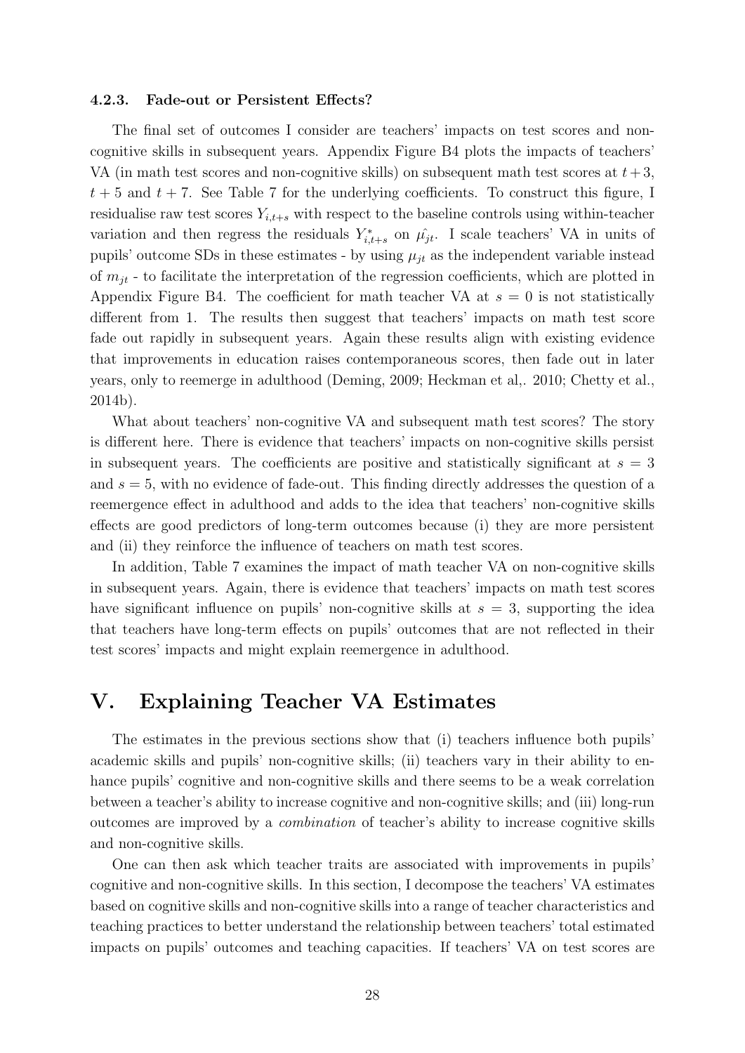#### 4.2.3. Fade-out or Persistent Effects?

The final set of outcomes I consider are teachers' impacts on test scores and non-cognitive skills in subsequent years. Appendix Figure B4 plots the impacts of teachers' VA (in math test scores and non-cognitive skills) on subsequent math test scores at $t+3$, $t+5$ and $t+7$. See Table 7 for the underlying coefficients. To construct this figure, I residualise raw test scores $Y_{i,t+s}$ with respect to the baseline controls using within-teacher variation and then regress the residuals $Y^*_{i,t+s}$ on $\hat{\mu_{jt}}$. I scale teachers' VA in units of pupils' outcome SDs in these estimates - by using $\mu_{jt}$ as the independent variable instead of $m_{jt}$ - to facilitate the interpretation of the regression coefficients, which are plotted in Appendix Figure B4. The coefficient for math teacher VA at $s = 0$ is not statistically different from 1. The results then suggest that teachers' impacts on math test score fade out rapidly in subsequent years. Again these results align with existing evidence that improvements in education raises contemporaneous scores, then fade out in later years, only to reemerge in adulthood (Deming, 2009; Heckman et al,. 2010; Chetty et al., 2014b).

What about teachers' non-cognitive VA and subsequent math test scores? The story is different here. There is evidence that teachers' impacts on non-cognitive skills persist in subsequent years. The coefficients are positive and statistically significant at $s = 3$ and $s = 5$, with no evidence of fade-out. This finding directly addresses the question of a reemergence effect in adulthood and adds to the idea that teachers' non-cognitive skills effects are good predictors of long-term outcomes because (i) they are more persistent and (ii) they reinforce the influence of teachers on math test scores.

In addition, Table 7 examines the impact of math teacher VA on non-cognitive skills in subsequent years. Again, there is evidence that teachers' impacts on math test scores have significant influence on pupils' non-cognitive skills at $s = 3$, supporting the idea that teachers have long-term effects on pupils' outcomes that are not reflected in their test scores' impacts and might explain reemergence in adulthood.

# V. Explaining Teacher VA Estimates

The estimates in the previous sections show that (i) teachers influence both pupils' academic skills and pupils' non-cognitive skills; (ii) teachers vary in their ability to enhance pupils' cognitive and non-cognitive skills and there seems to be a weak correlation between a teacher's ability to increase cognitive and non-cognitive skills; and (iii) long-run outcomes are improved by a *combination* of teacher's ability to increase cognitive skills and non-cognitive skills.

One can then ask which teacher traits are associated with improvements in pupils' cognitive and non-cognitive skills. In this section, I decompose the teachers' VA estimates based on cognitive skills and non-cognitive skills into a range of teacher characteristics and teaching practices to better understand the relationship between teachers' total estimated impacts on pupils' outcomes and teaching capacities. If teachers' VA on test scores are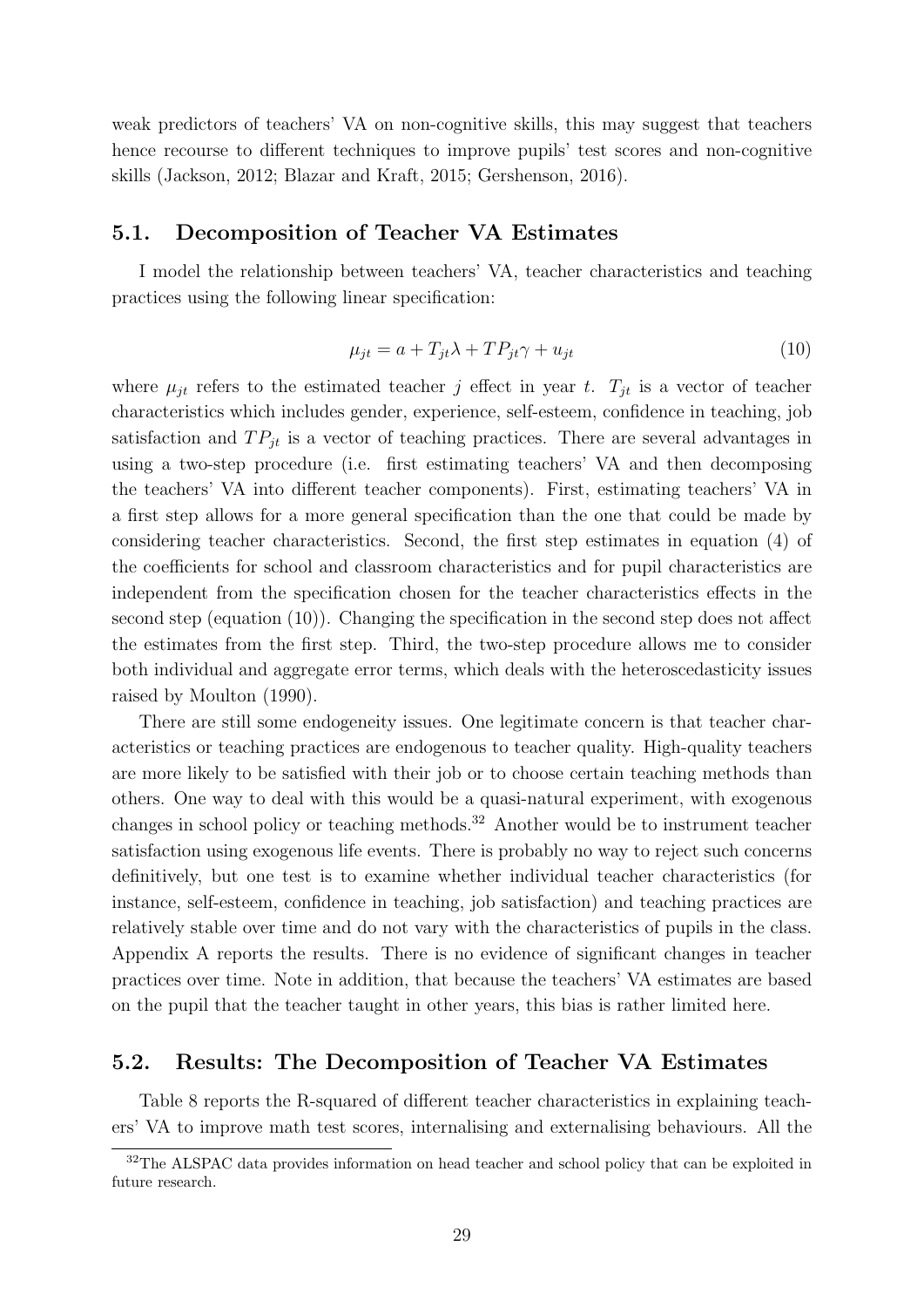weak predictors of teachers' VA on non-cognitive skills, this may suggest that teachers hence recourse to different techniques to improve pupils' test scores and non-cognitive skills (Jackson, 2012; Blazar and Kraft, 2015; Gershenson, 2016).

## 5.1. Decomposition of Teacher VA Estimates

I model the relationship between teachers' VA, teacher characteristics and teaching practices using the following linear specification:

$$\mu_{jt} = a + T_{jt}\lambda + TP_{jt}\gamma + u_{jt} \tag{10}$$

where $\mu_{jt}$ refers to the estimated teacher $j$ effect in year $t$. $T_{jt}$ is a vector of teacher characteristics which includes gender, experience, self-esteem, confidence in teaching, job satisfaction and $TP_{jt}$ is a vector of teaching practices. There are several advantages in using a two-step procedure (i.e. first estimating teachers' VA and then decomposing the teachers' VA into different teacher components). First, estimating teachers' VA in a first step allows for a more general specification than the one that could be made by considering teacher characteristics. Second, the first step estimates in equation (4) of the coefficients for school and classroom characteristics and for pupil characteristics are independent from the specification chosen for the teacher characteristics effects in the second step (equation (10)). Changing the specification in the second step does not affect the estimates from the first step. Third, the two-step procedure allows me to consider both individual and aggregate error terms, which deals with the heteroscedasticity issues raised by Moulton (1990).

There are still some endogeneity issues. One legitimate concern is that teacher characteristics or teaching practices are endogenous to teacher quality. High-quality teachers are more likely to be satisfied with their job or to choose certain teaching methods than others. One way to deal with this would be a quasi-natural experiment, with exogenous changes in school policy or teaching methods.[32] Another would be to instrument teacher satisfaction using exogenous life events. There is probably no way to reject such concerns definitively, but one test is to examine whether individual teacher characteristics (for instance, self-esteem, confidence in teaching, job satisfaction) and teaching practices are relatively stable over time and do not vary with the characteristics of pupils in the class. Appendix A reports the results. There is no evidence of significant changes in teacher practices over time. Note in addition, that because the teachers' VA estimates are based on the pupil that the teacher taught in other years, this bias is rather limited here.

## 5.2. Results: The Decomposition of Teacher VA Estimates

Table 8 reports the R-squared of different teacher characteristics in explaining teachers' VA to improve math test scores, internalising and externalising behaviours. All the

[32] The ALSPAC data provides information on head teacher and school policy that can be exploited in future research.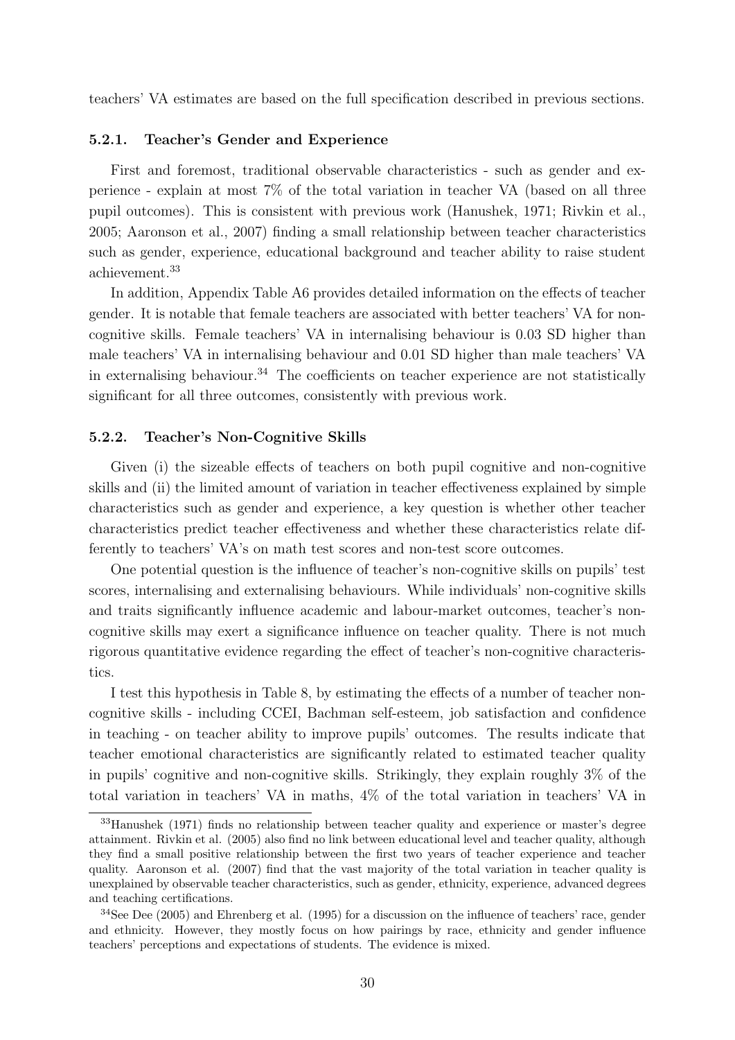teachers' VA estimates are based on the full specification described in previous sections.

### 5.2.1. Teacher's Gender and Experience

First and foremost, traditional observable characteristics - such as gender and experience - explain at most 7% of the total variation in teacher VA (based on all three pupil outcomes). This is consistent with previous work (Hanushek, 1971; Rivkin et al., 2005; Aaronson et al., 2007) finding a small relationship between teacher characteristics such as gender, experience, educational background and teacher ability to raise student achievement.[33]

In addition, Appendix Table A6 provides detailed information on the effects of teacher gender. It is notable that female teachers are associated with better teachers' VA for non-cognitive skills. Female teachers' VA in internalising behaviour is 0.03 SD higher than male teachers' VA in internalising behaviour and 0.01 SD higher than male teachers' VA in externalising behaviour.[34] The coefficients on teacher experience are not statistically significant for all three outcomes, consistently with previous work.

### 5.2.2. Teacher's Non-Cognitive Skills

Given (i) the sizeable effects of teachers on both pupil cognitive and non-cognitive skills and (ii) the limited amount of variation in teacher effectiveness explained by simple characteristics such as gender and experience, a key question is whether other teacher characteristics predict teacher effectiveness and whether these characteristics relate differently to teachers' VA's on math test scores and non-test score outcomes.

One potential question is the influence of teacher's non-cognitive skills on pupils' test scores, internalising and externalising behaviours. While individuals' non-cognitive skills and traits significantly influence academic and labour-market outcomes, teacher's non-cognitive skills may exert a significance influence on teacher quality. There is not much rigorous quantitative evidence regarding the effect of teacher's non-cognitive characteristics.

I test this hypothesis in Table 8, by estimating the effects of a number of teacher non-cognitive skills - including CCEI, Bachman self-esteem, job satisfaction and confidence in teaching - on teacher ability to improve pupils' outcomes. The results indicate that teacher emotional characteristics are significantly related to estimated teacher quality in pupils' cognitive and non-cognitive skills. Strikingly, they explain roughly 3% of the total variation in teachers' VA in maths, 4% of the total variation in teachers' VA in

[33] Hanushek (1971) finds no relationship between teacher quality and experience or master's degree attainment. Rivkin et al. (2005) also find no link between educational level and teacher quality, although they find a small positive relationship between the first two years of teacher experience and teacher quality. Aaronson et al. (2007) find that the vast majority of the total variation in teacher quality is unexplained by observable teacher characteristics, such as gender, ethnicity, experience, advanced degrees and teaching certifications.

[34] See Dee (2005) and Ehrenberg et al. (1995) for a discussion on the influence of teachers' race, gender and ethnicity. However, they mostly focus on how pairings by race, ethnicity and gender influence teachers' perceptions and expectations of students. The evidence is mixed.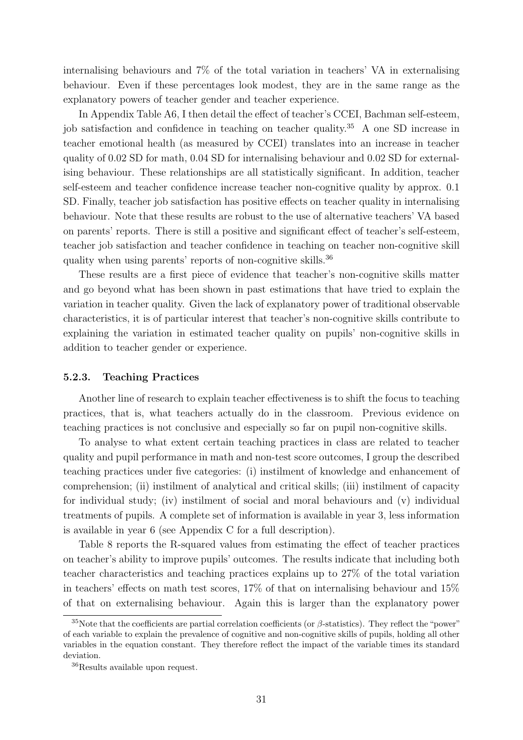internalising behaviours and 7% of the total variation in teachers' VA in externalising behaviour. Even if these percentages look modest, they are in the same range as the explanatory powers of teacher gender and teacher experience.

In Appendix Table A6, I then detail the effect of teacher's CCEI, Bachman self-esteem, job satisfaction and confidence in teaching on teacher quality.[35] A one SD increase in teacher emotional health (as measured by CCEI) translates into an increase in teacher quality of 0.02 SD for math, 0.04 SD for internalising behaviour and 0.02 SD for externalising behaviour. These relationships are all statistically significant. In addition, teacher self-esteem and teacher confidence increase teacher non-cognitive quality by approx. 0.1 SD. Finally, teacher job satisfaction has positive effects on teacher quality in internalising behaviour. Note that these results are robust to the use of alternative teachers' VA based on parents' reports. There is still a positive and significant effect of teacher's self-esteem, teacher job satisfaction and teacher confidence in teaching on teacher non-cognitive skill quality when using parents' reports of non-cognitive skills.[36]

These results are a first piece of evidence that teacher's non-cognitive skills matter and go beyond what has been shown in past estimations that have tried to explain the variation in teacher quality. Given the lack of explanatory power of traditional observable characteristics, it is of particular interest that teacher's non-cognitive skills contribute to explaining the variation in estimated teacher quality on pupils' non-cognitive skills in addition to teacher gender or experience.

### 5.2.3. Teaching Practices

Another line of research to explain teacher effectiveness is to shift the focus to teaching practices, that is, what teachers actually do in the classroom. Previous evidence on teaching practices is not conclusive and especially so far on pupil non-cognitive skills.

To analyse to what extent certain teaching practices in class are related to teacher quality and pupil performance in math and non-test score outcomes, I group the described teaching practices under five categories: (i) instilment of knowledge and enhancement of comprehension; (ii) instilment of analytical and critical skills; (iii) instilment of capacity for individual study; (iv) instilment of social and moral behaviours and (v) individual treatments of pupils. A complete set of information is available in year 3, less information is available in year 6 (see Appendix C for a full description).

Table 8 reports the R-squared values from estimating the effect of teacher practices on teacher's ability to improve pupils' outcomes. The results indicate that including both teacher characteristics and teaching practices explains up to 27% of the total variation in teachers' effects on math test scores, 17% of that on internalising behaviour and 15% of that on externalising behaviour. Again this is larger than the explanatory power

[35] Note that the coefficients are partial correlation coefficients (or $\beta$-statistics). They reflect the "power" of each variable to explain the prevalence of cognitive and non-cognitive skills of pupils, holding all other variables in the equation constant. They therefore reflect the impact of the variable times its standard deviation.

[36] Results available upon request.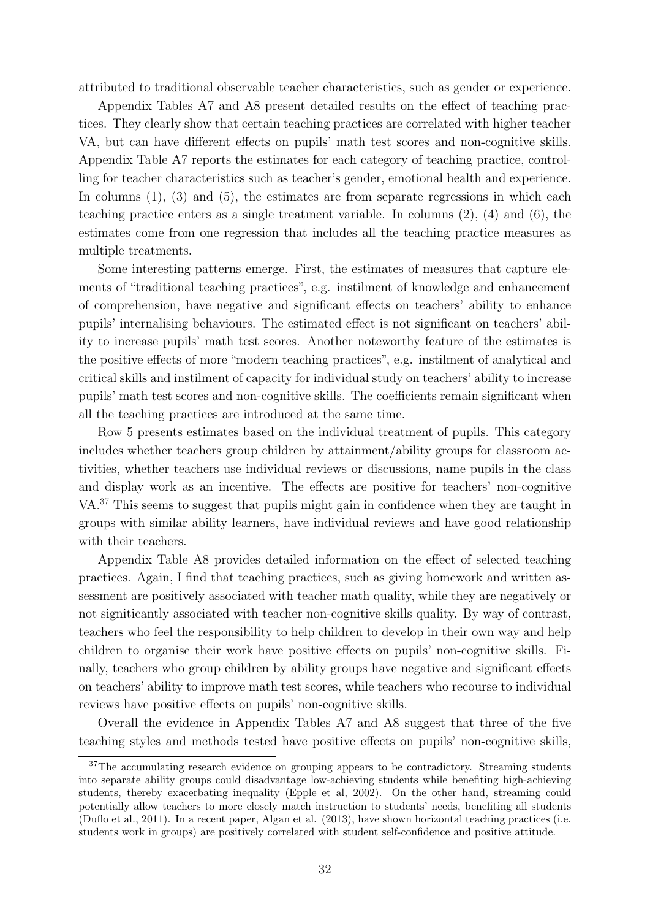attributed to traditional observable teacher characteristics, such as gender or experience.

Appendix Tables A7 and A8 present detailed results on the effect of teaching practices. They clearly show that certain teaching practices are correlated with higher teacher VA, but can have different effects on pupils' math test scores and non-cognitive skills. Appendix Table A7 reports the estimates for each category of teaching practice, controlling for teacher characteristics such as teacher's gender, emotional health and experience. In columns (1), (3) and (5), the estimates are from separate regressions in which each teaching practice enters as a single treatment variable. In columns (2), (4) and (6), the estimates come from one regression that includes all the teaching practice measures as multiple treatments.

Some interesting patterns emerge. First, the estimates of measures that capture elements of "traditional teaching practices", e.g. instilment of knowledge and enhancement of comprehension, have negative and significant effects on teachers' ability to enhance pupils' internalising behaviours. The estimated effect is not significant on teachers' ability to increase pupils' math test scores. Another noteworthy feature of the estimates is the positive effects of more "modern teaching practices", e.g. instilment of analytical and critical skills and instilment of capacity for individual study on teachers' ability to increase pupils' math test scores and non-cognitive skills. The coefficients remain significant when all the teaching practices are introduced at the same time.

Row 5 presents estimates based on the individual treatment of pupils. This category includes whether teachers group children by attainment/ability groups for classroom activities, whether teachers use individual reviews or discussions, name pupils in the class and display work as an incentive. The effects are positive for teachers' non-cognitive VA.[37] This seems to suggest that pupils might gain in confidence when they are taught in groups with similar ability learners, have individual reviews and have good relationship with their teachers.

Appendix Table A8 provides detailed information on the effect of selected teaching practices. Again, I find that teaching practices, such as giving homework and written assessment are positively associated with teacher math quality, while they are negatively or not signiticantly associated with teacher non-cognitive skills quality. By way of contrast, teachers who feel the responsibility to help children to develop in their own way and help children to organise their work have positive effects on pupils' non-cognitive skills. Finally, teachers who group children by ability groups have negative and significant effects on teachers' ability to improve math test scores, while teachers who recourse to individual reviews have positive effects on pupils' non-cognitive skills.

Overall the evidence in Appendix Tables A7 and A8 suggest that three of the five teaching styles and methods tested have positive effects on pupils' non-cognitive skills,

[37] The accumulating research evidence on grouping appears to be contradictory. Streaming students into separate ability groups could disadvantage low-achieving students while benefiting high-achieving students, thereby exacerbating inequality (Epple et al, 2002). On the other hand, streaming could potentially allow teachers to more closely match instruction to students' needs, benefiting all students (Duflo et al., 2011). In a recent paper, Algan et al. (2013), have shown horizontal teaching practices (i.e. students work in groups) are positively correlated with student self-confidence and positive attitude.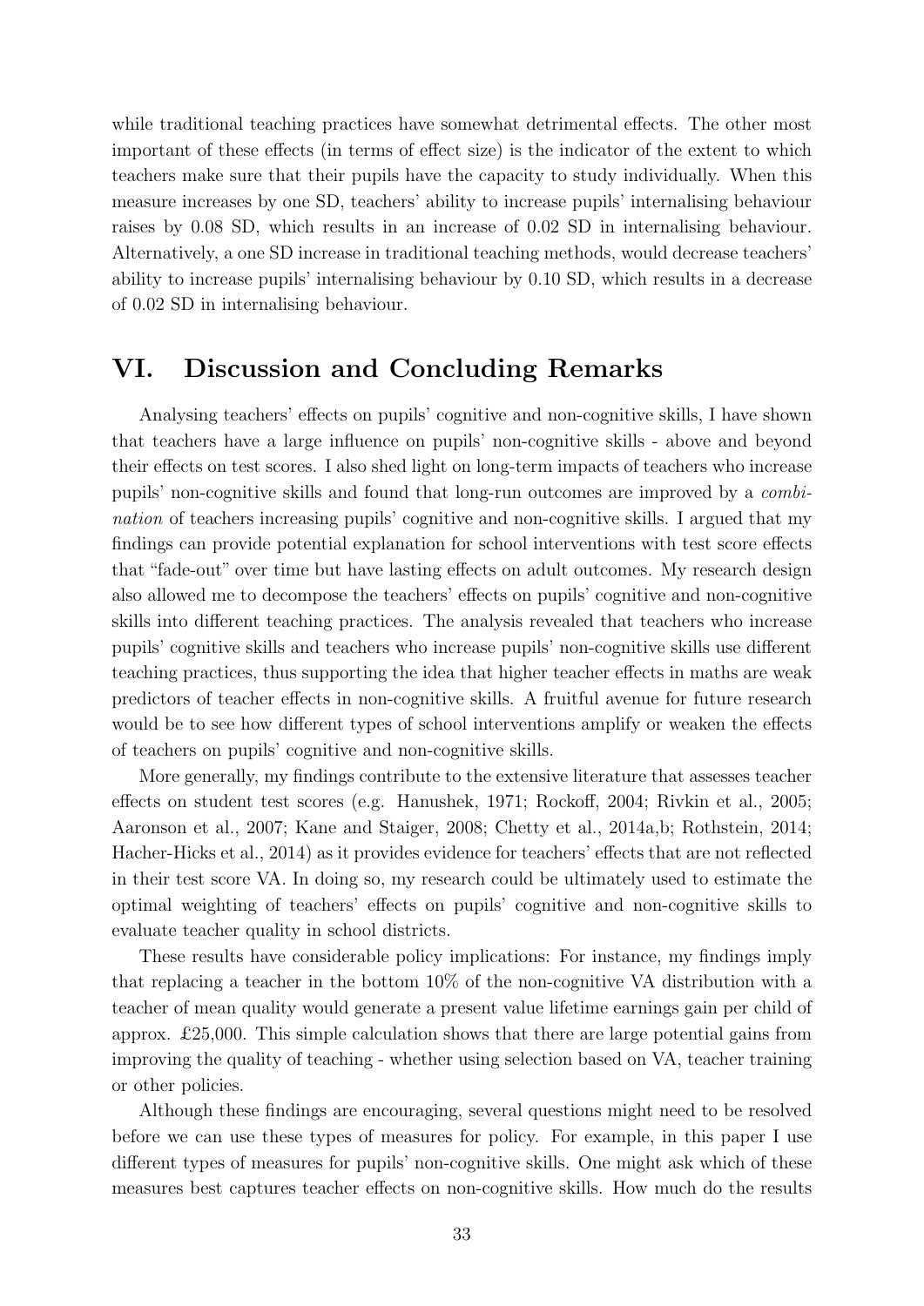while traditional teaching practices have somewhat detrimental effects. The other most important of these effects (in terms of effect size) is the indicator of the extent to which teachers make sure that their pupils have the capacity to study individually. When this measure increases by one SD, teachers' ability to increase pupils' internalising behaviour raises by 0.08 SD, which results in an increase of 0.02 SD in internalising behaviour. Alternatively, a one SD increase in traditional teaching methods, would decrease teachers' ability to increase pupils' internalising behaviour by 0.10 SD, which results in a decrease of 0.02 SD in internalising behaviour.

# VI. Discussion and Concluding Remarks

Analysing teachers' effects on pupils' cognitive and non-cognitive skills, I have shown that teachers have a large influence on pupils' non-cognitive skills - above and beyond their effects on test scores. I also shed light on long-term impacts of teachers who increase pupils' non-cognitive skills and found that long-run outcomes are improved by a *combination* of teachers increasing pupils' cognitive and non-cognitive skills. I argued that my findings can provide potential explanation for school interventions with test score effects that "fade-out" over time but have lasting effects on adult outcomes. My research design also allowed me to decompose the teachers' effects on pupils' cognitive and non-cognitive skills into different teaching practices. The analysis revealed that teachers who increase pupils' cognitive skills and teachers who increase pupils' non-cognitive skills use different teaching practices, thus supporting the idea that higher teacher effects in maths are weak predictors of teacher effects in non-cognitive skills. A fruitful avenue for future research would be to see how different types of school interventions amplify or weaken the effects of teachers on pupils' cognitive and non-cognitive skills.

More generally, my findings contribute to the extensive literature that assesses teacher effects on student test scores (e.g. Hanushek, 1971; Rockoff, 2004; Rivkin et al., 2005; Aaronson et al., 2007; Kane and Staiger, 2008; Chetty et al., 2014a,b; Rothstein, 2014; Hacher-Hicks et al., 2014) as it provides evidence for teachers' effects that are not reflected in their test score VA. In doing so, my research could be ultimately used to estimate the optimal weighting of teachers' effects on pupils' cognitive and non-cognitive skills to evaluate teacher quality in school districts.

These results have considerable policy implications: For instance, my findings imply that replacing a teacher in the bottom 10% of the non-cognitive VA distribution with a teacher of mean quality would generate a present value lifetime earnings gain per child of approx. £25,000. This simple calculation shows that there are large potential gains from improving the quality of teaching - whether using selection based on VA, teacher training or other policies.

Although these findings are encouraging, several questions might need to be resolved before we can use these types of measures for policy. For example, in this paper I use different types of measures for pupils' non-cognitive skills. One might ask which of these measures best captures teacher effects on non-cognitive skills. How much do the results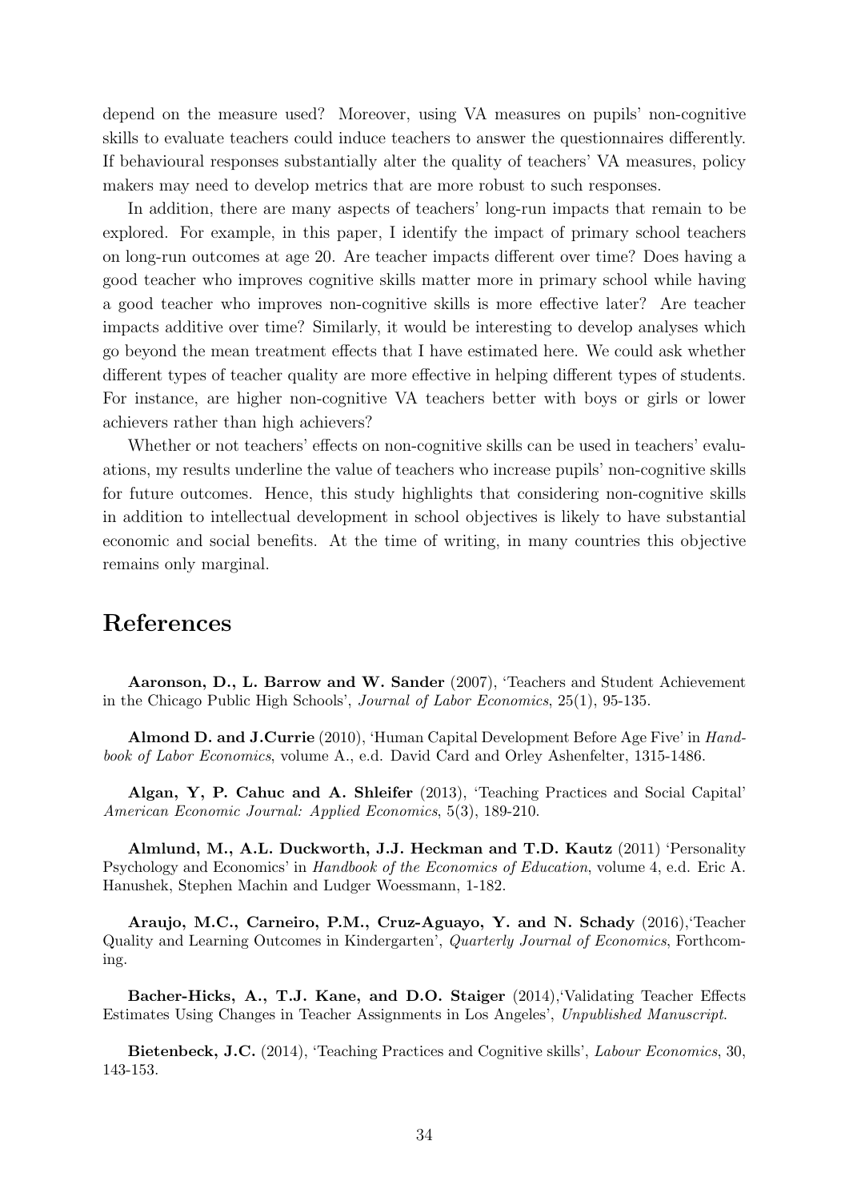depend on the measure used? Moreover, using VA measures on pupils' non-cognitive skills to evaluate teachers could induce teachers to answer the questionnaires differently. If behavioural responses substantially alter the quality of teachers' VA measures, policy makers may need to develop metrics that are more robust to such responses.

In addition, there are many aspects of teachers' long-run impacts that remain to be explored. For example, in this paper, I identify the impact of primary school teachers on long-run outcomes at age 20. Are teacher impacts different over time? Does having a good teacher who improves cognitive skills matter more in primary school while having a good teacher who improves non-cognitive skills is more effective later? Are teacher impacts additive over time? Similarly, it would be interesting to develop analyses which go beyond the mean treatment effects that I have estimated here. We could ask whether different types of teacher quality are more effective in helping different types of students. For instance, are higher non-cognitive VA teachers better with boys or girls or lower achievers rather than high achievers?

Whether or not teachers' effects on non-cognitive skills can be used in teachers' evaluations, my results underline the value of teachers who increase pupils' non-cognitive skills for future outcomes. Hence, this study highlights that considering non-cognitive skills in addition to intellectual development in school objectives is likely to have substantial economic and social benefits. At the time of writing, in many countries this objective remains only marginal.

# References

**Aaronson, D., L. Barrow and W. Sander** (2007), 'Teachers and Student Achievement in the Chicago Public High Schools', *Journal of Labor Economics*, 25(1), 95-135.

**Almond D. and J.Currie** (2010), 'Human Capital Development Before Age Five' in *Handbook of Labor Economics*, volume A., e.d. David Card and Orley Ashenfelter, 1315-1486.

**Algan, Y, P. Cahuc and A. Shleifer** (2013), 'Teaching Practices and Social Capital' *American Economic Journal: Applied Economics*, 5(3), 189-210.

**Almlund, M., A.L. Duckworth, J.J. Heckman and T.D. Kautz** (2011) 'Personality Psychology and Economics' in *Handbook of the Economics of Education*, volume 4, e.d. Eric A. Hanushek, Stephen Machin and Ludger Woessmann, 1-182.

**Araujo, M.C., Carneiro, P.M., Cruz-Aguayo, Y. and N. Schady** (2016),'Teacher Quality and Learning Outcomes in Kindergarten', *Quarterly Journal of Economics*, Forthcoming.

**Bacher-Hicks, A., T.J. Kane, and D.O. Staiger** (2014),'Validating Teacher Effects Estimates Using Changes in Teacher Assignments in Los Angeles', *Unpublished Manuscript*.

**Bietenbeck, J.C.** (2014), 'Teaching Practices and Cognitive skills', *Labour Economics*, 30, 143-153.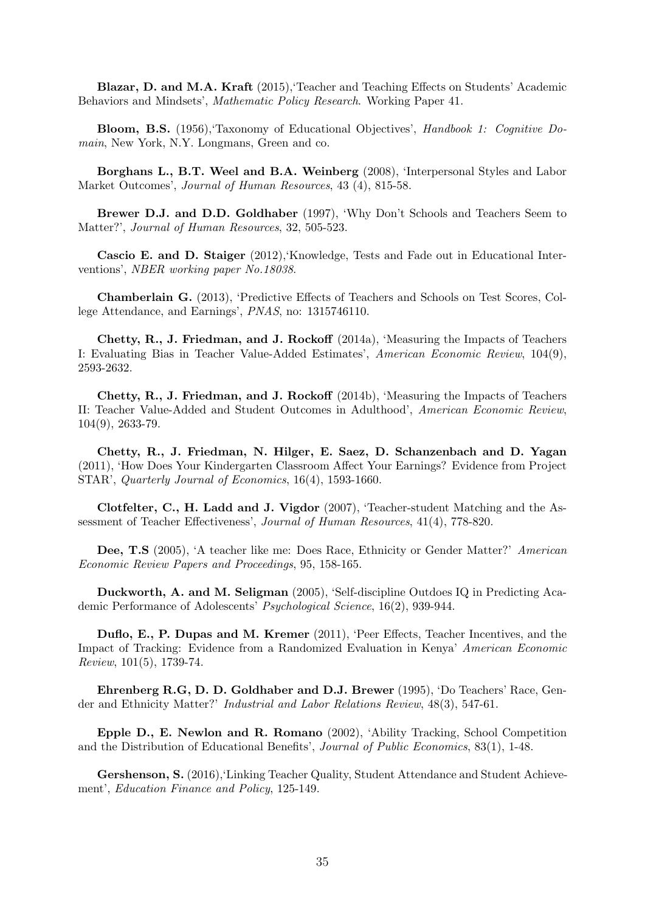**Blazar, D. and M.A. Kraft** (2015),'Teacher and Teaching Effects on Students' Academic Behaviors and Mindsets', *Mathematic Policy Research*. Working Paper 41.

**Bloom, B.S.** (1956),'Taxonomy of Educational Objectives', *Handbook 1: Cognitive Domain*, New York, N.Y. Longmans, Green and co.

**Borghans L., B.T. Weel and B.A. Weinberg** (2008), 'Interpersonal Styles and Labor Market Outcomes', *Journal of Human Resources*, 43 (4), 815-58.

**Brewer D.J. and D.D. Goldhaber** (1997), 'Why Don't Schools and Teachers Seem to Matter?', *Journal of Human Resources*, 32, 505-523.

**Cascio E. and D. Staiger** (2012),'Knowledge, Tests and Fade out in Educational Interventions', *NBER working paper No.18038*.

**Chamberlain G.** (2013), 'Predictive Effects of Teachers and Schools on Test Scores, College Attendance, and Earnings', *PNAS*, no: 1315746110.

**Chetty, R., J. Friedman, and J. Rockoff** (2014a), 'Measuring the Impacts of Teachers I: Evaluating Bias in Teacher Value-Added Estimates', *American Economic Review*, 104(9), 2593-2632.

**Chetty, R., J. Friedman, and J. Rockoff** (2014b), 'Measuring the Impacts of Teachers II: Teacher Value-Added and Student Outcomes in Adulthood', *American Economic Review*, 104(9), 2633-79.

**Chetty, R., J. Friedman, N. Hilger, E. Saez, D. Schanzenbach and D. Yagan** (2011), 'How Does Your Kindergarten Classroom Affect Your Earnings? Evidence from Project STAR', *Quarterly Journal of Economics*, 16(4), 1593-1660.

**Clotfelter, C., H. Ladd and J. Vigdor** (2007), 'Teacher-student Matching and the Assessment of Teacher Effectiveness', *Journal of Human Resources*, 41(4), 778-820.

**Dee, T.S** (2005), 'A teacher like me: Does Race, Ethnicity or Gender Matter?' *American Economic Review Papers and Proceedings*, 95, 158-165.

**Duckworth, A. and M. Seligman** (2005), 'Self-discipline Outdoes IQ in Predicting Academic Performance of Adolescents' *Psychological Science*, 16(2), 939-944.

**Duflo, E., P. Dupas and M. Kremer** (2011), 'Peer Effects, Teacher Incentives, and the Impact of Tracking: Evidence from a Randomized Evaluation in Kenya' *American Economic Review*, 101(5), 1739-74.

**Ehrenberg R.G, D. D. Goldhaber and D.J. Brewer** (1995), 'Do Teachers' Race, Gender and Ethnicity Matter?' *Industrial and Labor Relations Review*, 48(3), 547-61.

**Epple D., E. Newlon and R. Romano** (2002), 'Ability Tracking, School Competition and the Distribution of Educational Benefits', *Journal of Public Economics*, 83(1), 1-48.

**Gershenson, S.** (2016),'Linking Teacher Quality, Student Attendance and Student Achievement', *Education Finance and Policy*, 125-149.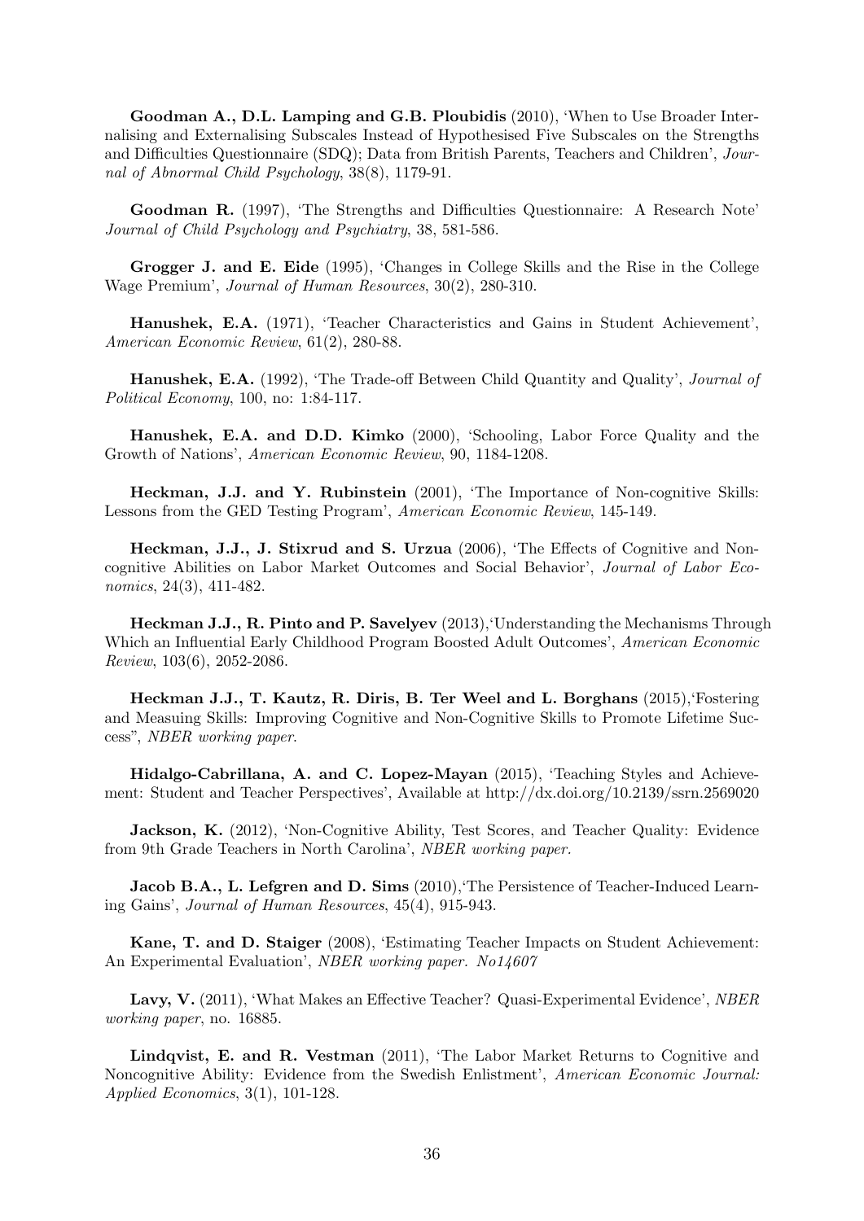**Goodman A., D.L. Lamping and G.B. Ploubidis** (2010), 'When to Use Broader Internalising and Externalising Subscales Instead of Hypothesised Five Subscales on the Strengths and Difficulties Questionnaire (SDQ); Data from British Parents, Teachers and Children', *Journal of Abnormal Child Psychology*, 38(8), 1179-91.

**Goodman R.** (1997), 'The Strengths and Difficulties Questionnaire: A Research Note' *Journal of Child Psychology and Psychiatry*, 38, 581-586.

**Grogger J. and E. Eide** (1995), 'Changes in College Skills and the Rise in the College Wage Premium', *Journal of Human Resources*, 30(2), 280-310.

**Hanushek, E.A.** (1971), 'Teacher Characteristics and Gains in Student Achievement', *American Economic Review*, 61(2), 280-88.

**Hanushek, E.A.** (1992), 'The Trade-off Between Child Quantity and Quality', *Journal of Political Economy*, 100, no: 1:84-117.

**Hanushek, E.A. and D.D. Kimko** (2000), 'Schooling, Labor Force Quality and the Growth of Nations', *American Economic Review*, 90, 1184-1208.

**Heckman, J.J. and Y. Rubinstein** (2001), 'The Importance of Non-cognitive Skills: Lessons from the GED Testing Program', *American Economic Review*, 145-149.

**Heckman, J.J., J. Stixrud and S. Urzua** (2006), 'The Effects of Cognitive and Noncognitive Abilities on Labor Market Outcomes and Social Behavior', *Journal of Labor Economics*, 24(3), 411-482.

**Heckman J.J., R. Pinto and P. Savelyev** (2013),'Understanding the Mechanisms Through Which an Influential Early Childhood Program Boosted Adult Outcomes', *American Economic Review*, 103(6), 2052-2086.

**Heckman J.J., T. Kautz, R. Diris, B. Ter Weel and L. Borghans** (2015),'Fostering and Measuing Skills: Improving Cognitive and Non-Cognitive Skills to Promote Lifetime Success", *NBER working paper*.

**Hidalgo-Cabrillana, A. and C. Lopez-Mayan** (2015), 'Teaching Styles and Achievement: Student and Teacher Perspectives', Available at http://dx.doi.org/10.2139/ssrn.2569020

**Jackson, K.** (2012), 'Non-Cognitive Ability, Test Scores, and Teacher Quality: Evidence from 9th Grade Teachers in North Carolina', *NBER working paper*.

**Jacob B.A., L. Lefgren and D. Sims** (2010),'The Persistence of Teacher-Induced Learning Gains', *Journal of Human Resources*, 45(4), 915-943.

**Kane, T. and D. Staiger** (2008), 'Estimating Teacher Impacts on Student Achievement: An Experimental Evaluation', *NBER working paper. No14607*

**Lavy, V.** (2011), 'What Makes an Effective Teacher? Quasi-Experimental Evidence', *NBER working paper*, no. 16885.

**Lindqvist, E. and R. Vestman** (2011), 'The Labor Market Returns to Cognitive and Noncognitive Ability: Evidence from the Swedish Enlistment', *American Economic Journal: Applied Economics*, 3(1), 101-128.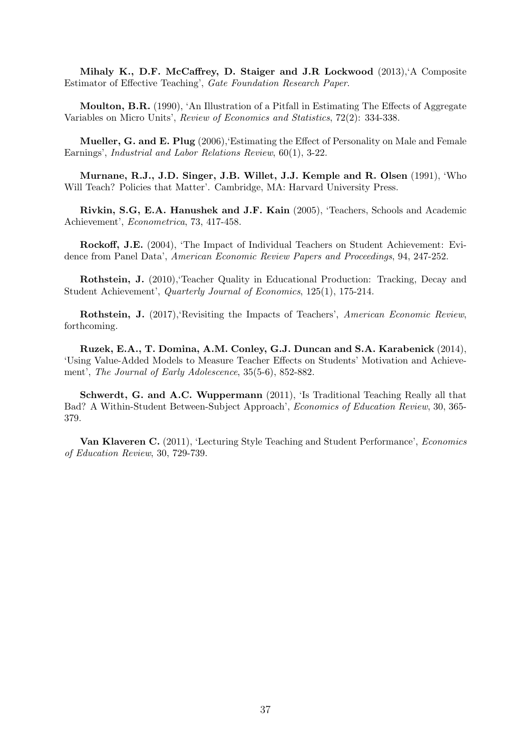**Mihaly K., D.F. McCaffrey, D. Staiger and J.R Lockwood** (2013),'A Composite Estimator of Effective Teaching', *Gate Foundation Research Paper*.

**Moulton, B.R.** (1990), 'An Illustration of a Pitfall in Estimating The Effects of Aggregate Variables on Micro Units', *Review of Economics and Statistics*, 72(2): 334-338.

**Mueller, G. and E. Plug** (2006),'Estimating the Effect of Personality on Male and Female Earnings', *Industrial and Labor Relations Review*, 60(1), 3-22.

**Murnane, R.J., J.D. Singer, J.B. Willet, J.J. Kemple and R. Olsen** (1991), 'Who Will Teach? Policies that Matter'. Cambridge, MA: Harvard University Press.

**Rivkin, S.G, E.A. Hanushek and J.F. Kain** (2005), 'Teachers, Schools and Academic Achievement', *Econometrica*, 73, 417-458.

**Rockoff, J.E.** (2004), 'The Impact of Individual Teachers on Student Achievement: Evidence from Panel Data', *American Economic Review Papers and Proceedings*, 94, 247-252.

**Rothstein, J.** (2010),'Teacher Quality in Educational Production: Tracking, Decay and Student Achievement', *Quarterly Journal of Economics*, 125(1), 175-214.

**Rothstein, J.** (2017),'Revisiting the Impacts of Teachers', *American Economic Review*, forthcoming.

**Ruzek, E.A., T. Domina, A.M. Conley, G.J. Duncan and S.A. Karabenick** (2014), 'Using Value-Added Models to Measure Teacher Effects on Students' Motivation and Achievement', *The Journal of Early Adolescence*, 35(5-6), 852-882.

**Schwerdt, G. and A.C. Wuppermann** (2011), 'Is Traditional Teaching Really all that Bad? A Within-Student Between-Subject Approach', *Economics of Education Review*, 30, 365-379.

**Van Klaveren C.** (2011), 'Lecturing Style Teaching and Student Performance', *Economics of Education Review*, 30, 729-739.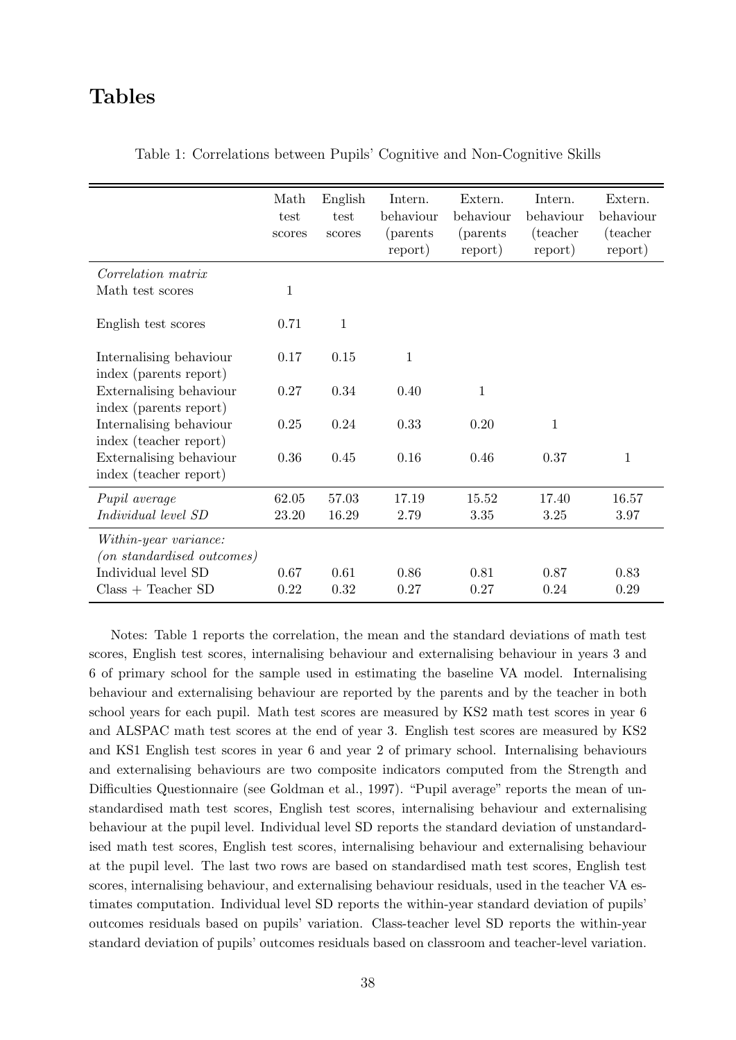# Tables

Table 1: Correlations between Pupils' Cognitive and Non-Cognitive Skills

| | Math test scores | English test scores | Intern. behaviour (parents report) | Extern. behaviour (parents report) | Intern. behaviour (teacher report) | Extern. behaviour (teacher report) |
|---|---|---|---|---|---|---|
| *Correlation matrix* | | | | | | |
| Math test scores | 1 | | | | | |
| English test scores | 0.71 | 1 | | | | |
| Internalising behaviour index (parents report) | 0.17 | 0.15 | 1 | | | |
| Externalising behaviour index (parents report) | 0.27 | 0.34 | 0.40 | 1 | | |
| Internalising behaviour index (teacher report) | 0.25 | 0.24 | 0.33 | 0.20 | 1 | |
| Externalising behaviour index (teacher report) | 0.36 | 0.45 | 0.16 | 0.46 | 0.37 | 1 |
| *Pupil average* | 62.05 | 57.03 | 17.19 | 15.52 | 17.40 | 16.57 |
| *Individual level SD* | 23.20 | 16.29 | 2.79 | 3.35 | 3.25 | 3.97 |
| *Within-year variance: (on standardised outcomes)* | | | | | | |
| Individual level SD | 0.67 | 0.61 | 0.86 | 0.81 | 0.87 | 0.83 |
| Class + Teacher SD | 0.22 | 0.32 | 0.27 | 0.27 | 0.24 | 0.29 |

Notes: Table 1 reports the correlation, the mean and the standard deviations of math test scores, English test scores, internalising behaviour and externalising behaviour in years 3 and 6 of primary school for the sample used in estimating the baseline VA model. Internalising behaviour and externalising behaviour are reported by the parents and by the teacher in both school years for each pupil. Math test scores are measured by KS2 math test scores in year 6 and ALSPAC math test scores at the end of year 3. English test scores are measured by KS2 and KS1 English test scores in year 6 and year 2 of primary school. Internalising behaviours and externalising behaviours are two composite indicators computed from the Strength and Difficulties Questionnaire (see Goldman et al., 1997). "Pupil average" reports the mean of unstandardised math test scores, English test scores, internalising behaviour and externalising behaviour at the pupil level. Individual level SD reports the standard deviation of unstandardised math test scores, English test scores, internalising behaviour and externalising behaviour at the pupil level. The last two rows are based on standardised math test scores, English test scores, internalising behaviour, and externalising behaviour residuals, used in the teacher VA estimates computation. Individual level SD reports the within-year standard deviation of pupils' outcomes residuals based on pupils' variation. Class-teacher level SD reports the within-year standard deviation of pupils' outcomes residuals based on classroom and teacher-level variation.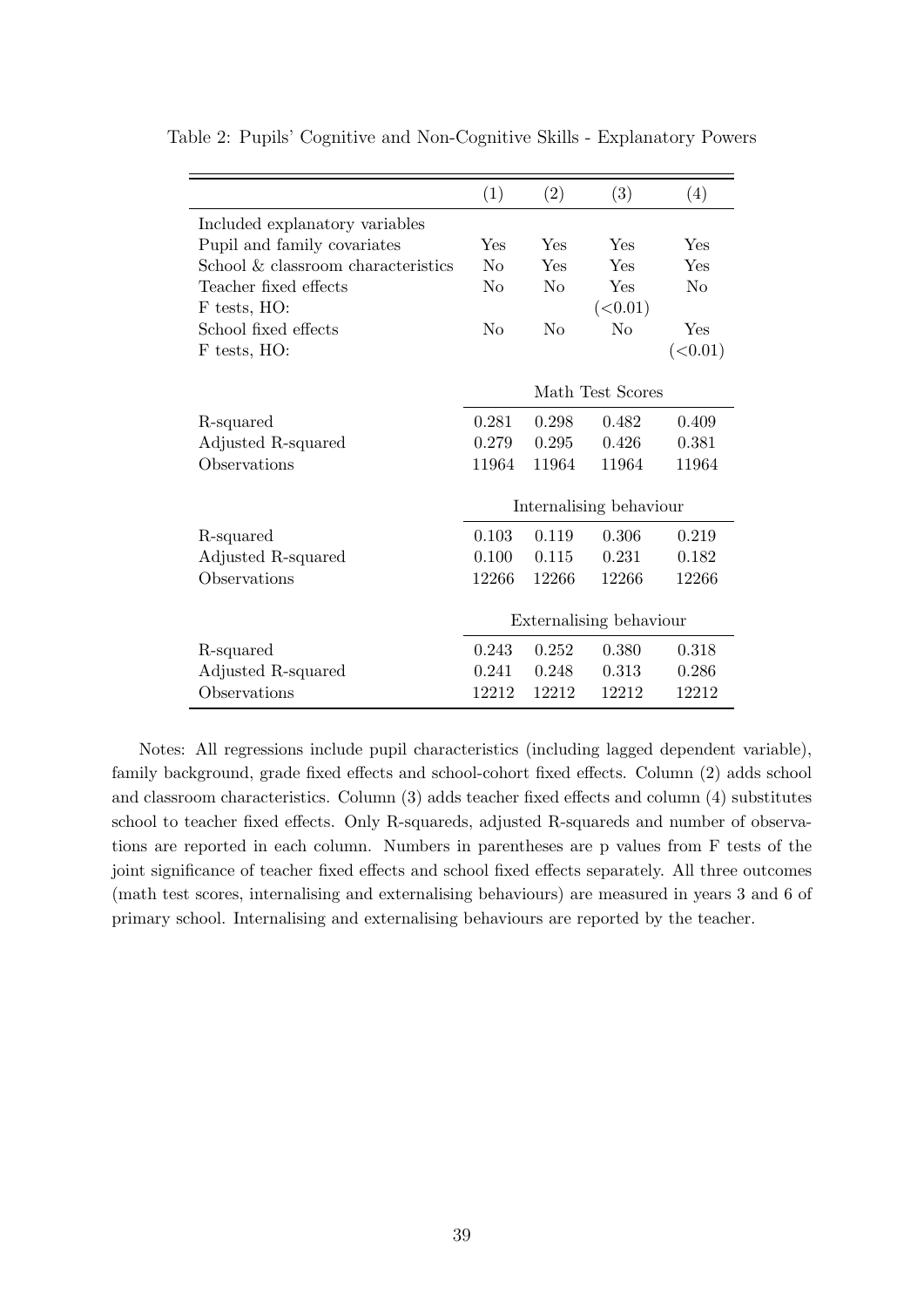Table 2: Pupils' Cognitive and Non-Cognitive Skills - Explanatory Powers

| | (1) | (2) | (3) | (4) |
|---|---|---|---|---|
| Included explanatory variables | | | | |
| Pupil and family covariates | Yes | Yes | Yes | Yes |
| School & classroom characteristics | No | Yes | Yes | Yes |
| Teacher fixed effects | No | No | Yes | No |
| F tests, HO: | | | (<0.01) | |
| School fixed effects | No | No | No | Yes |
| F tests, HO: | | | | (<0.01) |
| | Math Test Scores | | | |
| R-squared | 0.281 | 0.298 | 0.482 | 0.409 |
| Adjusted R-squared | 0.279 | 0.295 | 0.426 | 0.381 |
| Observations | 11964 | 11964 | 11964 | 11964 |
| | Internalising behaviour | | | |
| R-squared | 0.103 | 0.119 | 0.306 | 0.219 |
| Adjusted R-squared | 0.100 | 0.115 | 0.231 | 0.182 |
| Observations | 12266 | 12266 | 12266 | 12266 |
| | Externalising behaviour | | | |
| R-squared | 0.243 | 0.252 | 0.380 | 0.318 |
| Adjusted R-squared | 0.241 | 0.248 | 0.313 | 0.286 |
| Observations | 12212 | 12212 | 12212 | 12212 |

Notes: All regressions include pupil characteristics (including lagged dependent variable), family background, grade fixed effects and school-cohort fixed effects. Column (2) adds school and classroom characteristics. Column (3) adds teacher fixed effects and column (4) substitutes school to teacher fixed effects. Only R-squareds, adjusted R-squareds and number of observations are reported in each column. Numbers in parentheses are p values from F tests of the joint significance of teacher fixed effects and school fixed effects separately. All three outcomes (math test scores, internalising and externalising behaviours) are measured in years 3 and 6 of primary school. Internalising and externalising behaviours are reported by the teacher.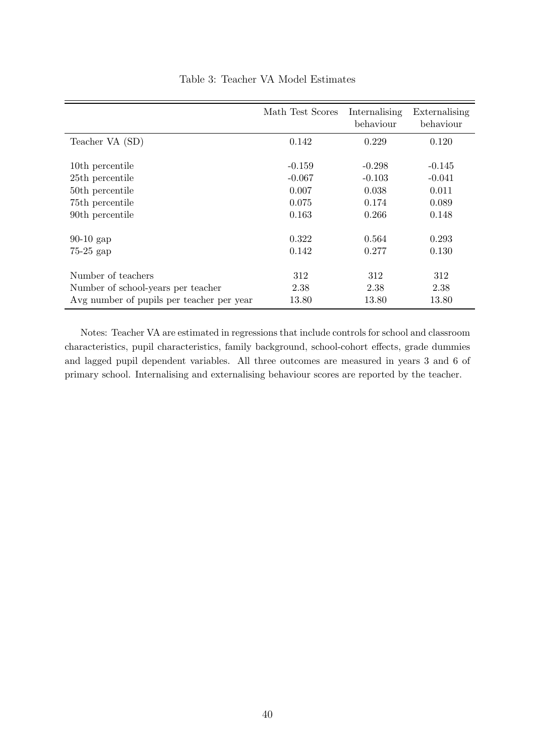Table 3: Teacher VA Model Estimates

| | Math Test Scores | Internalising behaviour | Externalising behaviour |
|---|---|---|---|
| Teacher VA (SD) | 0.142 | 0.229 | 0.120 |
| | | | |
| 10th percentile | -0.159 | -0.298 | -0.145 |
| 25th percentile | -0.067 | -0.103 | -0.041 |
| 50th percentile | 0.007 | 0.038 | 0.011 |
| 75th percentile | 0.075 | 0.174 | 0.089 |
| 90th percentile | 0.163 | 0.266 | 0.148 |
| | | | |
| 90-10 gap | 0.322 | 0.564 | 0.293 |
| 75-25 gap | 0.142 | 0.277 | 0.130 |
| | | | |
| Number of teachers | 312 | 312 | 312 |
| Number of school-years per teacher | 2.38 | 2.38 | 2.38 |
| Avg number of pupils per teacher per year | 13.80 | 13.80 | 13.80 |

Notes: Teacher VA are estimated in regressions that include controls for school and classroom characteristics, pupil characteristics, family background, school-cohort effects, grade dummies and lagged pupil dependent variables. All three outcomes are measured in years 3 and 6 of primary school. Internalising and externalising behaviour scores are reported by the teacher.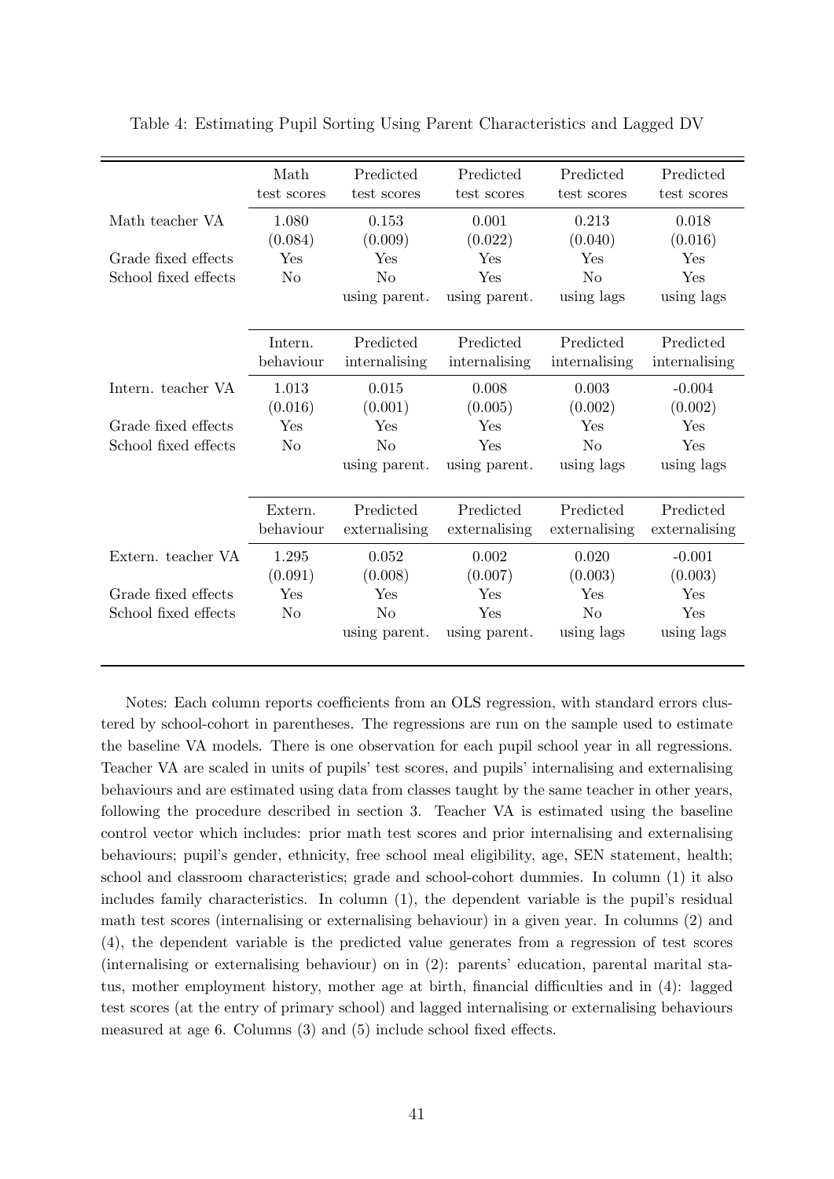Table 4: Estimating Pupil Sorting Using Parent Characteristics and Lagged DV

| | Math test scores | Predicted test scores | Predicted test scores | Predicted test scores | Predicted test scores |
|---|---|---|---|---|---|
| Math teacher VA | 1.080 | 0.153 | 0.001 | 0.213 | 0.018 |
| | (0.084) | (0.009) | (0.022) | (0.040) | (0.016) |
| Grade fixed effects | Yes | Yes | Yes | Yes | Yes |
| School fixed effects | No | No | Yes | No | Yes |
| | | using parent. | using parent. | using lags | using lags |
| | **Intern. behaviour** | **Predicted internalising** | **Predicted internalising** | **Predicted internalising** | **Predicted internalising** |
| Intern. teacher VA | 1.013 | 0.015 | 0.008 | 0.003 | -0.004 |
| | (0.016) | (0.001) | (0.005) | (0.002) | (0.002) |
| Grade fixed effects | Yes | Yes | Yes | Yes | Yes |
| School fixed effects | No | No | Yes | No | Yes |
| | | using parent. | using parent. | using lags | using lags |
| | **Extern. behaviour** | **Predicted externalising** | **Predicted externalising** | **Predicted externalising** | **Predicted externalising** |
| Extern. teacher VA | 1.295 | 0.052 | 0.002 | 0.020 | -0.001 |
| | (0.091) | (0.008) | (0.007) | (0.003) | (0.003) |
| Grade fixed effects | Yes | Yes | Yes | Yes | Yes |
| School fixed effects | No | No | Yes | No | Yes |
| | | using parent. | using parent. | using lags | using lags |

Notes: Each column reports coefficients from an OLS regression, with standard errors clustered by school-cohort in parentheses. The regressions are run on the sample used to estimate the baseline VA models. There is one observation for each pupil school year in all regressions. Teacher VA are scaled in units of pupils' test scores, and pupils' internalising and externalising behaviours and are estimated using data from classes taught by the same teacher in other years, following the procedure described in section 3. Teacher VA is estimated using the baseline control vector which includes: prior math test scores and prior internalising and externalising behaviours; pupil's gender, ethnicity, free school meal eligibility, age, SEN statement, health; school and classroom characteristics; grade and school-cohort dummies. In column (1) it also includes family characteristics. In column (1), the dependent variable is the pupil's residual math test scores (internalising or externalising behaviour) in a given year. In columns (2) and (4), the dependent variable is the predicted value generates from a regression of test scores (internalising or externalising behaviour) on in (2): parents' education, parental marital status, mother employment history, mother age at birth, financial difficulties and in (4): lagged test scores (at the entry of primary school) and lagged internalising or externalising behaviours measured at age 6. Columns (3) and (5) include school fixed effects.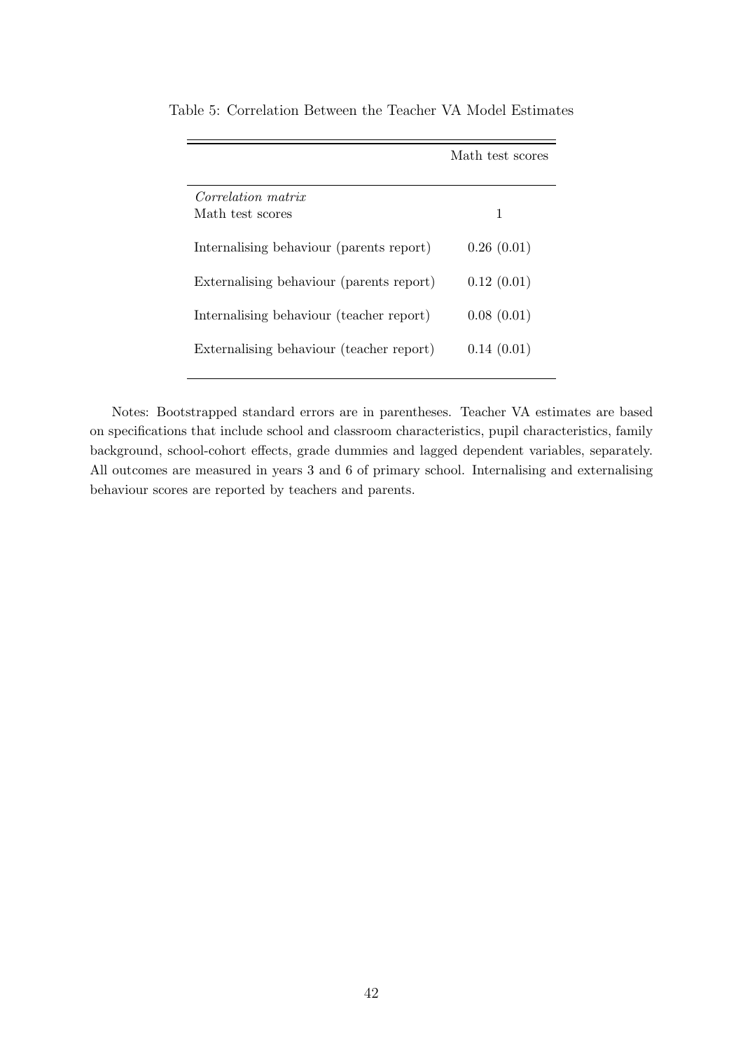Table 5: Correlation Between the Teacher VA Model Estimates

| | Math test scores |
|---|---|
| *Correlation matrix* | |
| Math test scores | 1 |
| Internalising behaviour (parents report) | 0.26 (0.01) |
| Externalising behaviour (parents report) | 0.12 (0.01) |
| Internalising behaviour (teacher report) | 0.08 (0.01) |
| Externalising behaviour (teacher report) | 0.14 (0.01) |

Notes: Bootstrapped standard errors are in parentheses. Teacher VA estimates are based on specifications that include school and classroom characteristics, pupil characteristics, family background, school-cohort effects, grade dummies and lagged dependent variables, separately. All outcomes are measured in years 3 and 6 of primary school. Internalising and externalising behaviour scores are reported by teachers and parents.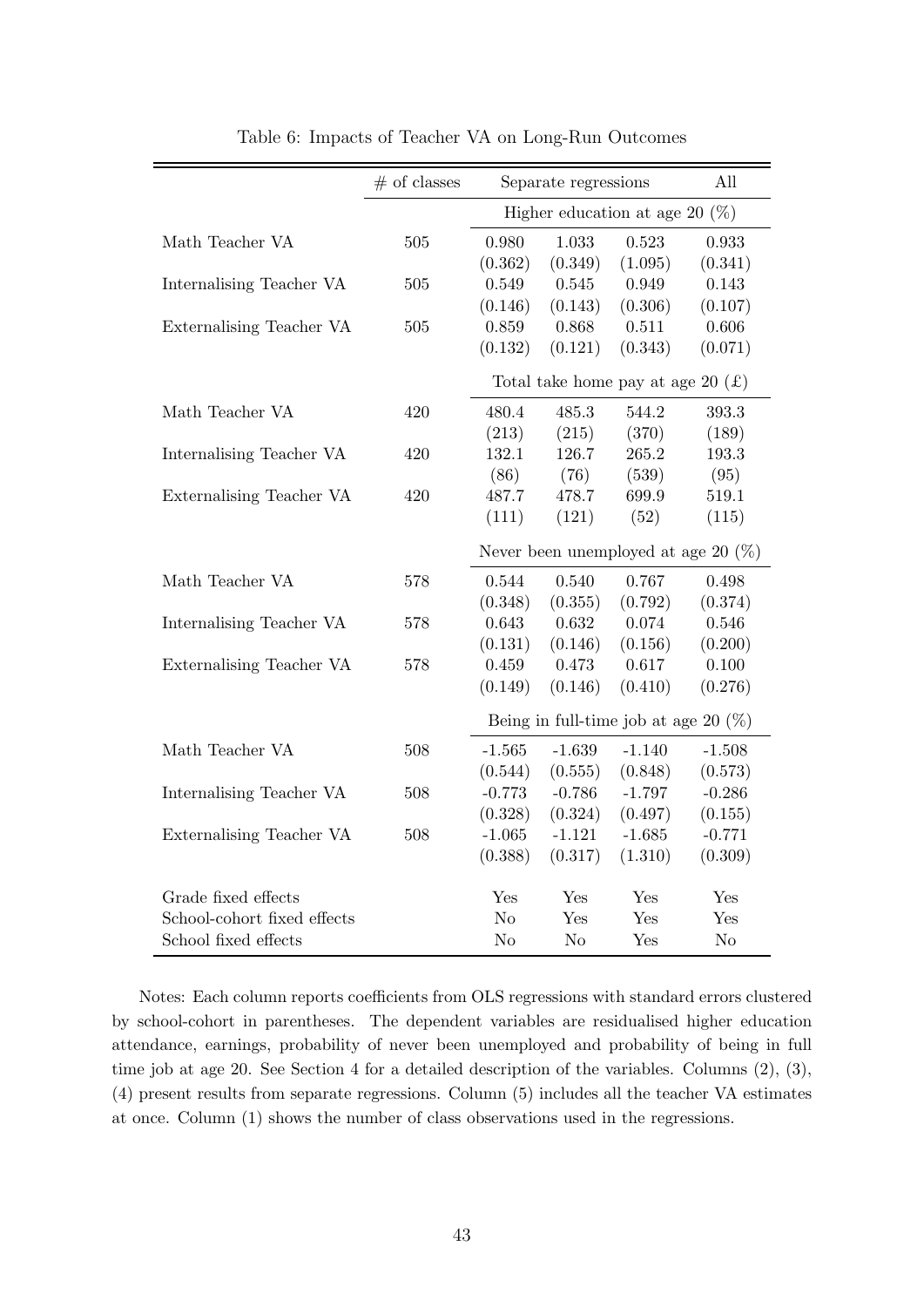Table 6: Impacts of Teacher VA on Long-Run Outcomes

| | # of classes | Separate regressions | | | All |
|---|---|---|---|---|---|
| | | Higher education at age 20 (%) | | | |
| Math Teacher VA | 505 | 0.980 | 1.033 | 0.523 | 0.933 |
| | | (0.362) | (0.349) | (1.095) | (0.341) |
| Internalising Teacher VA | 505 | 0.549 | 0.545 | 0.949 | 0.143 |
| | | (0.146) | (0.143) | (0.306) | (0.107) |
| Externalising Teacher VA | 505 | 0.859 | 0.868 | 0.511 | 0.606 |
| | | (0.132) | (0.121) | (0.343) | (0.071) |
| | | Total take home pay at age 20 (£) | | | |
| Math Teacher VA | 420 | 480.4 | 485.3 | 544.2 | 393.3 |
| | | (213) | (215) | (370) | (189) |
| Internalising Teacher VA | 420 | 132.1 | 126.7 | 265.2 | 193.3 |
| | | (86) | (76) | (539) | (95) |
| Externalising Teacher VA | 420 | 487.7 | 478.7 | 699.9 | 519.1 |
| | | (111) | (121) | (52) | (115) |
| | | Never been unemployed at age 20 (%) | | | |
| Math Teacher VA | 578 | 0.544 | 0.540 | 0.767 | 0.498 |
| | | (0.348) | (0.355) | (0.792) | (0.374) |
| Internalising Teacher VA | 578 | 0.643 | 0.632 | 0.074 | 0.546 |
| | | (0.131) | (0.146) | (0.156) | (0.200) |
| Externalising Teacher VA | 578 | 0.459 | 0.473 | 0.617 | 0.100 |
| | | (0.149) | (0.146) | (0.410) | (0.276) |
| | | Being in full-time job at age 20 (%) | | | |
| Math Teacher VA | 508 | -1.565 | -1.639 | -1.140 | -1.508 |
| | | (0.544) | (0.555) | (0.848) | (0.573) |
| Internalising Teacher VA | 508 | -0.773 | -0.786 | -1.797 | -0.286 |
| | | (0.328) | (0.324) | (0.497) | (0.155) |
| Externalising Teacher VA | 508 | -1.065 | -1.121 | -1.685 | -0.771 |
| | | (0.388) | (0.317) | (1.310) | (0.309) |
| Grade fixed effects | | Yes | Yes | Yes | Yes |
| School-cohort fixed effects | | No | Yes | Yes | Yes |
| School fixed effects | | No | No | Yes | No |

Notes: Each column reports coefficients from OLS regressions with standard errors clustered by school-cohort in parentheses. The dependent variables are residualised higher education attendance, earnings, probability of never been unemployed and probability of being in full time job at age 20. See Section 4 for a detailed description of the variables. Columns (2), (3), (4) present results from separate regressions. Column (5) includes all the teacher VA estimates at once. Column (1) shows the number of class observations used in the regressions.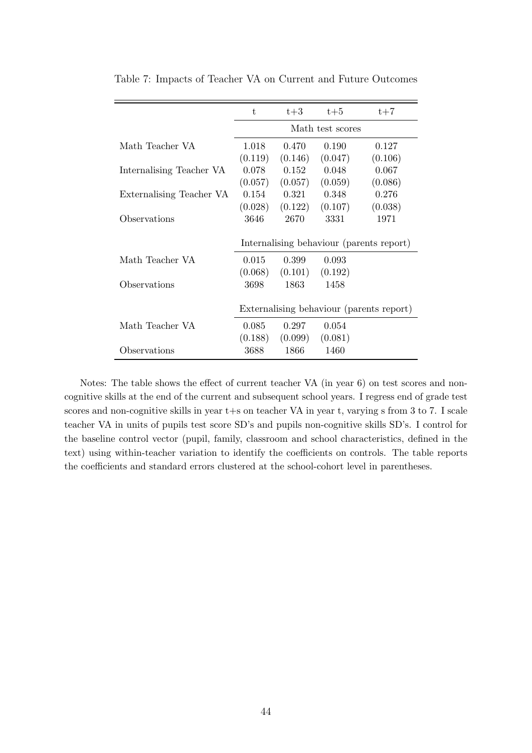Table 7: Impacts of Teacher VA on Current and Future Outcomes

| | t | t+3 | t+5 | t+7 |
|---|---|---|---|---|
| | Math test scores | | | |
| Math Teacher VA | 1.018 | 0.470 | 0.190 | 0.127 |
| | (0.119) | (0.146) | (0.047) | (0.106) |
| Internalising Teacher VA | 0.078 | 0.152 | 0.048 | 0.067 |
| | (0.057) | (0.057) | (0.059) | (0.086) |
| Externalising Teacher VA | 0.154 | 0.321 | 0.348 | 0.276 |
| | (0.028) | (0.122) | (0.107) | (0.038) |
| Observations | 3646 | 2670 | 3331 | 1971 |
| | Internalising behaviour (parents report) | | | |
| Math Teacher VA | 0.015 | 0.399 | 0.093 | |
| | (0.068) | (0.101) | (0.192) | |
| Observations | 3698 | 1863 | 1458 | |
| | Externalising behaviour (parents report) | | | |
| Math Teacher VA | 0.085 | 0.297 | 0.054 | |
| | (0.188) | (0.099) | (0.081) | |
| Observations | 3688 | 1866 | 1460 | |

Notes: The table shows the effect of current teacher VA (in year 6) on test scores and non-cognitive skills at the end of the current and subsequent school years. I regress end of grade test scores and non-cognitive skills in year t+s on teacher VA in year t, varying s from 3 to 7. I scale teacher VA in units of pupils test score SD's and pupils non-cognitive skills SD's. I control for the baseline control vector (pupil, family, classroom and school characteristics, defined in the text) using within-teacher variation to identify the coefficients on controls. The table reports the coefficients and standard errors clustered at the school-cohort level in parentheses.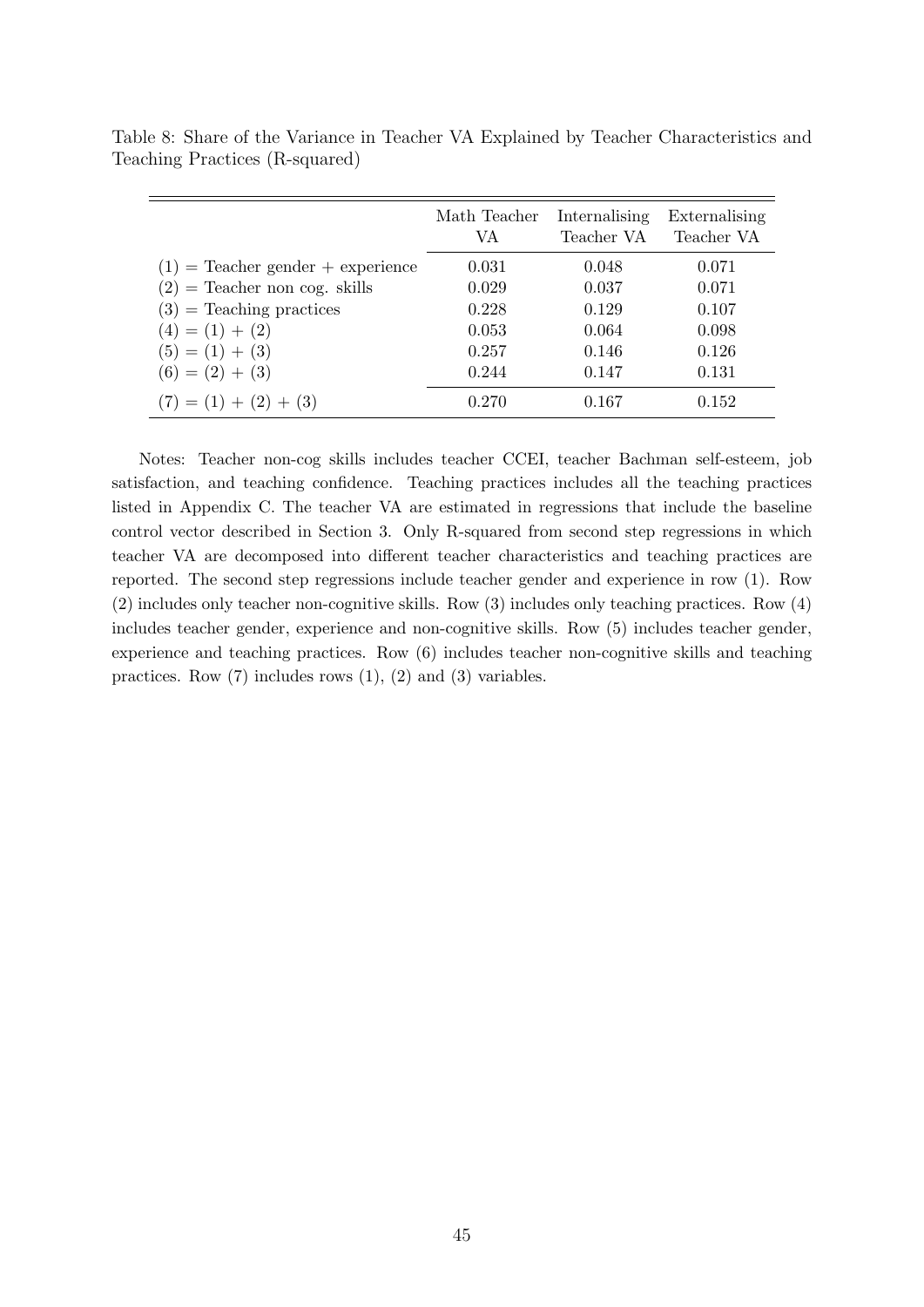Table 8: Share of the Variance in Teacher VA Explained by Teacher Characteristics and Teaching Practices (R-squared)

| | Math Teacher VA | Internalising Teacher VA | Externalising Teacher VA |
|---|---|---|---|
| (1) = Teacher gender + experience | 0.031 | 0.048 | 0.071 |
| (2) = Teacher non cog. skills | 0.029 | 0.037 | 0.071 |
| (3) = Teaching practices | 0.228 | 0.129 | 0.107 |
| (4) = (1) + (2) | 0.053 | 0.064 | 0.098 |
| (5) = (1) + (3) | 0.257 | 0.146 | 0.126 |
| (6) = (2) + (3) | 0.244 | 0.147 | 0.131 |
| (7) = (1) + (2) + (3) | 0.270 | 0.167 | 0.152 |

Notes: Teacher non-cog skills includes teacher CCEI, teacher Bachman self-esteem, job satisfaction, and teaching confidence. Teaching practices includes all the teaching practices listed in Appendix C. The teacher VA are estimated in regressions that include the baseline control vector described in Section 3. Only R-squared from second step regressions in which teacher VA are decomposed into different teacher characteristics and teaching practices are reported. The second step regressions include teacher gender and experience in row (1). Row (2) includes only teacher non-cognitive skills. Row (3) includes only teaching practices. Row (4) includes teacher gender, experience and non-cognitive skills. Row (5) includes teacher gender, experience and teaching practices. Row (6) includes teacher non-cognitive skills and teaching practices. Row (7) includes rows (1), (2) and (3) variables.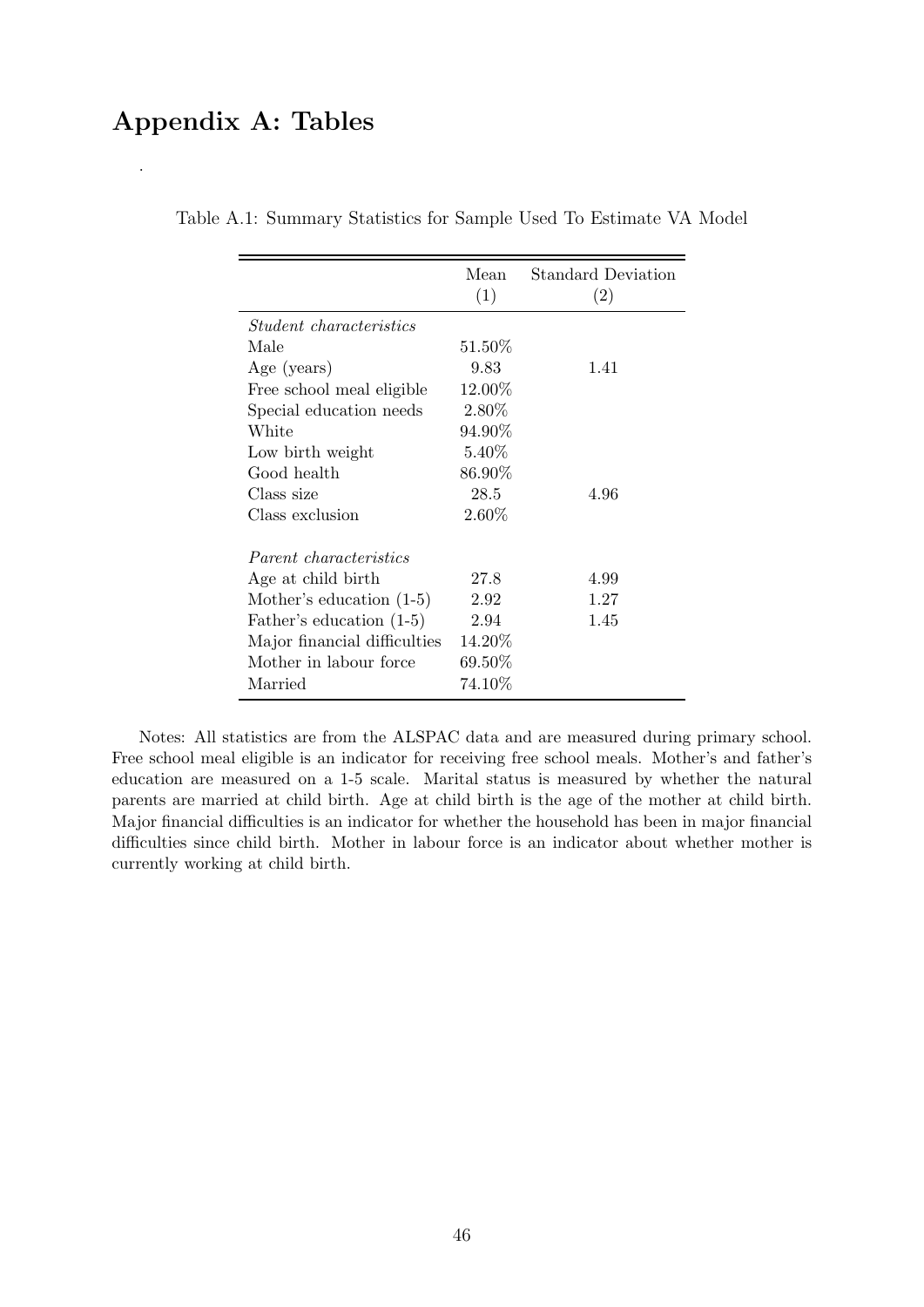# Appendix A: Tables

.

Table A.1: Summary Statistics for Sample Used To Estimate VA Model

| | Mean (1) | Standard Deviation (2) |
|---|---|---|
| *Student characteristics* | | |
| Male | 51.50% | |
| Age (years) | 9.83 | 1.41 |
| Free school meal eligible | 12.00% | |
| Special education needs | 2.80% | |
| White | 94.90% | |
| Low birth weight | 5.40% | |
| Good health | 86.90% | |
| Class size | 28.5 | 4.96 |
| Class exclusion | 2.60% | |
| *Parent characteristics* | | |
| Age at child birth | 27.8 | 4.99 |
| Mother's education (1-5) | 2.92 | 1.27 |
| Father's education (1-5) | 2.94 | 1.45 |
| Major financial difficulties | 14.20% | |
| Mother in labour force | 69.50% | |
| Married | 74.10% | |

Notes: All statistics are from the ALSPAC data and are measured during primary school. Free school meal eligible is an indicator for receiving free school meals. Mother's and father's education are measured on a 1-5 scale. Marital status is measured by whether the natural parents are married at child birth. Age at child birth is the age of the mother at child birth. Major financial difficulties is an indicator for whether the household has been in major financial difficulties since child birth. Mother in labour force is an indicator about whether mother is currently working at child birth.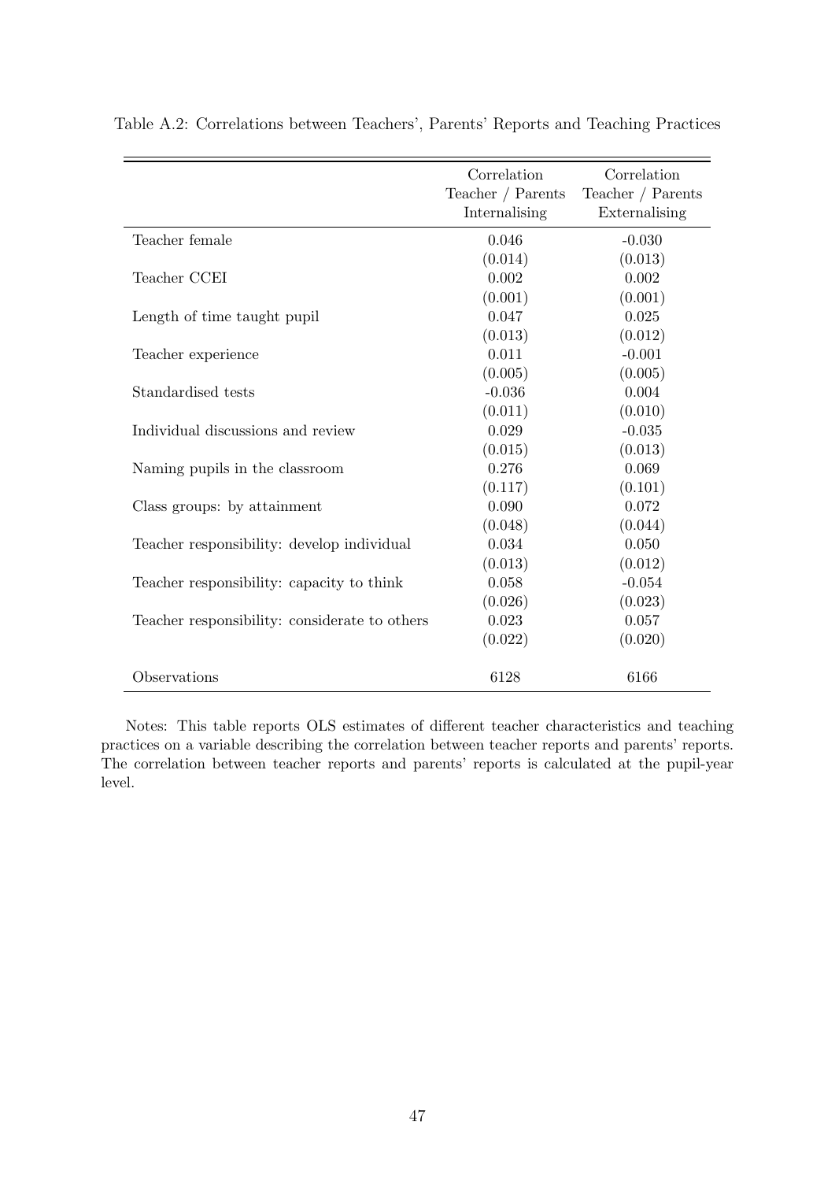Table A.2: Correlations between Teachers', Parents' Reports and Teaching Practices

| | Correlation Teacher / Parents Internalising | Correlation Teacher / Parents Externalising |
|---|---|---|
| Teacher female | 0.046 | -0.030 |
| | (0.014) | (0.013) |
| Teacher CCEI | 0.002 | 0.002 |
| | (0.001) | (0.001) |
| Length of time taught pupil | 0.047 | 0.025 |
| | (0.013) | (0.012) |
| Teacher experience | 0.011 | -0.001 |
| | (0.005) | (0.005) |
| Standardised tests | -0.036 | 0.004 |
| | (0.011) | (0.010) |
| Individual discussions and review | 0.029 | -0.035 |
| | (0.015) | (0.013) |
| Naming pupils in the classroom | 0.276 | 0.069 |
| | (0.117) | (0.101) |
| Class groups: by attainment | 0.090 | 0.072 |
| | (0.048) | (0.044) |
| Teacher responsibility: develop individual | 0.034 | 0.050 |
| | (0.013) | (0.012) |
| Teacher responsibility: capacity to think | 0.058 | -0.054 |
| | (0.026) | (0.023) |
| Teacher responsibility: considerate to others | 0.023 | 0.057 |
| | (0.022) | (0.020) |
| Observations | 6128 | 6166 |

Notes: This table reports OLS estimates of different teacher characteristics and teaching practices on a variable describing the correlation between teacher reports and parents' reports. The correlation between teacher reports and parents' reports is calculated at the pupil-year level.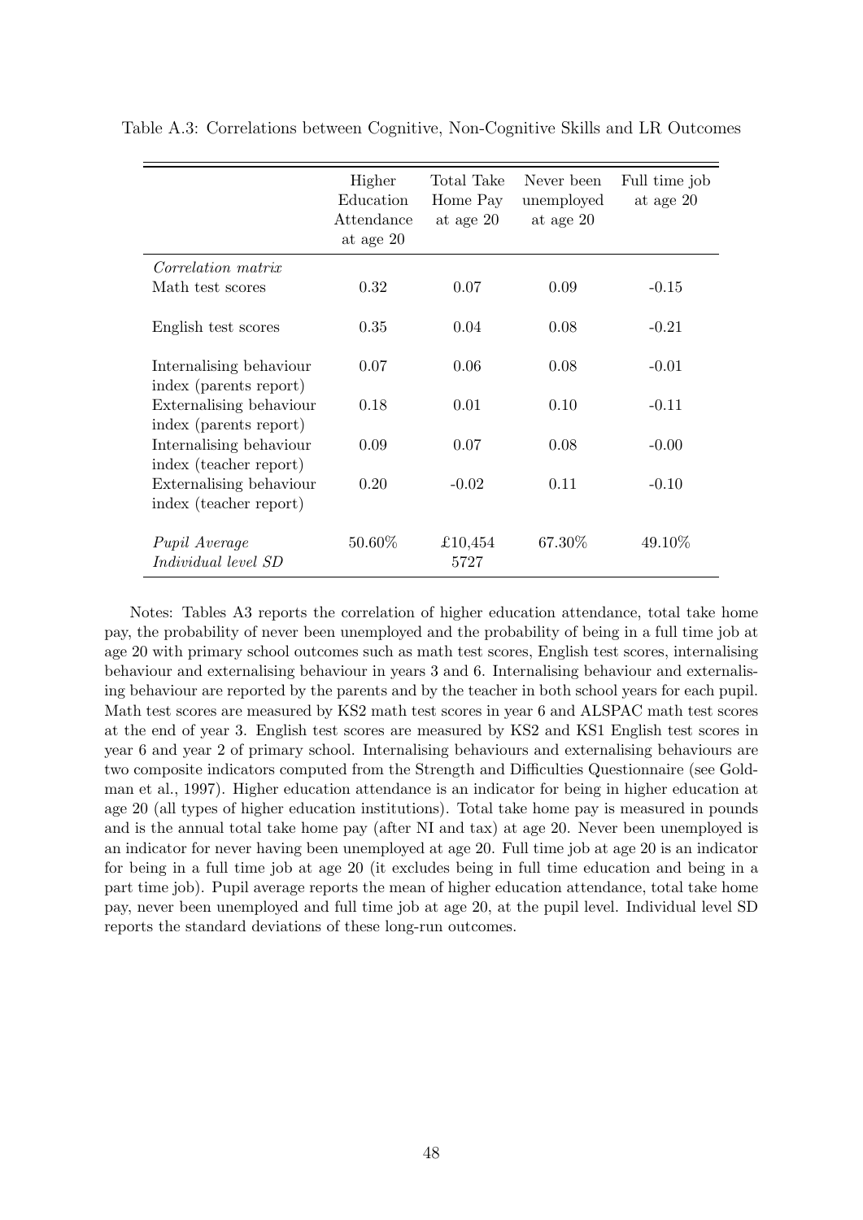Table A.3: Correlations between Cognitive, Non-Cognitive Skills and LR Outcomes

| | Higher Education Attendance at age 20 | Total Take Home Pay at age 20 | Never been unemployed at age 20 | Full time job at age 20 |
|---|---|---|---|---|
| *Correlation matrix* | | | | |
| Math test scores | 0.32 | 0.07 | 0.09 | -0.15 |
| English test scores | 0.35 | 0.04 | 0.08 | -0.21 |
| Internalising behaviour index (parents report) | 0.07 | 0.06 | 0.08 | -0.01 |
| Externalising behaviour index (parents report) | 0.18 | 0.01 | 0.10 | -0.11 |
| Internalising behaviour index (teacher report) | 0.09 | 0.07 | 0.08 | -0.00 |
| Externalising behaviour index (teacher report) | 0.20 | -0.02 | 0.11 | -0.10 |
| *Pupil Average* | 50.60% | £10,454 | 67.30% | 49.10% |
| *Individual level SD* | | 5727 | | |

Notes: Tables A3 reports the correlation of higher education attendance, total take home pay, the probability of never been unemployed and the probability of being in a full time job at age 20 with primary school outcomes such as math test scores, English test scores, internalising behaviour and externalising behaviour in years 3 and 6. Internalising behaviour and externalising behaviour are reported by the parents and by the teacher in both school years for each pupil. Math test scores are measured by KS2 math test scores in year 6 and ALSPAC math test scores at the end of year 3. English test scores are measured by KS2 and KS1 English test scores in year 6 and year 2 of primary school. Internalising behaviours and externalising behaviours are two composite indicators computed from the Strength and Difficulties Questionnaire (see Goldman et al., 1997). Higher education attendance is an indicator for being in higher education at age 20 (all types of higher education institutions). Total take home pay is measured in pounds and is the annual total take home pay (after NI and tax) at age 20. Never been unemployed is an indicator for never having been unemployed at age 20. Full time job at age 20 is an indicator for being in a full time job at age 20 (it excludes being in full time education and being in a part time job). Pupil average reports the mean of higher education attendance, total take home pay, never been unemployed and full time job at age 20, at the pupil level. Individual level SD reports the standard deviations of these long-run outcomes.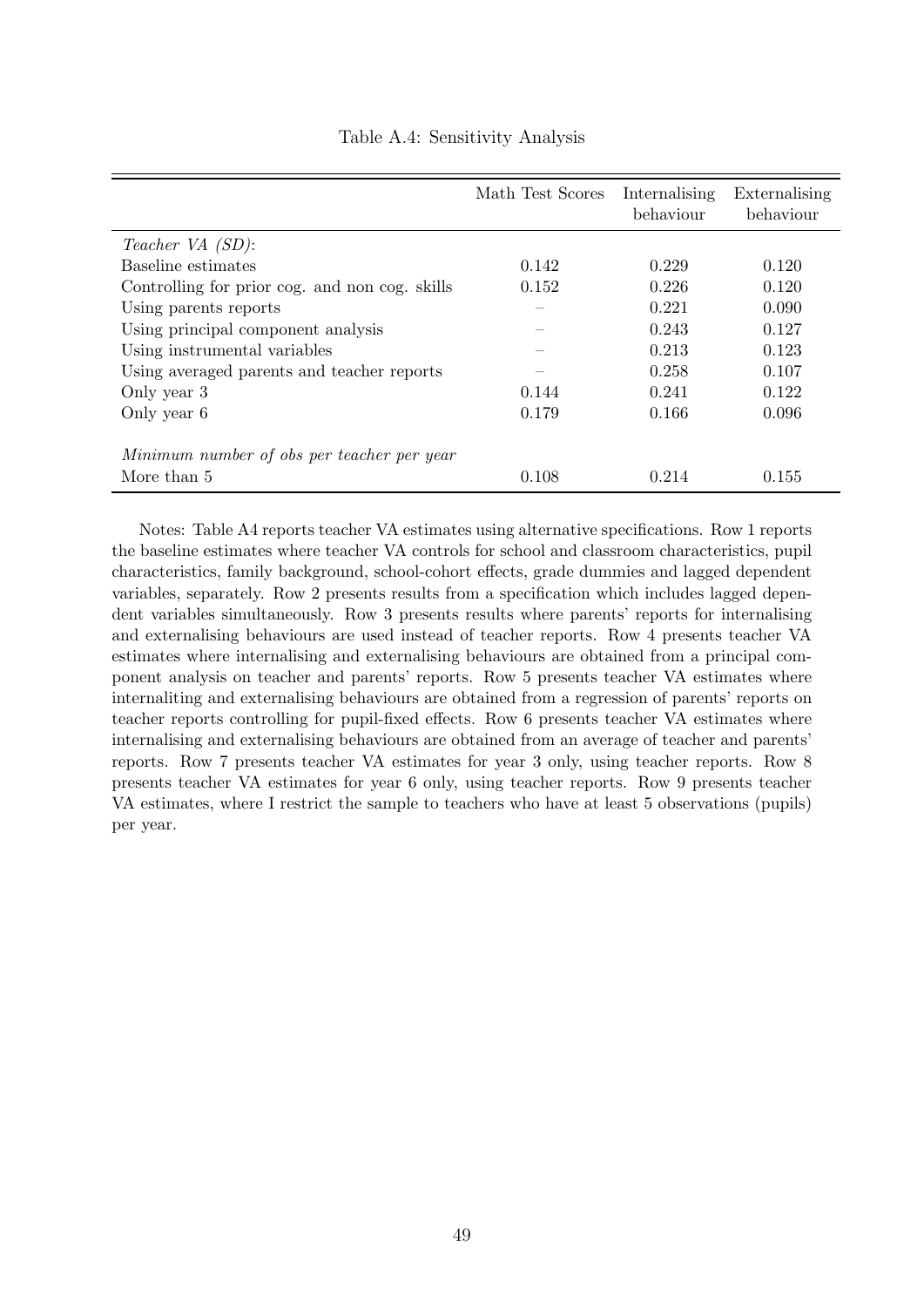Table A.4: Sensitivity Analysis

| | Math Test Scores | Internalising behaviour | Externalising behaviour |
|---|---|---|---|
| *Teacher VA (SD)*: | | | |
| Baseline estimates | 0.142 | 0.229 | 0.120 |
| Controlling for prior cog. and non cog. skills | 0.152 | 0.226 | 0.120 |
| Using parents reports | – | 0.221 | 0.090 |
| Using principal component analysis | – | 0.243 | 0.127 |
| Using instrumental variables | – | 0.213 | 0.123 |
| Using averaged parents and teacher reports | – | 0.258 | 0.107 |
| Only year 3 | 0.144 | 0.241 | 0.122 |
| Only year 6 | 0.179 | 0.166 | 0.096 |
| *Minimum number of obs per teacher per year* | | | |
| More than 5 | 0.108 | 0.214 | 0.155 |

Notes: Table A4 reports teacher VA estimates using alternative specifications. Row 1 reports the baseline estimates where teacher VA controls for school and classroom characteristics, pupil characteristics, family background, school-cohort effects, grade dummies and lagged dependent variables, separately. Row 2 presents results from a specification which includes lagged dependent variables simultaneously. Row 3 presents results where parents' reports for internalising and externalising behaviours are used instead of teacher reports. Row 4 presents teacher VA estimates where internalising and externalising behaviours are obtained from a principal component analysis on teacher and parents' reports. Row 5 presents teacher VA estimates where internaliting and externalising behaviours are obtained from a regression of parents' reports on teacher reports controlling for pupil-fixed effects. Row 6 presents teacher VA estimates where internalising and externalising behaviours are obtained from an average of teacher and parents' reports. Row 7 presents teacher VA estimates for year 3 only, using teacher reports. Row 8 presents teacher VA estimates for year 6 only, using teacher reports. Row 9 presents teacher VA estimates, where I restrict the sample to teachers who have at least 5 observations (pupils) per year.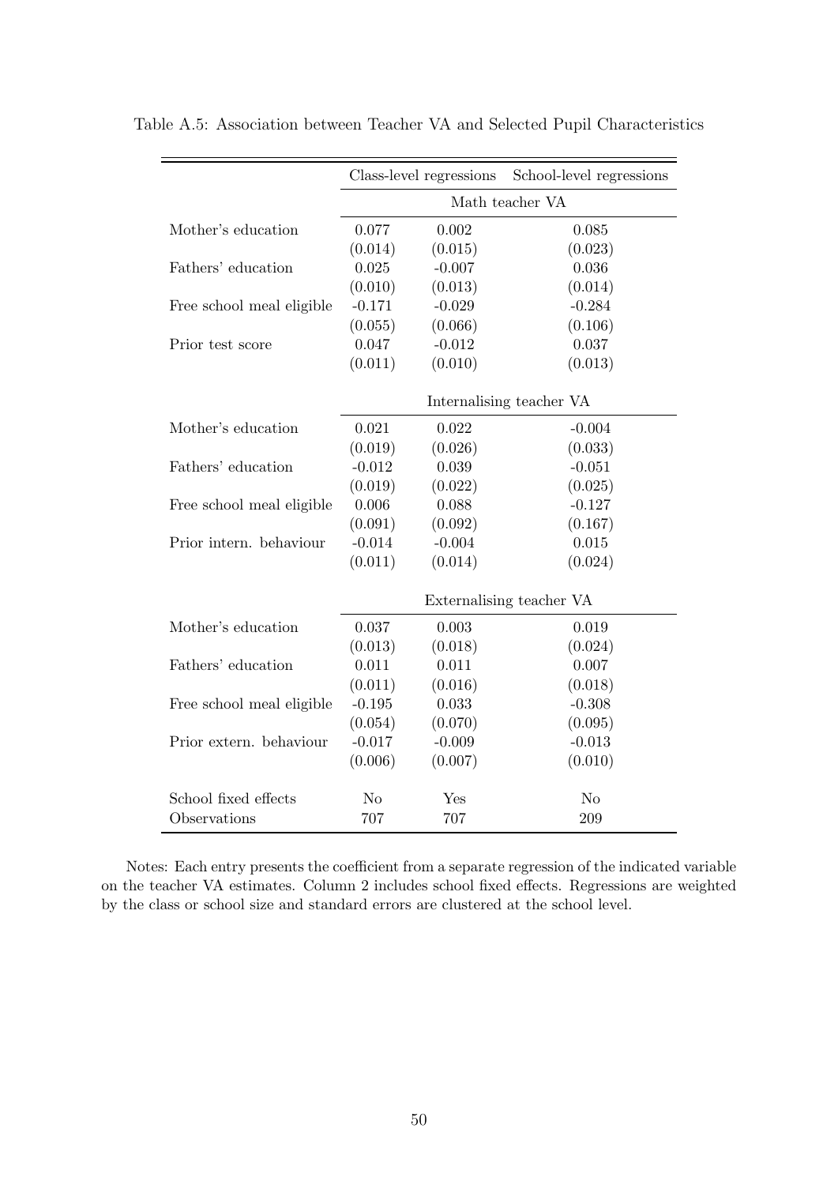Table A.5: Association between Teacher VA and Selected Pupil Characteristics

| | Class-level regressions | | School-level regressions |
|---|---|---|---|
| | Math teacher VA | | |
| Mother's education | 0.077 | 0.002 | 0.085 |
| | (0.014) | (0.015) | (0.023) |
| Fathers' education | 0.025 | -0.007 | 0.036 |
| | (0.010) | (0.013) | (0.014) |
| Free school meal eligible | -0.171 | -0.029 | -0.284 |
| | (0.055) | (0.066) | (0.106) |
| Prior test score | 0.047 | -0.012 | 0.037 |
| | (0.011) | (0.010) | (0.013) |
| | Internalising teacher VA | | |
| Mother's education | 0.021 | 0.022 | -0.004 |
| | (0.019) | (0.026) | (0.033) |
| Fathers' education | -0.012 | 0.039 | -0.051 |
| | (0.019) | (0.022) | (0.025) |
| Free school meal eligible | 0.006 | 0.088 | -0.127 |
| | (0.091) | (0.092) | (0.167) |
| Prior intern. behaviour | -0.014 | -0.004 | 0.015 |
| | (0.011) | (0.014) | (0.024) |
| | Externalising teacher VA | | |
| Mother's education | 0.037 | 0.003 | 0.019 |
| | (0.013) | (0.018) | (0.024) |
| Fathers' education | 0.011 | 0.011 | 0.007 |
| | (0.011) | (0.016) | (0.018) |
| Free school meal eligible | -0.195 | 0.033 | -0.308 |
| | (0.054) | (0.070) | (0.095) |
| Prior extern. behaviour | -0.017 | -0.009 | -0.013 |
| | (0.006) | (0.007) | (0.010) |
| School fixed effects | No | Yes | No |
| Observations | 707 | 707 | 209 |

Notes: Each entry presents the coefficient from a separate regression of the indicated variable on the teacher VA estimates. Column 2 includes school fixed effects. Regressions are weighted by the class or school size and standard errors are clustered at the school level.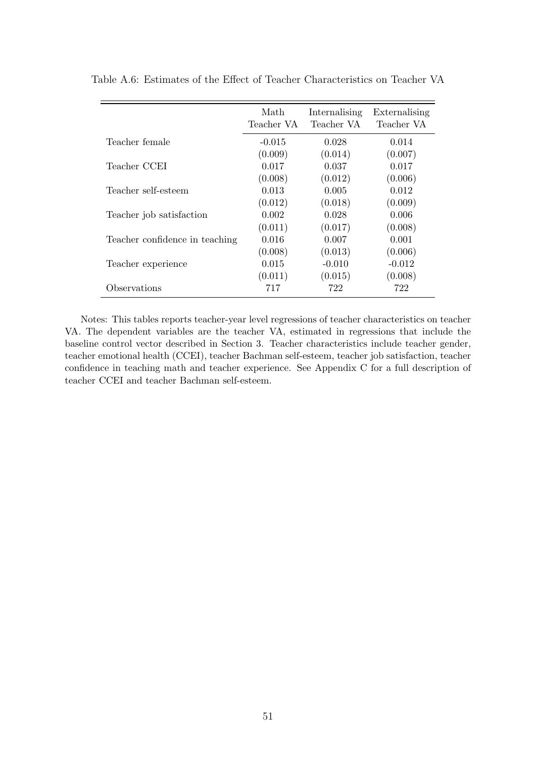Table A.6: Estimates of the Effect of Teacher Characteristics on Teacher VA

| | Math Teacher VA | Internalising Teacher VA | Externalising Teacher VA |
|---|---|---|---|
| Teacher female | -0.015 | 0.028 | 0.014 |
| | (0.009) | (0.014) | (0.007) |
| Teacher CCEI | 0.017 | 0.037 | 0.017 |
| | (0.008) | (0.012) | (0.006) |
| Teacher self-esteem | 0.013 | 0.005 | 0.012 |
| | (0.012) | (0.018) | (0.009) |
| Teacher job satisfaction | 0.002 | 0.028 | 0.006 |
| | (0.011) | (0.017) | (0.008) |
| Teacher confidence in teaching | 0.016 | 0.007 | 0.001 |
| | (0.008) | (0.013) | (0.006) |
| Teacher experience | 0.015 | -0.010 | -0.012 |
| | (0.011) | (0.015) | (0.008) |
| Observations | 717 | 722 | 722 |

Notes: This tables reports teacher-year level regressions of teacher characteristics on teacher VA. The dependent variables are the teacher VA, estimated in regressions that include the baseline control vector described in Section 3. Teacher characteristics include teacher gender, teacher emotional health (CCEI), teacher Bachman self-esteem, teacher job satisfaction, teacher confidence in teaching math and teacher experience. See Appendix C for a full description of teacher CCEI and teacher Bachman self-esteem.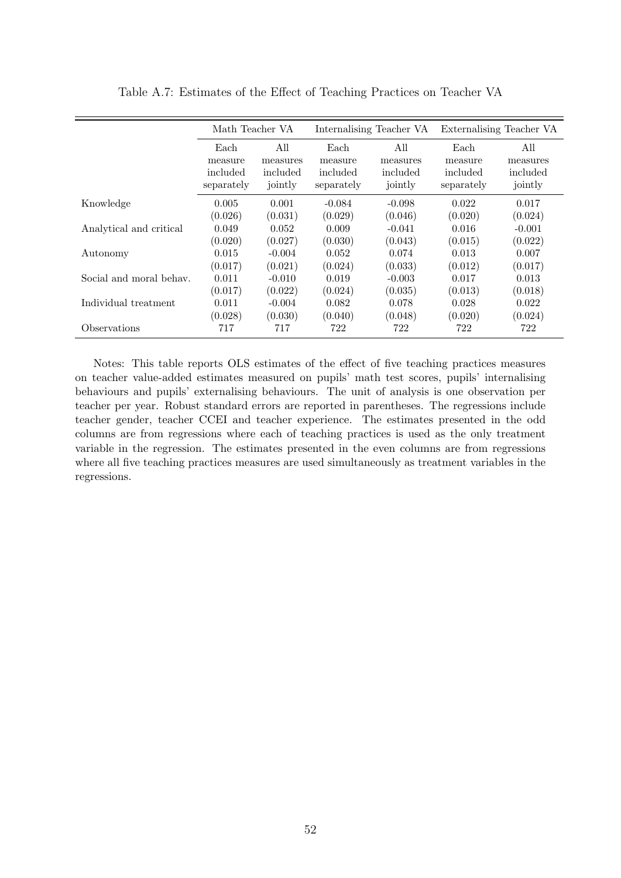Table A.7: Estimates of the Effect of Teaching Practices on Teacher VA

| | Math Teacher VA | | Internalising Teacher VA | | Externalising Teacher VA | |
|---|---|---|---|---|---|---|
| | Each measure included separately | All measures included jointly | Each measure included separately | All measures included jointly | Each measure included separately | All measures included jointly |
| Knowledge | 0.005 | 0.001 | -0.084 | -0.098 | 0.022 | 0.017 |
| | (0.026) | (0.031) | (0.029) | (0.046) | (0.020) | (0.024) |
| Analytical and critical | 0.049 | 0.052 | 0.009 | -0.041 | 0.016 | -0.001 |
| | (0.020) | (0.027) | (0.030) | (0.043) | (0.015) | (0.022) |
| Autonomy | 0.015 | -0.004 | 0.052 | 0.074 | 0.013 | 0.007 |
| | (0.017) | (0.021) | (0.024) | (0.033) | (0.012) | (0.017) |
| Social and moral behav. | 0.011 | -0.010 | 0.019 | -0.003 | 0.017 | 0.013 |
| | (0.017) | (0.022) | (0.024) | (0.035) | (0.013) | (0.018) |
| Individual treatment | 0.011 | -0.004 | 0.082 | 0.078 | 0.028 | 0.022 |
| | (0.028) | (0.030) | (0.040) | (0.048) | (0.020) | (0.024) |
| Observations | 717 | 717 | 722 | 722 | 722 | 722 |

Notes: This table reports OLS estimates of the effect of five teaching practices measures on teacher value-added estimates measured on pupils' math test scores, pupils' internalising behaviours and pupils' externalising behaviours. The unit of analysis is one observation per teacher per year. Robust standard errors are reported in parentheses. The regressions include teacher gender, teacher CCEI and teacher experience. The estimates presented in the odd columns are from regressions where each of teaching practices is used as the only treatment variable in the regression. The estimates presented in the even columns are from regressions where all five teaching practices measures are used simultaneously as treatment variables in the regressions.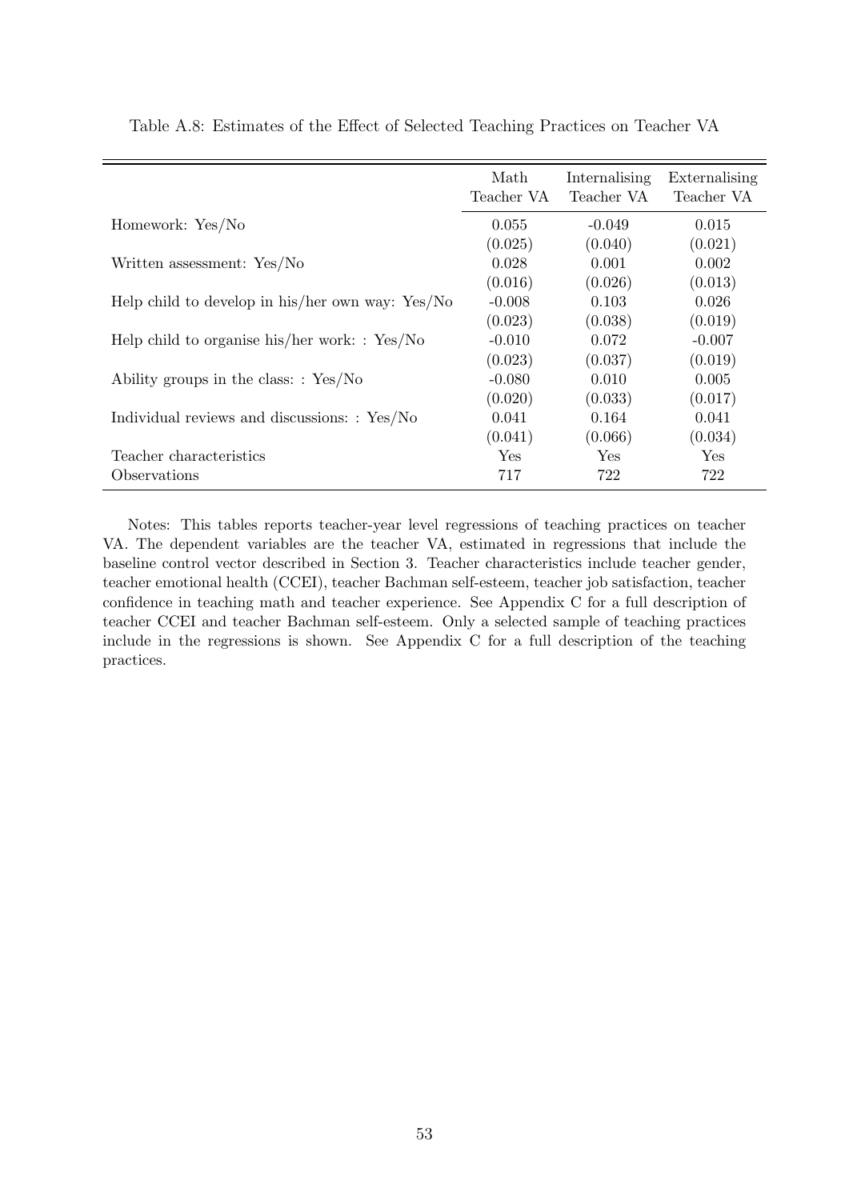Table A.8: Estimates of the Effect of Selected Teaching Practices on Teacher VA

| | Math Teacher VA | Internalising Teacher VA | Externalising Teacher VA |
|---|---|---|---|
| Homework: Yes/No | 0.055 | -0.049 | 0.015 |
| | (0.025) | (0.040) | (0.021) |
| Written assessment: Yes/No | 0.028 | 0.001 | 0.002 |
| | (0.016) | (0.026) | (0.013) |
| Help child to develop in his/her own way: Yes/No | -0.008 | 0.103 | 0.026 |
| | (0.023) | (0.038) | (0.019) |
| Help child to organise his/her work: : Yes/No | -0.010 | 0.072 | -0.007 |
| | (0.023) | (0.037) | (0.019) |
| Ability groups in the class: : Yes/No | -0.080 | 0.010 | 0.005 |
| | (0.020) | (0.033) | (0.017) |
| Individual reviews and discussions: : Yes/No | 0.041 | 0.164 | 0.041 |
| | (0.041) | (0.066) | (0.034) |
| Teacher characteristics | Yes | Yes | Yes |
| Observations | 717 | 722 | 722 |

Notes: This tables reports teacher-year level regressions of teaching practices on teacher VA. The dependent variables are the teacher VA, estimated in regressions that include the baseline control vector described in Section 3. Teacher characteristics include teacher gender, teacher emotional health (CCEI), teacher Bachman self-esteem, teacher job satisfaction, teacher confidence in teaching math and teacher experience. See Appendix C for a full description of teacher CCEI and teacher Bachman self-esteem. Only a selected sample of teaching practices include in the regressions is shown. See Appendix C for a full description of the teaching practices.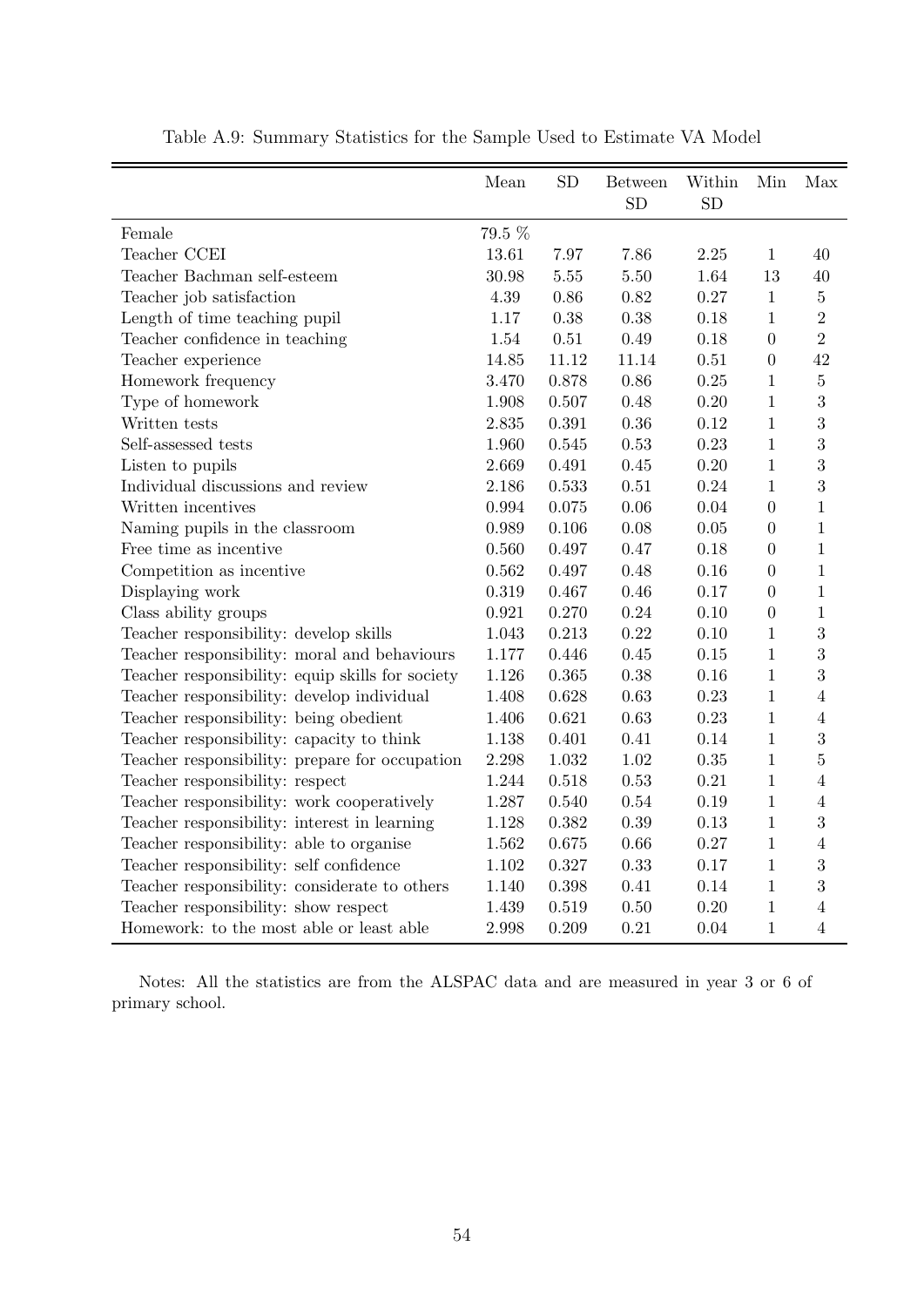Table A.9: Summary Statistics for the Sample Used to Estimate VA Model

| | Mean | SD | Between SD | Within SD | Min | Max |
|---|---|---|---|---|---|---|
| Female | 79.5 % | | | | | |
| Teacher CCEI | 13.61 | 7.97 | 7.86 | 2.25 | 1 | 40 |
| Teacher Bachman self-esteem | 30.98 | 5.55 | 5.50 | 1.64 | 13 | 40 |
| Teacher job satisfaction | 4.39 | 0.86 | 0.82 | 0.27 | 1 | 5 |
| Length of time teaching pupil | 1.17 | 0.38 | 0.38 | 0.18 | 1 | 2 |
| Teacher confidence in teaching | 1.54 | 0.51 | 0.49 | 0.18 | 0 | 2 |
| Teacher experience | 14.85 | 11.12 | 11.14 | 0.51 | 0 | 42 |
| Homework frequency | 3.470 | 0.878 | 0.86 | 0.25 | 1 | 5 |
| Type of homework | 1.908 | 0.507 | 0.48 | 0.20 | 1 | 3 |
| Written tests | 2.835 | 0.391 | 0.36 | 0.12 | 1 | 3 |
| Self-assessed tests | 1.960 | 0.545 | 0.53 | 0.23 | 1 | 3 |
| Listen to pupils | 2.669 | 0.491 | 0.45 | 0.20 | 1 | 3 |
| Individual discussions and review | 2.186 | 0.533 | 0.51 | 0.24 | 1 | 3 |
| Written incentives | 0.994 | 0.075 | 0.06 | 0.04 | 0 | 1 |
| Naming pupils in the classroom | 0.989 | 0.106 | 0.08 | 0.05 | 0 | 1 |
| Free time as incentive | 0.560 | 0.497 | 0.47 | 0.18 | 0 | 1 |
| Competition as incentive | 0.562 | 0.497 | 0.48 | 0.16 | 0 | 1 |
| Displaying work | 0.319 | 0.467 | 0.46 | 0.17 | 0 | 1 |
| Class ability groups | 0.921 | 0.270 | 0.24 | 0.10 | 0 | 1 |
| Teacher responsibility: develop skills | 1.043 | 0.213 | 0.22 | 0.10 | 1 | 3 |
| Teacher responsibility: moral and behaviours | 1.177 | 0.446 | 0.45 | 0.15 | 1 | 3 |
| Teacher responsibility: equip skills for society | 1.126 | 0.365 | 0.38 | 0.16 | 1 | 3 |
| Teacher responsibility: develop individual | 1.408 | 0.628 | 0.63 | 0.23 | 1 | 4 |
| Teacher responsibility: being obedient | 1.406 | 0.621 | 0.63 | 0.23 | 1 | 4 |
| Teacher responsibility: capacity to think | 1.138 | 0.401 | 0.41 | 0.14 | 1 | 3 |
| Teacher responsibility: prepare for occupation | 2.298 | 1.032 | 1.02 | 0.35 | 1 | 5 |
| Teacher responsibility: respect | 1.244 | 0.518 | 0.53 | 0.21 | 1 | 4 |
| Teacher responsibility: work cooperatively | 1.287 | 0.540 | 0.54 | 0.19 | 1 | 4 |
| Teacher responsibility: interest in learning | 1.128 | 0.382 | 0.39 | 0.13 | 1 | 3 |
| Teacher responsibility: able to organise | 1.562 | 0.675 | 0.66 | 0.27 | 1 | 4 |
| Teacher responsibility: self confidence | 1.102 | 0.327 | 0.33 | 0.17 | 1 | 3 |
| Teacher responsibility: considerate to others | 1.140 | 0.398 | 0.41 | 0.14 | 1 | 3 |
| Teacher responsibility: show respect | 1.439 | 0.519 | 0.50 | 0.20 | 1 | 4 |
| Homework: to the most able or least able | 2.998 | 0.209 | 0.21 | 0.04 | 1 | 4 |

Notes: All the statistics are from the ALSPAC data and are measured in year 3 or 6 of primary school.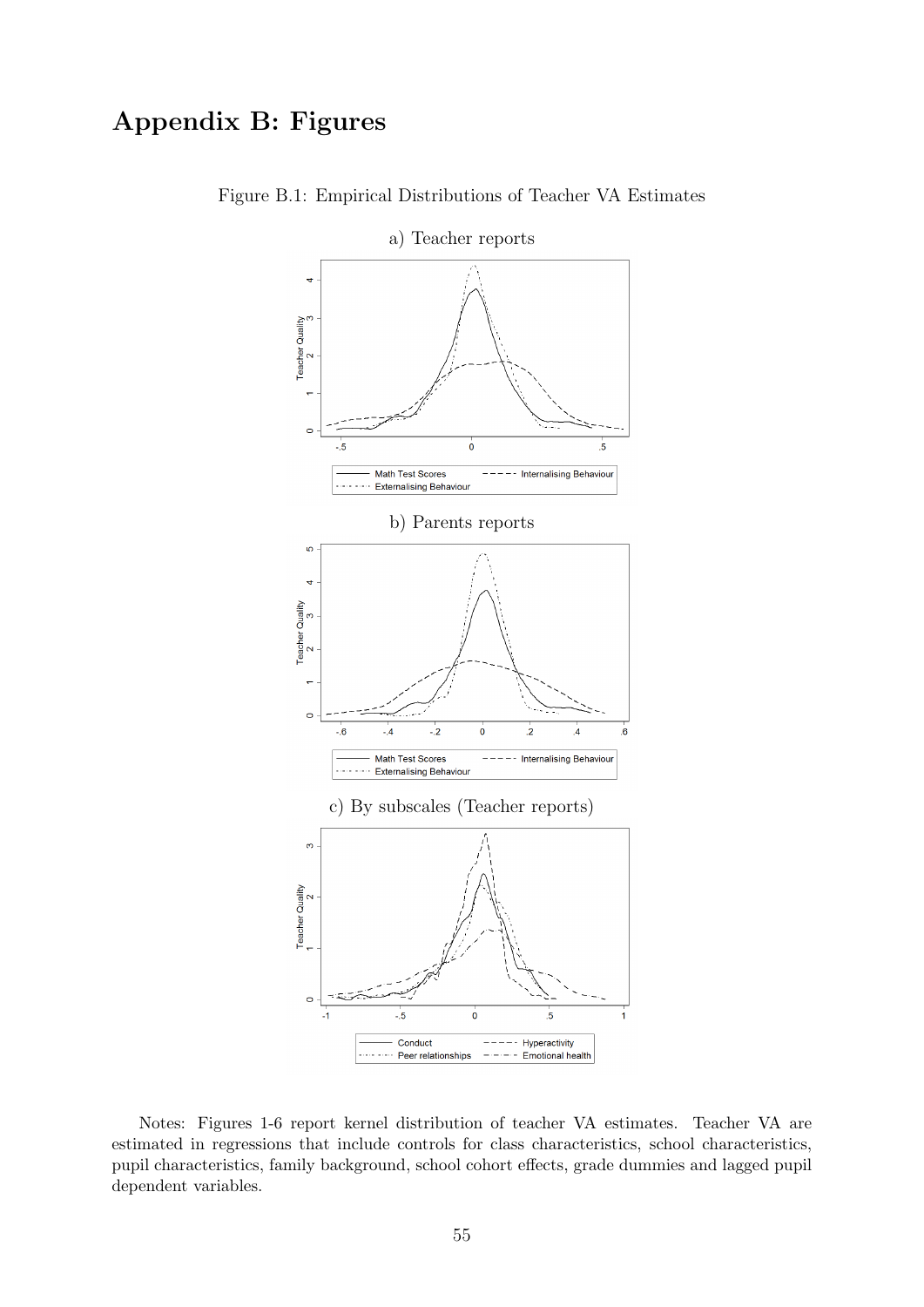# Appendix B: Figures

Figure B.1: Empirical Distributions of Teacher VA Estimates

a) Teacher reports

b) Parents reports

c) By subscales (Teacher reports)

Notes: Figures 1-6 report kernel distribution of teacher VA estimates. Teacher VA are estimated in regressions that include controls for class characteristics, school characteristics, pupil characteristics, family background, school cohort effects, grade dummies and lagged pupil dependent variables.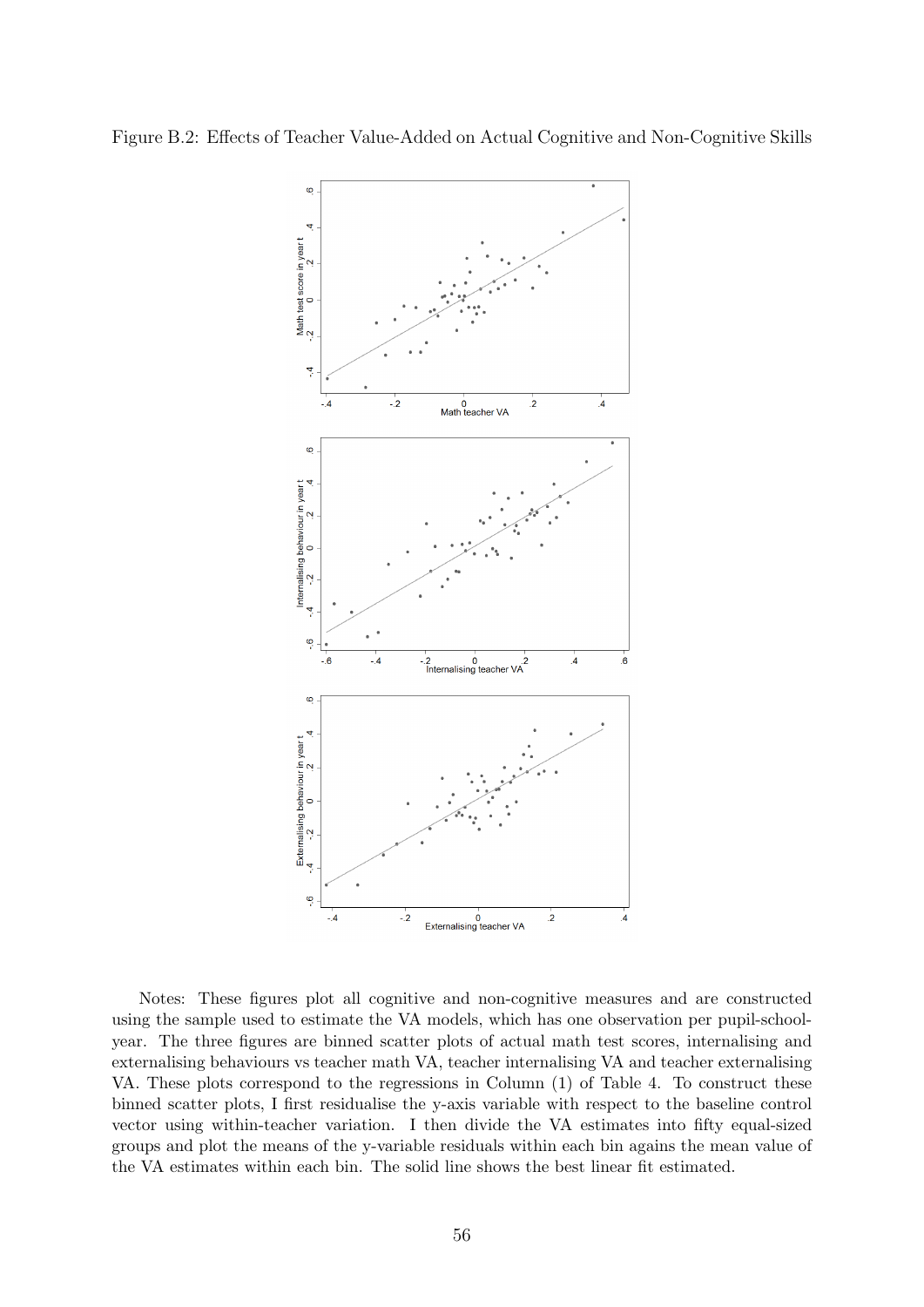Figure B.2: Effects of Teacher Value-Added on Actual Cognitive and Non-Cognitive Skills

Notes: These figures plot all cognitive and non-cognitive measures and are constructed using the sample used to estimate the VA models, which has one observation per pupil-school-year. The three figures are binned scatter plots of actual math test scores, internalising and externalising behaviours vs teacher math VA, teacher internalising VA and teacher externalising VA. These plots correspond to the regressions in Column (1) of Table 4. To construct these binned scatter plots, I first residualise the y-axis variable with respect to the baseline control vector using within-teacher variation. I then divide the VA estimates into fifty equal-sized groups and plot the means of the y-variable residuals within each bin agains the mean value of the VA estimates within each bin. The solid line shows the best linear fit estimated.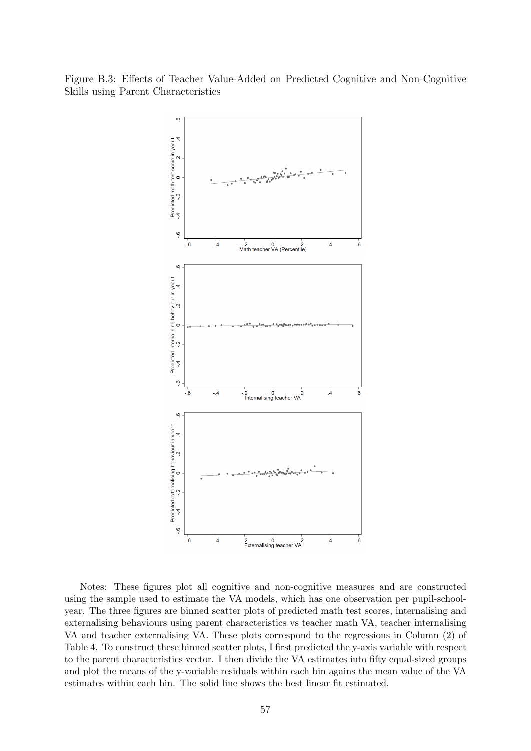Figure B.3: Effects of Teacher Value-Added on Predicted Cognitive and Non-Cognitive Skills using Parent Characteristics

Notes: These figures plot all cognitive and non-cognitive measures and are constructed using the sample used to estimate the VA models, which has one observation per pupil-school-year. The three figures are binned scatter plots of predicted math test scores, internalising and externalising behaviours using parent characteristics vs teacher math VA, teacher internalising VA and teacher externalising VA. These plots correspond to the regressions in Column (2) of Table 4. To construct these binned scatter plots, I first predicted the y-axis variable with respect to the parent characteristics vector. I then divide the VA estimates into fifty equal-sized groups and plot the means of the y-variable residuals within each bin agains the mean value of the VA estimates within each bin. The solid line shows the best linear fit estimated.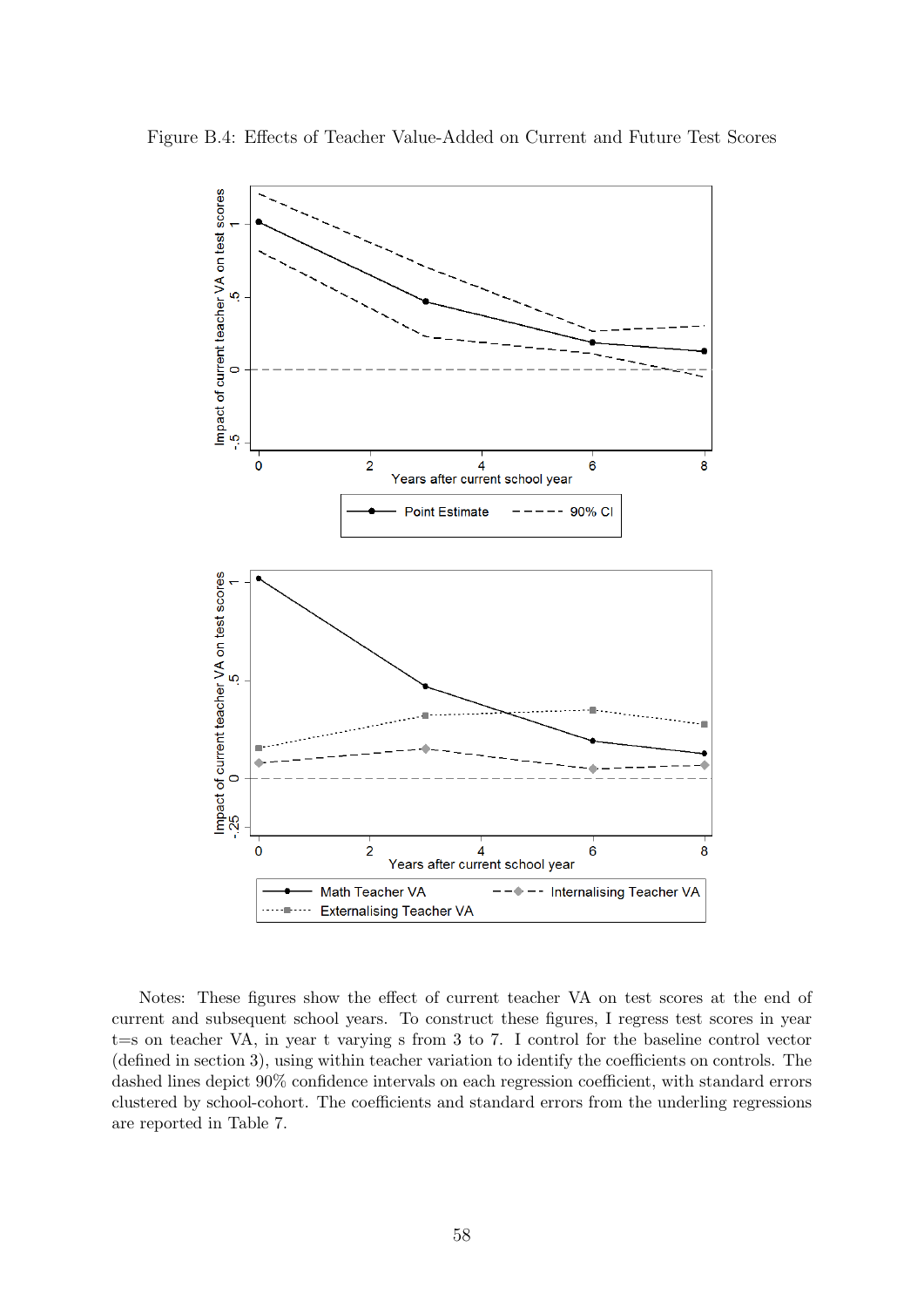Figure B.4: Effects of Teacher Value-Added on Current and Future Test Scores

Notes: These figures show the effect of current teacher VA on test scores at the end of current and subsequent school years. To construct these figures, I regress test scores in year t=s on teacher VA, in year t varying s from 3 to 7. I control for the baseline control vector (defined in section 3), using within teacher variation to identify the coefficients on controls. The dashed lines depict 90% confidence intervals on each regression coefficient, with standard errors clustered by school-cohort. The coefficients and standard errors from the underling regressions are reported in Table 7.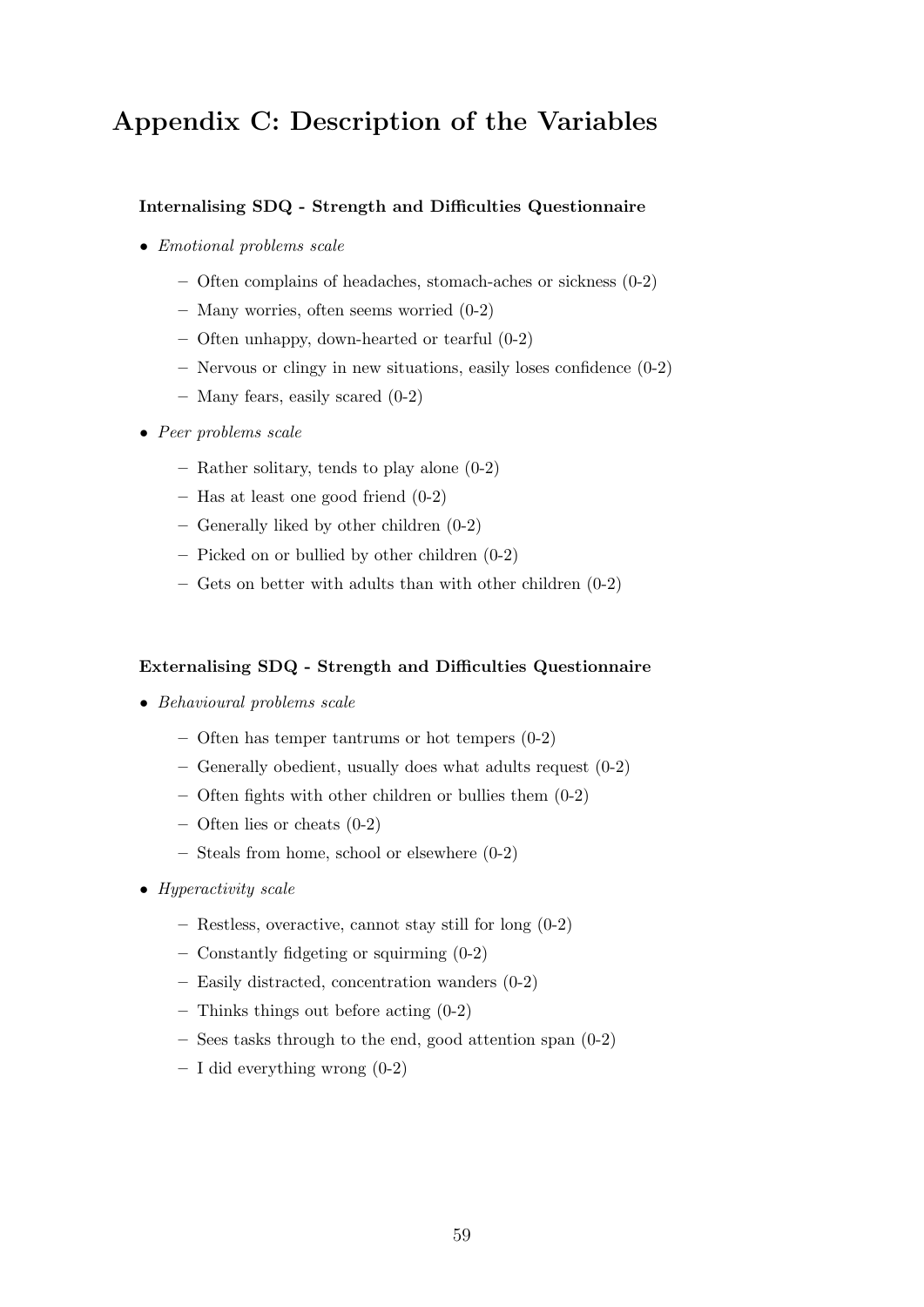# Appendix C: Description of the Variables

**Internalising SDQ - Strength and Difficulties Questionnaire**

- *Emotional problems scale*
  - Often complains of headaches, stomach-aches or sickness (0-2)
  - Many worries, often seems worried (0-2)
  - Often unhappy, down-hearted or tearful (0-2)
  - Nervous or clingy in new situations, easily loses confidence (0-2)
  - Many fears, easily scared (0-2)
- *Peer problems scale*
  - Rather solitary, tends to play alone (0-2)
  - Has at least one good friend (0-2)
  - Generally liked by other children (0-2)
  - Picked on or bullied by other children (0-2)
  - Gets on better with adults than with other children (0-2)

**Externalising SDQ - Strength and Difficulties Questionnaire**

- *Behavioural problems scale*
  - Often has temper tantrums or hot tempers (0-2)
  - Generally obedient, usually does what adults request (0-2)
  - Often fights with other children or bullies them (0-2)
  - Often lies or cheats (0-2)
  - Steals from home, school or elsewhere (0-2)
- *Hyperactivity scale*
  - Restless, overactive, cannot stay still for long (0-2)
  - Constantly fidgeting or squirming (0-2)
  - Easily distracted, concentration wanders (0-2)
  - Thinks things out before acting (0-2)
  - Sees tasks through to the end, good attention span (0-2)
  - I did everything wrong (0-2)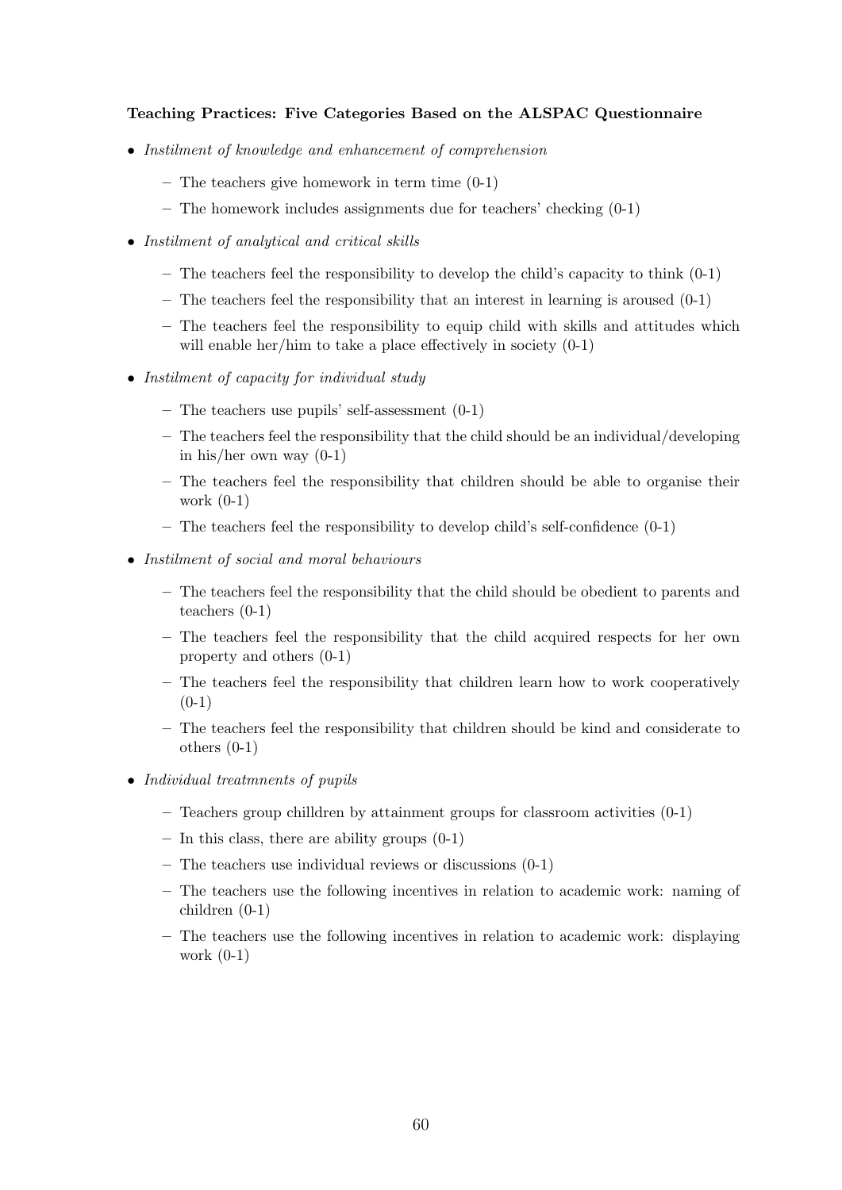**Teaching Practices: Five Categories Based on the ALSPAC Questionnaire**

- *Instilment of knowledge and enhancement of comprehension*
  - The teachers give homework in term time (0-1)
  - The homework includes assignments due for teachers' checking (0-1)
- *Instilment of analytical and critical skills*
  - The teachers feel the responsibility to develop the child's capacity to think (0-1)
  - The teachers feel the responsibility that an interest in learning is aroused (0-1)
  - The teachers feel the responsibility to equip child with skills and attitudes which will enable her/him to take a place effectively in society (0-1)
- *Instilment of capacity for individual study*
  - The teachers use pupils' self-assessment (0-1)
  - The teachers feel the responsibility that the child should be an individual/developing in his/her own way (0-1)
  - The teachers feel the responsibility that children should be able to organise their work (0-1)
  - The teachers feel the responsibility to develop child's self-confidence (0-1)
- *Instilment of social and moral behaviours*
  - The teachers feel the responsibility that the child should be obedient to parents and teachers (0-1)
  - The teachers feel the responsibility that the child acquired respects for her own property and others (0-1)
  - The teachers feel the responsibility that children learn how to work cooperatively (0-1)
  - The teachers feel the responsibility that children should be kind and considerate to others (0-1)
- *Individual treatmnents of pupils*
  - Teachers group chilldren by attainment groups for classroom activities (0-1)
  - In this class, there are ability groups (0-1)
  - The teachers use individual reviews or discussions (0-1)
  - The teachers use the following incentives in relation to academic work: naming of children (0-1)
  - The teachers use the following incentives in relation to academic work: displaying work (0-1)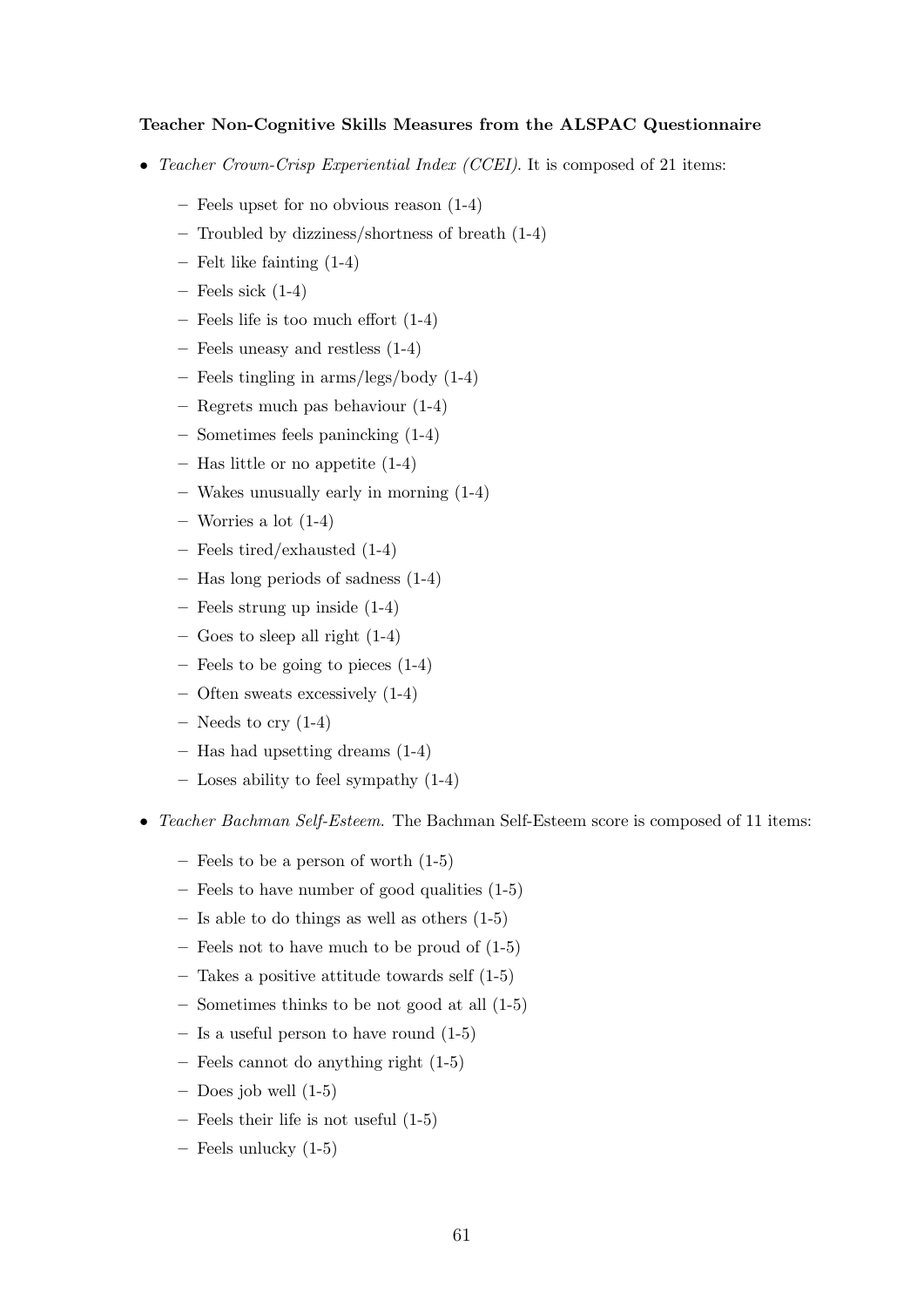**Teacher Non-Cognitive Skills Measures from the ALSPAC Questionnaire**

- *Teacher Crown-Crisp Experiential Index (CCEI).* It is composed of 21 items:
  - Feels upset for no obvious reason (1-4)
  - Troubled by dizziness/shortness of breath (1-4)
  - Felt like fainting (1-4)
  - Feels sick (1-4)
  - Feels life is too much effort (1-4)
  - Feels uneasy and restless (1-4)
  - Feels tingling in arms/legs/body (1-4)
  - Regrets much pas behaviour (1-4)
  - Sometimes feels panincking (1-4)
  - Has little or no appetite (1-4)
  - Wakes unusually early in morning (1-4)
  - Worries a lot (1-4)
  - Feels tired/exhausted (1-4)
  - Has long periods of sadness (1-4)
  - Feels strung up inside (1-4)
  - Goes to sleep all right (1-4)
  - Feels to be going to pieces (1-4)
  - Often sweats excessively (1-4)
  - Needs to cry (1-4)
  - Has had upsetting dreams (1-4)
  - Loses ability to feel sympathy (1-4)
- *Teacher Bachman Self-Esteem.* The Bachman Self-Esteem score is composed of 11 items:
  - Feels to be a person of worth (1-5)
  - Feels to have number of good qualities (1-5)
  - Is able to do things as well as others (1-5)
  - Feels not to have much to be proud of (1-5)
  - Takes a positive attitude towards self (1-5)
  - Sometimes thinks to be not good at all (1-5)
  - Is a useful person to have round (1-5)
  - Feels cannot do anything right (1-5)
  - Does job well (1-5)
  - Feels their life is not useful (1-5)
  - Feels unlucky (1-5)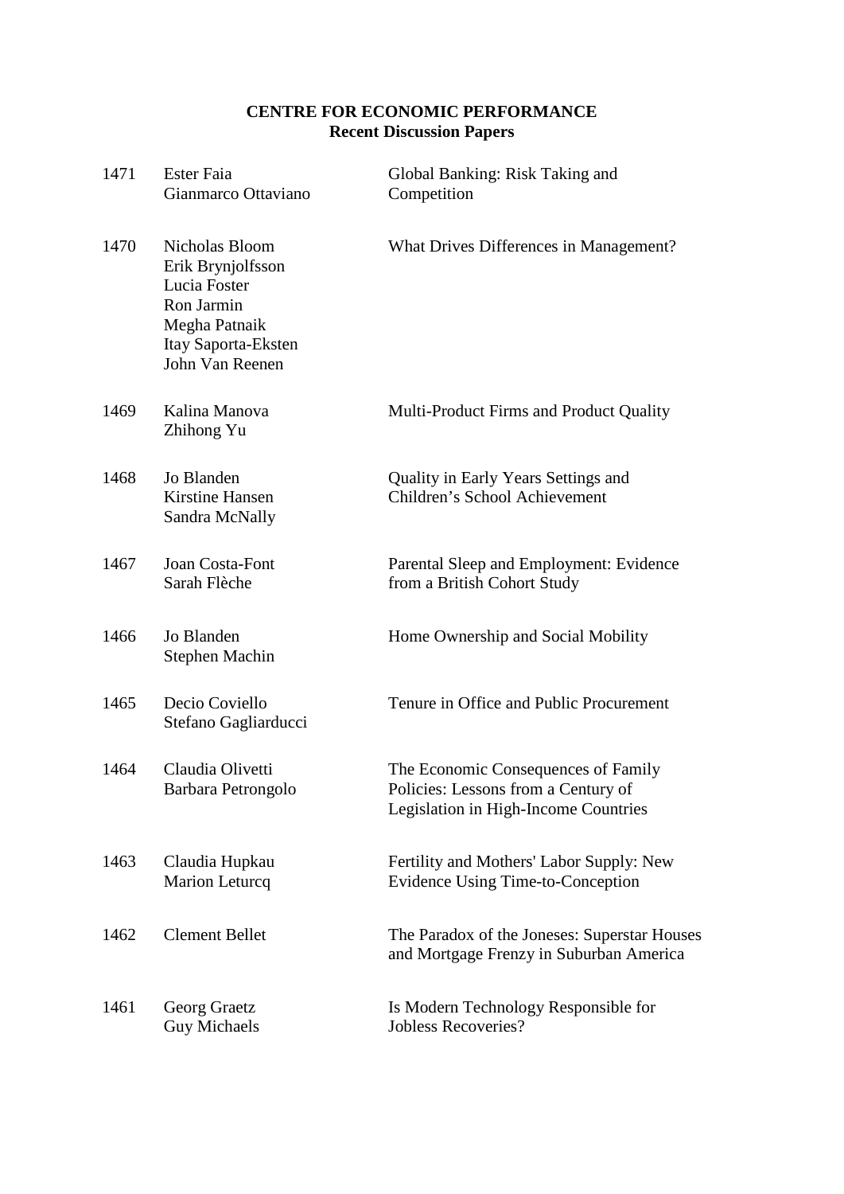**CENTRE FOR ECONOMIC PERFORMANCE**
**Recent Discussion Papers**

| | | |
|---|---|---|
| 1471 | Ester Faia<br>Gianmarco Ottaviano | Global Banking: Risk Taking and Competition |
| 1470 | Nicholas Bloom<br>Erik Brynjolfsson<br>Lucia Foster<br>Ron Jarmin<br>Megha Patnaik<br>Itay Saporta-Eksten<br>John Van Reenen | What Drives Differences in Management? |
| 1469 | Kalina Manova<br>Zhihong Yu | Multi-Product Firms and Product Quality |
| 1468 | Jo Blanden<br>Kirstine Hansen<br>Sandra McNally | Quality in Early Years Settings and Children's School Achievement |
| 1467 | Joan Costa-Font<br>Sarah Flèche | Parental Sleep and Employment: Evidence from a British Cohort Study |
| 1466 | Jo Blanden<br>Stephen Machin | Home Ownership and Social Mobility |
| 1465 | Decio Coviello<br>Stefano Gagliarducci | Tenure in Office and Public Procurement |
| 1464 | Claudia Olivetti<br>Barbara Petrongolo | The Economic Consequences of Family Policies: Lessons from a Century of Legislation in High-Income Countries |
| 1463 | Claudia Hupkau<br>Marion Leturcq | Fertility and Mothers' Labor Supply: New Evidence Using Time-to-Conception |
| 1462 | Clement Bellet | The Paradox of the Joneses: Superstar Houses and Mortgage Frenzy in Suburban America |
| 1461 | Georg Graetz<br>Guy Michaels | Is Modern Technology Responsible for Jobless Recoveries? |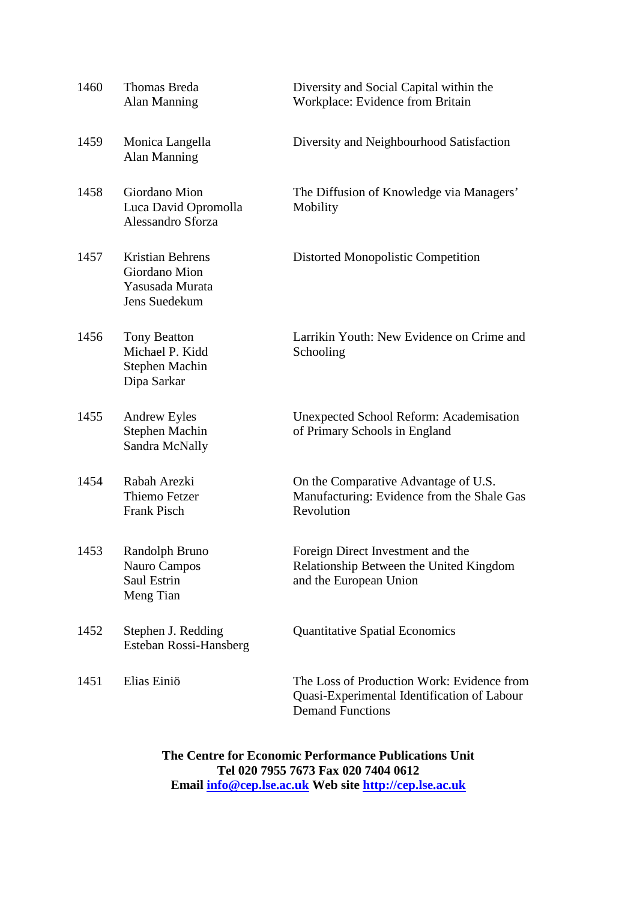| | | |
|---|---|---|
| 1460 | Thomas Breda<br>Alan Manning | Diversity and Social Capital within the Workplace: Evidence from Britain |
| 1459 | Monica Langella<br>Alan Manning | Diversity and Neighbourhood Satisfaction |
| 1458 | Giordano Mion<br>Luca David Opromolla<br>Alessandro Sforza | The Diffusion of Knowledge via Managers' Mobility |
| 1457 | Kristian Behrens<br>Giordano Mion<br>Yasusada Murata<br>Jens Suedekum | Distorted Monopolistic Competition |
| 1456 | Tony Beatton<br>Michael P. Kidd<br>Stephen Machin<br>Dipa Sarkar | Larrikin Youth: New Evidence on Crime and Schooling |
| 1455 | Andrew Eyles<br>Stephen Machin<br>Sandra McNally | Unexpected School Reform: Academisation of Primary Schools in England |
| 1454 | Rabah Arezki<br>Thiemo Fetzer<br>Frank Pisch | On the Comparative Advantage of U.S. Manufacturing: Evidence from the Shale Gas Revolution |
| 1453 | Randolph Bruno<br>Nauro Campos<br>Saul Estrin<br>Meng Tian | Foreign Direct Investment and the Relationship Between the United Kingdom and the European Union |
| 1452 | Stephen J. Redding<br>Esteban Rossi-Hansberg | Quantitative Spatial Economics |
| 1451 | Elias Einiö | The Loss of Production Work: Evidence from Quasi-Experimental Identification of Labour Demand Functions |

**The Centre for Economic Performance Publications Unit**
**Tel 020 7955 7673 Fax 020 7404 0612**
**Email info@cep.lse.ac.uk Web site http://cep.lse.ac.uk**